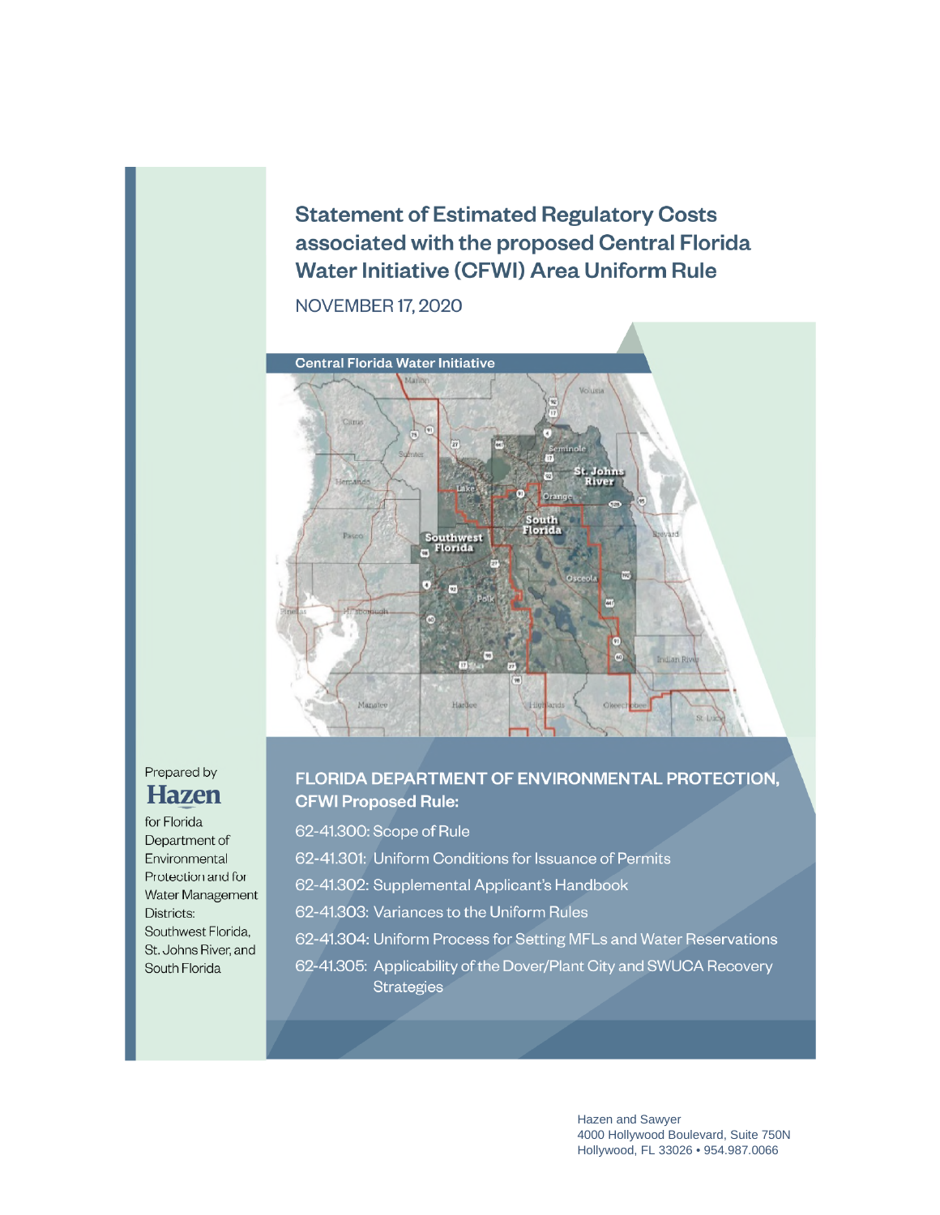# Statement of Estimated Regulatory Costs associated with the proposed Central Florida Water Initiative (CFWI) Area Uniform Rule

NOVEMBER 17, 2020

Central Florida Water Initiative

Prepared by

**Hazen**

for Florida Department of Environmental Protection and for Water Management Districts: Southwest Florida, St. Johns River, and South Florida

## FLORIDA DEPARTMENT OF ENVIRONMENTAL PROTECTION, CFWI Proposed Rule:

62-41.300: Scope of Rule

62-41.301: Uniform Conditions for Issuance of Permits

62-41.302: Supplemental Applicant's Handbook

62-41.303: Variances to the Uniform Rules

62-41.304: Uniform Process for Setting MFLs and Water Reservations

62-41.305: Applicability of the Dover/Plant City and SWUCA Recovery Strategies

Hazen and Sawyer
4000 Hollywood Boulevard, Suite 750N
Hollywood, FL 33026 • 954.987.0066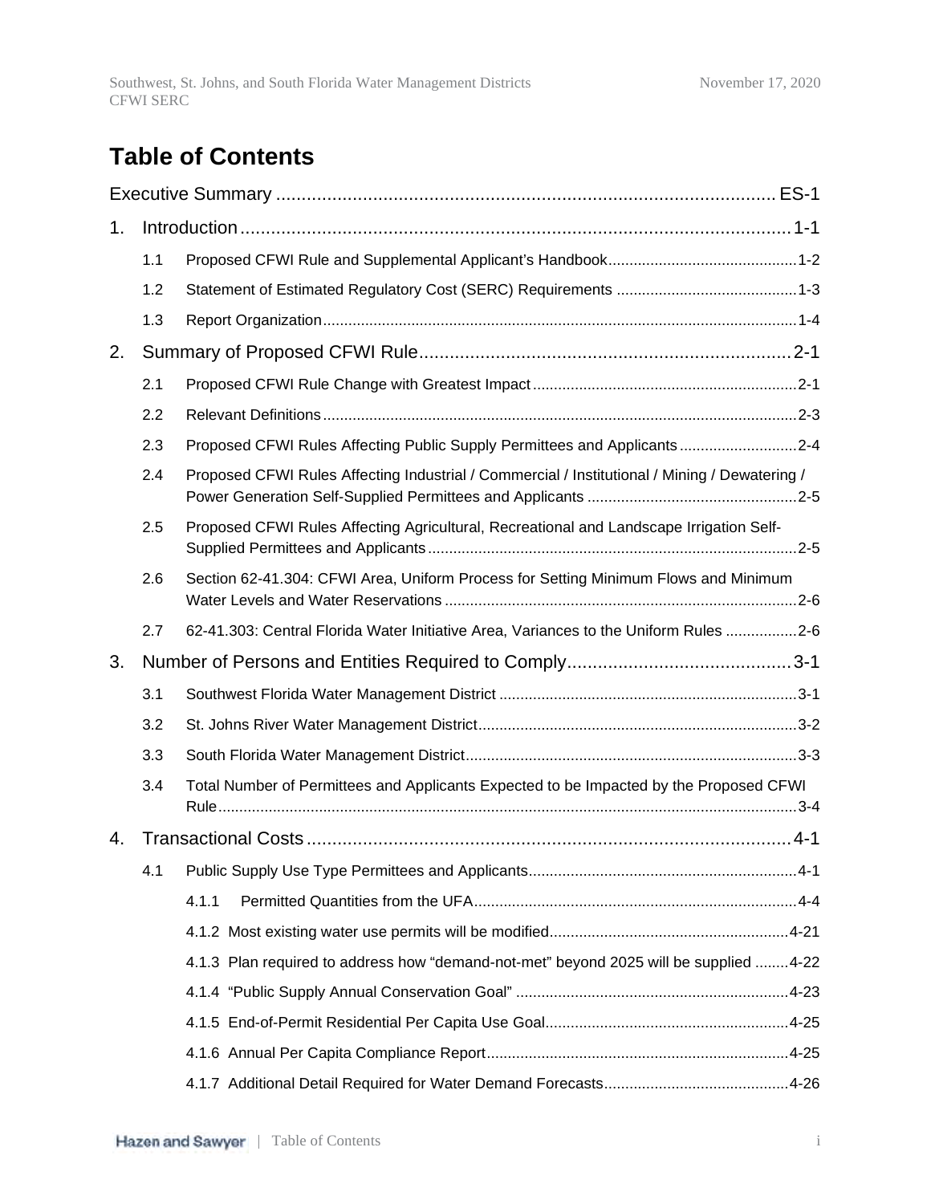# Table of Contents

Executive Summary ..... ES-1

1. Introduction ..... 1-1
   - 1.1 Proposed CFWI Rule and Supplemental Applicant's Handbook ..... 1-2
   - 1.2 Statement of Estimated Regulatory Cost (SERC) Requirements ..... 1-3
   - 1.3 Report Organization ..... 1-4
2. Summary of Proposed CFWI Rule ..... 2-1
   - 2.1 Proposed CFWI Rule Change with Greatest Impact ..... 2-1
   - 2.2 Relevant Definitions ..... 2-3
   - 2.3 Proposed CFWI Rules Affecting Public Supply Permittees and Applicants ..... 2-4
   - 2.4 Proposed CFWI Rules Affecting Industrial / Commercial / Institutional / Mining / Dewatering / Power Generation Self-Supplied Permittees and Applicants ..... 2-5
   - 2.5 Proposed CFWI Rules Affecting Agricultural, Recreational and Landscape Irrigation Self-Supplied Permittees and Applicants ..... 2-5
   - 2.6 Section 62-41.304: CFWI Area, Uniform Process for Setting Minimum Flows and Minimum Water Levels and Water Reservations ..... 2-6
   - 2.7 62-41.303: Central Florida Water Initiative Area, Variances to the Uniform Rules ..... 2-6
3. Number of Persons and Entities Required to Comply ..... 3-1
   - 3.1 Southwest Florida Water Management District ..... 3-1
   - 3.2 St. Johns River Water Management District ..... 3-2
   - 3.3 South Florida Water Management District ..... 3-3
   - 3.4 Total Number of Permittees and Applicants Expected to be Impacted by the Proposed CFWI Rule ..... 3-4
4. Transactional Costs ..... 4-1
   - 4.1 Public Supply Use Type Permittees and Applicants ..... 4-1
     - 4.1.1 Permitted Quantities from the UFA ..... 4-4
     - 4.1.2 Most existing water use permits will be modified ..... 4-21
     - 4.1.3 Plan required to address how "demand-not-met" beyond 2025 will be supplied ..... 4-22
     - 4.1.4 "Public Supply Annual Conservation Goal" ..... 4-23
     - 4.1.5 End-of-Permit Residential Per Capita Use Goal ..... 4-25
     - 4.1.6 Annual Per Capita Compliance Report ..... 4-25
     - 4.1.7 Additional Detail Required for Water Demand Forecasts ..... 4-26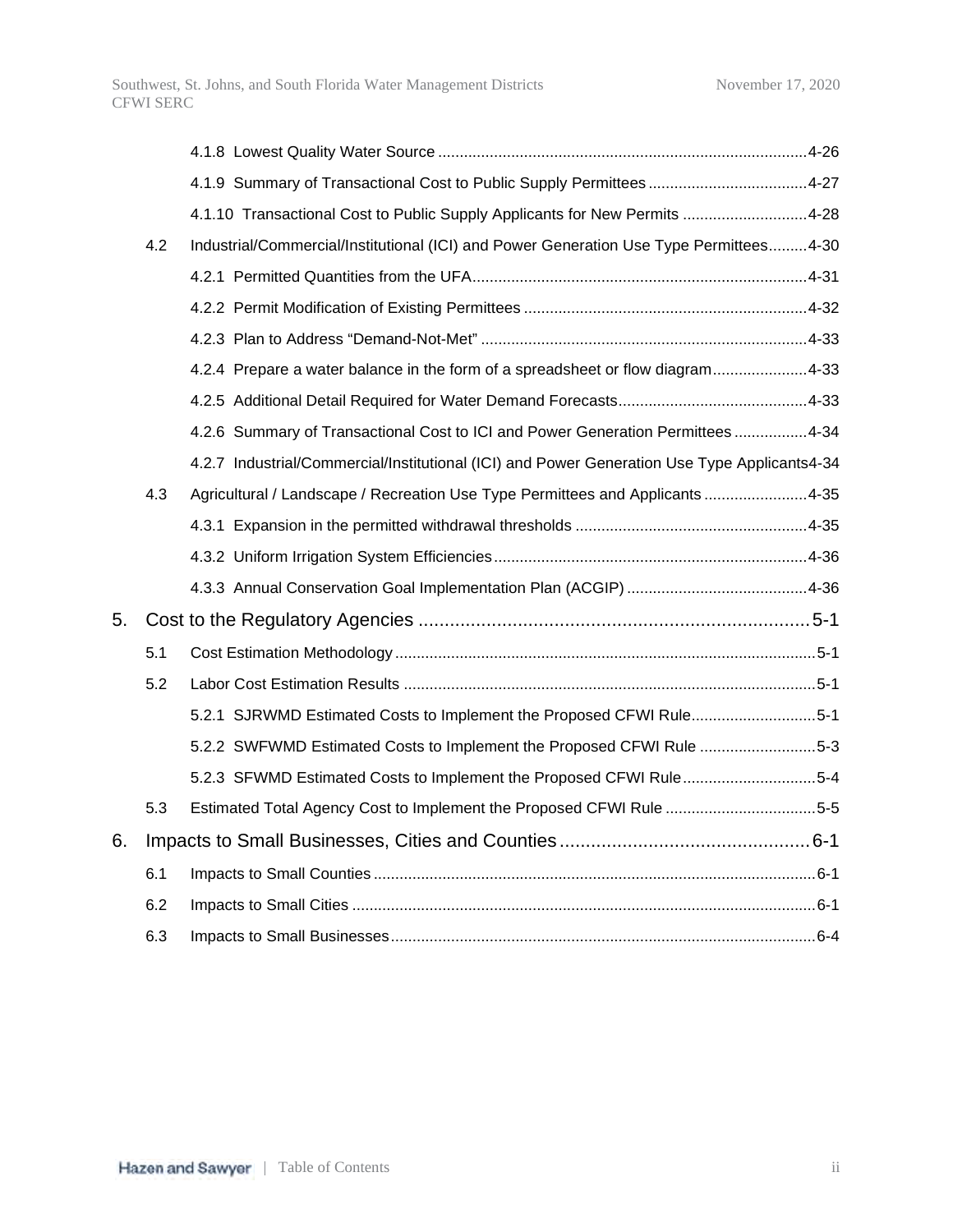4.1.8 Lowest Quality Water Source ........ 4-26

4.1.9 Summary of Transactional Cost to Public Supply Permittees ........ 4-27

4.1.10 Transactional Cost to Public Supply Applicants for New Permits ........ 4-28

4.2 Industrial/Commercial/Institutional (ICI) and Power Generation Use Type Permittees ........ 4-30

4.2.1 Permitted Quantities from the UFA ........ 4-31

4.2.2 Permit Modification of Existing Permittees ........ 4-32

4.2.3 Plan to Address “Demand-Not-Met” ........ 4-33

4.2.4 Prepare a water balance in the form of a spreadsheet or flow diagram ........ 4-33

4.2.5 Additional Detail Required for Water Demand Forecasts ........ 4-33

4.2.6 Summary of Transactional Cost to ICI and Power Generation Permittees ........ 4-34

4.2.7 Industrial/Commercial/Institutional (ICI) and Power Generation Use Type Applicants ........ 4-34

4.3 Agricultural / Landscape / Recreation Use Type Permittees and Applicants ........ 4-35

4.3.1 Expansion in the permitted withdrawal thresholds ........ 4-35

4.3.2 Uniform Irrigation System Efficiencies ........ 4-36

4.3.3 Annual Conservation Goal Implementation Plan (ACGIP) ........ 4-36

5. Cost to the Regulatory Agencies ........ 5-1

5.1 Cost Estimation Methodology ........ 5-1

5.2 Labor Cost Estimation Results ........ 5-1

5.2.1 SJRWMD Estimated Costs to Implement the Proposed CFWI Rule ........ 5-1

5.2.2 SWFWMD Estimated Costs to Implement the Proposed CFWI Rule ........ 5-3

5.2.3 SFWMD Estimated Costs to Implement the Proposed CFWI Rule ........ 5-4

5.3 Estimated Total Agency Cost to Implement the Proposed CFWI Rule ........ 5-5

6. Impacts to Small Businesses, Cities and Counties ........ 6-1

6.1 Impacts to Small Counties ........ 6-1

6.2 Impacts to Small Cities ........ 6-1

6.3 Impacts to Small Businesses ........ 6-4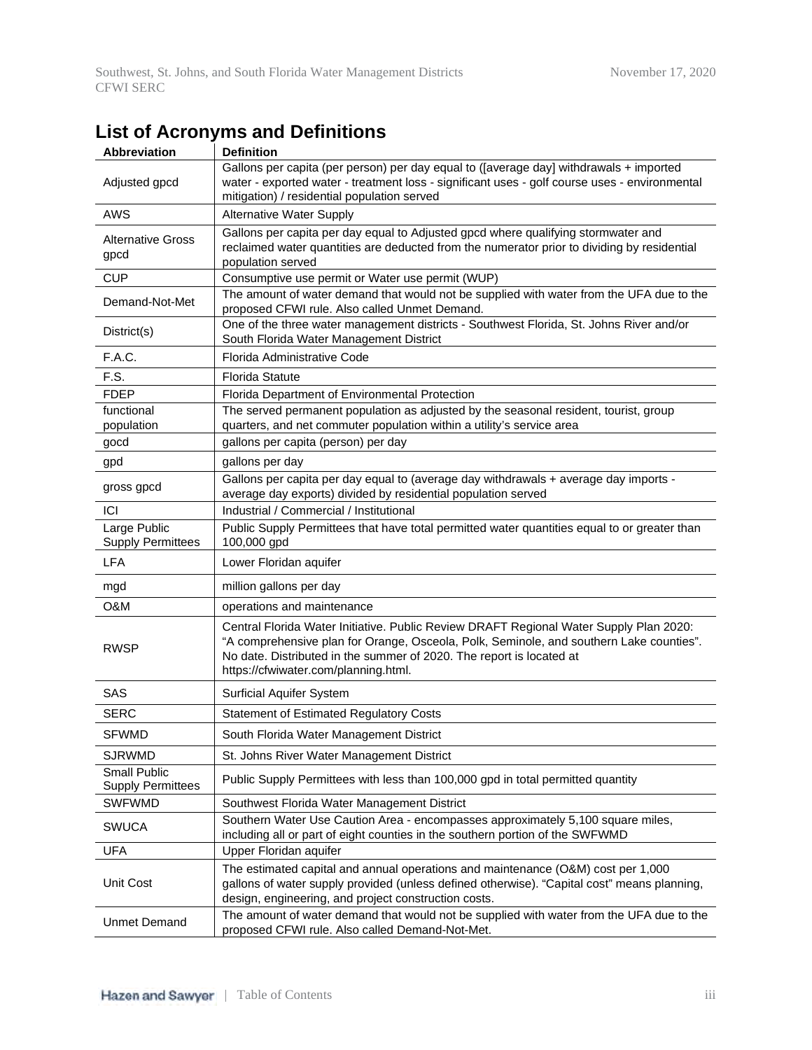## List of Acronyms and Definitions

| Abbreviation | Definition |
|---|---|
| Adjusted gpcd | Gallons per capita (per person) per day equal to ([average day] withdrawals + imported water - exported water - treatment loss - significant uses - golf course uses - environmental mitigation) / residential population served |
| AWS | Alternative Water Supply |
| Alternative Gross gpcd | Gallons per capita per day equal to Adjusted gpcd where qualifying stormwater and reclaimed water quantities are deducted from the numerator prior to dividing by residential population served |
| CUP | Consumptive use permit or Water use permit (WUP) |
| Demand-Not-Met | The amount of water demand that would not be supplied with water from the UFA due to the proposed CFWI rule. Also called Unmet Demand. |
| District(s) | One of the three water management districts - Southwest Florida, St. Johns River and/or South Florida Water Management District |
| F.A.C. | Florida Administrative Code |
| F.S. | Florida Statute |
| FDEP | Florida Department of Environmental Protection |
| functional population | The served permanent population as adjusted by the seasonal resident, tourist, group quarters, and net commuter population within a utility's service area |
| gocd | gallons per capita (person) per day |
| gpd | gallons per day |
| gross gpcd | Gallons per capita per day equal to (average day withdrawals + average day imports - average day exports) divided by residential population served |
| ICI | Industrial / Commercial / Institutional |
| Large Public Supply Permittees | Public Supply Permittees that have total permitted water quantities equal to or greater than 100,000 gpd |
| LFA | Lower Floridan aquifer |
| mgd | million gallons per day |
| O&M | operations and maintenance |
| RWSP | Central Florida Water Initiative. Public Review DRAFT Regional Water Supply Plan 2020: "A comprehensive plan for Orange, Osceola, Polk, Seminole, and southern Lake counties". No date. Distributed in the summer of 2020. The report is located at https://cfwiwater.com/planning.html. |
| SAS | Surficial Aquifer System |
| SERC | Statement of Estimated Regulatory Costs |
| SFWMD | South Florida Water Management District |
| SJRWMD | St. Johns River Water Management District |
| Small Public Supply Permittees | Public Supply Permittees with less than 100,000 gpd in total permitted quantity |
| SWFWMD | Southwest Florida Water Management District |
| SWUCA | Southern Water Use Caution Area - encompasses approximately 5,100 square miles, including all or part of eight counties in the southern portion of the SWFWMD |
| UFA | Upper Floridan aquifer |
| Unit Cost | The estimated capital and annual operations and maintenance (O&M) cost per 1,000 gallons of water supply provided (unless defined otherwise). "Capital cost" means planning, design, engineering, and project construction costs. |
| Unmet Demand | The amount of water demand that would not be supplied with water from the UFA due to the proposed CFWI rule. Also called Demand-Not-Met. |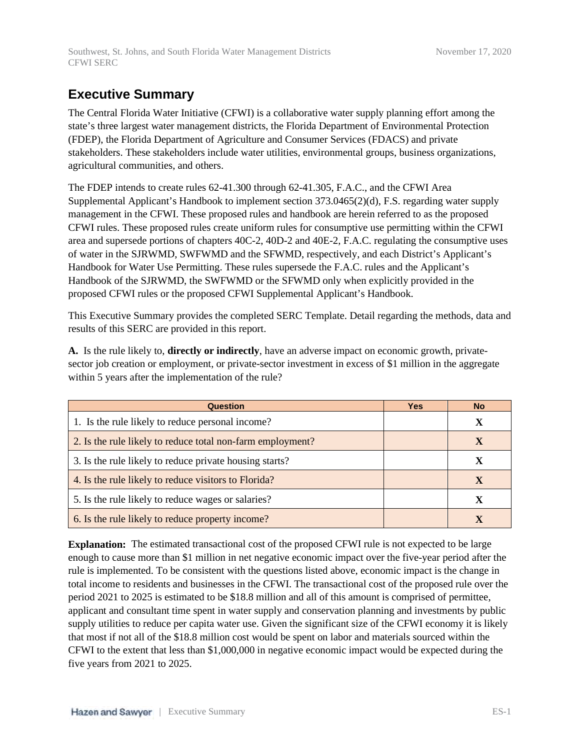## Executive Summary

The Central Florida Water Initiative (CFWI) is a collaborative water supply planning effort among the state's three largest water management districts, the Florida Department of Environmental Protection (FDEP), the Florida Department of Agriculture and Consumer Services (FDACS) and private stakeholders. These stakeholders include water utilities, environmental groups, business organizations, agricultural communities, and others.

The FDEP intends to create rules 62-41.300 through 62-41.305, F.A.C., and the CFWI Area Supplemental Applicant's Handbook to implement section 373.0465(2)(d), F.S. regarding water supply management in the CFWI. These proposed rules and handbook are herein referred to as the proposed CFWI rules. These proposed rules create uniform rules for consumptive use permitting within the CFWI area and supersede portions of chapters 40C-2, 40D-2 and 40E-2, F.A.C. regulating the consumptive uses of water in the SJRWMD, SWFWMD and the SFWMD, respectively, and each District's Applicant's Handbook for Water Use Permitting. These rules supersede the F.A.C. rules and the Applicant's Handbook of the SJRWMD, the SWFWMD or the SFWMD only when explicitly provided in the proposed CFWI rules or the proposed CFWI Supplemental Applicant's Handbook.

This Executive Summary provides the completed SERC Template. Detail regarding the methods, data and results of this SERC are provided in this report.

**A.** Is the rule likely to, **directly or indirectly**, have an adverse impact on economic growth, private-sector job creation or employment, or private-sector investment in excess of $1 million in the aggregate within 5 years after the implementation of the rule?

| Question | Yes | No |
|---|---|---|
| 1. Is the rule likely to reduce personal income? | | X |
| 2. Is the rule likely to reduce total non-farm employment? | | X |
| 3. Is the rule likely to reduce private housing starts? | | X |
| 4. Is the rule likely to reduce visitors to Florida? | | X |
| 5. Is the rule likely to reduce wages or salaries? | | X |
| 6. Is the rule likely to reduce property income? | | X |

**Explanation:** The estimated transactional cost of the proposed CFWI rule is not expected to be large enough to cause more than $1 million in net negative economic impact over the five-year period after the rule is implemented. To be consistent with the questions listed above, economic impact is the change in total income to residents and businesses in the CFWI. The transactional cost of the proposed rule over the period 2021 to 2025 is estimated to be $18.8 million and all of this amount is comprised of permittee, applicant and consultant time spent in water supply and conservation planning and investments by public supply utilities to reduce per capita water use. Given the significant size of the CFWI economy it is likely that most if not all of the $18.8 million cost would be spent on labor and materials sourced within the CFWI to the extent that less than $1,000,000 in negative economic impact would be expected during the five years from 2021 to 2025.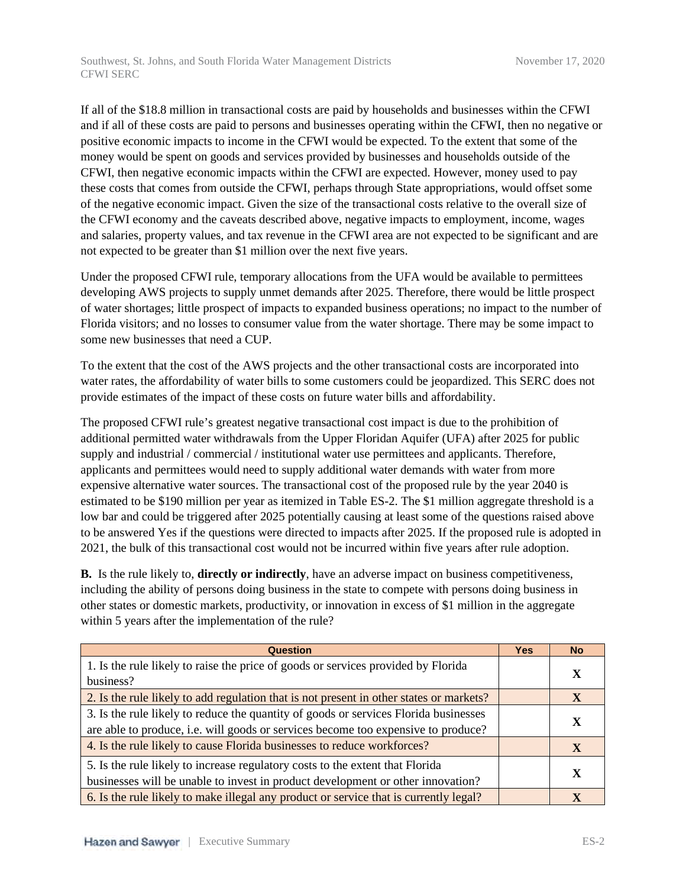If all of the $18.8 million in transactional costs are paid by households and businesses within the CFWI and if all of these costs are paid to persons and businesses operating within the CFWI, then no negative or positive economic impacts to income in the CFWI would be expected. To the extent that some of the money would be spent on goods and services provided by businesses and households outside of the CFWI, then negative economic impacts within the CFWI are expected. However, money used to pay these costs that comes from outside the CFWI, perhaps through State appropriations, would offset some of the negative economic impact. Given the size of the transactional costs relative to the overall size of the CFWI economy and the caveats described above, negative impacts to employment, income, wages and salaries, property values, and tax revenue in the CFWI area are not expected to be significant and are not expected to be greater than $1 million over the next five years.

Under the proposed CFWI rule, temporary allocations from the UFA would be available to permittees developing AWS projects to supply unmet demands after 2025. Therefore, there would be little prospect of water shortages; little prospect of impacts to expanded business operations; no impact to the number of Florida visitors; and no losses to consumer value from the water shortage. There may be some impact to some new businesses that need a CUP.

To the extent that the cost of the AWS projects and the other transactional costs are incorporated into water rates, the affordability of water bills to some customers could be jeopardized. This SERC does not provide estimates of the impact of these costs on future water bills and affordability.

The proposed CFWI rule's greatest negative transactional cost impact is due to the prohibition of additional permitted water withdrawals from the Upper Floridan Aquifer (UFA) after 2025 for public supply and industrial / commercial / institutional water use permittees and applicants. Therefore, applicants and permittees would need to supply additional water demands with water from more expensive alternative water sources. The transactional cost of the proposed rule by the year 2040 is estimated to be $190 million per year as itemized in Table ES-2. The $1 million aggregate threshold is a low bar and could be triggered after 2025 potentially causing at least some of the questions raised above to be answered Yes if the questions were directed to impacts after 2025. If the proposed rule is adopted in 2021, the bulk of this transactional cost would not be incurred within five years after rule adoption.

**B.** Is the rule likely to, **directly or indirectly**, have an adverse impact on business competitiveness, including the ability of persons doing business in the state to compete with persons doing business in other states or domestic markets, productivity, or innovation in excess of $1 million in the aggregate within 5 years after the implementation of the rule?

| Question | Yes | No |
|---|---|---|
| 1. Is the rule likely to raise the price of goods or services provided by Florida business? | | X |
| 2. Is the rule likely to add regulation that is not present in other states or markets? | | X |
| 3. Is the rule likely to reduce the quantity of goods or services Florida businesses are able to produce, i.e. will goods or services become too expensive to produce? | | X |
| 4. Is the rule likely to cause Florida businesses to reduce workforces? | | X |
| 5. Is the rule likely to increase regulatory costs to the extent that Florida businesses will be unable to invest in product development or other innovation? | | X |
| 6. Is the rule likely to make illegal any product or service that is currently legal? | | X |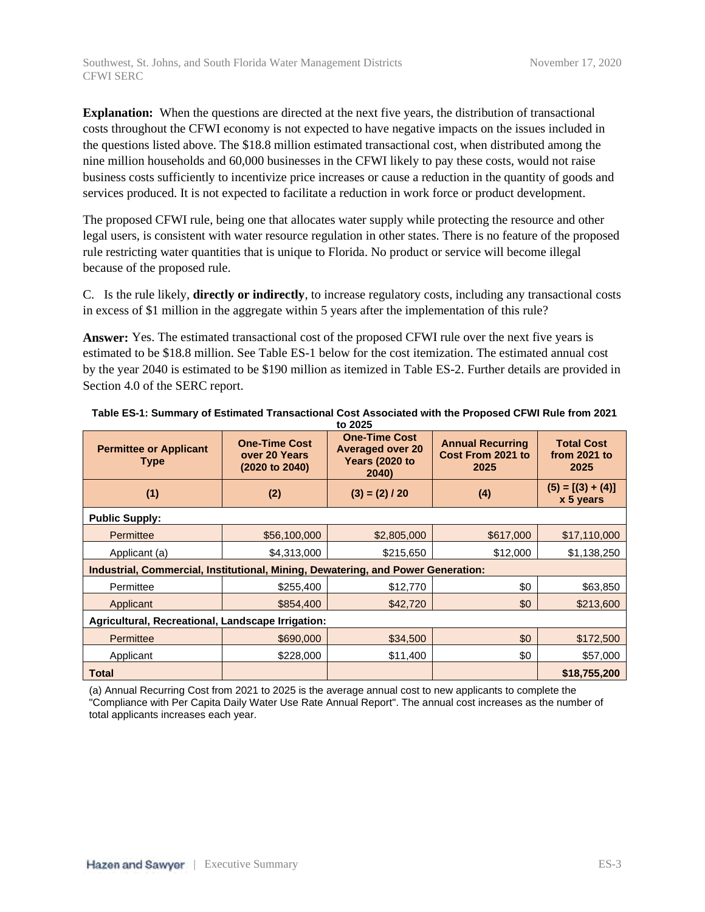**Explanation:** When the questions are directed at the next five years, the distribution of transactional costs throughout the CFWI economy is not expected to have negative impacts on the issues included in the questions listed above. The $18.8 million estimated transactional cost, when distributed among the nine million households and 60,000 businesses in the CFWI likely to pay these costs, would not raise business costs sufficiently to incentivize price increases or cause a reduction in the quantity of goods and services produced. It is not expected to facilitate a reduction in work force or product development.

The proposed CFWI rule, being one that allocates water supply while protecting the resource and other legal users, is consistent with water resource regulation in other states. There is no feature of the proposed rule restricting water quantities that is unique to Florida. No product or service will become illegal because of the proposed rule.

C. Is the rule likely, **directly or indirectly**, to increase regulatory costs, including any transactional costs in excess of $1 million in the aggregate within 5 years after the implementation of this rule?

**Answer:** Yes. The estimated transactional cost of the proposed CFWI rule over the next five years is estimated to be $18.8 million. See Table ES-1 below for the cost itemization. The estimated annual cost by the year 2040 is estimated to be $190 million as itemized in Table ES-2. Further details are provided in Section 4.0 of the SERC report.

**Table ES-1: Summary of Estimated Transactional Cost Associated with the Proposed CFWI Rule from 2021 to 2025**

| Permittee or Applicant Type | One-Time Cost over 20 Years (2020 to 2040) | One-Time Cost Averaged over 20 Years (2020 to 2040) | Annual Recurring Cost From 2021 to 2025 | Total Cost from 2021 to 2025 |
|---|---|---|---|---|
| (1) | (2) | (3) = (2) / 20 | (4) | (5) = [(3) + (4)] x 5 years |
| **Public Supply:** | | | | |
| Permittee | $56,100,000 | $2,805,000 | $617,000 | $17,110,000 |
| Applicant (a) | $4,313,000 | $215,650 | $12,000 | $1,138,250 |
| **Industrial, Commercial, Institutional, Mining, Dewatering, and Power Generation:** | | | | |
| Permittee | $255,400 | $12,770 | $0 | $63,850 |
| Applicant | $854,400 | $42,720 | $0 | $213,600 |
| **Agricultural, Recreational, Landscape Irrigation:** | | | | |
| Permittee | $690,000 | $34,500 | $0 | $172,500 |
| Applicant | $228,000 | $11,400 | $0 | $57,000 |
| **Total** | | | | **$18,755,200** |

(a) Annual Recurring Cost from 2021 to 2025 is the average annual cost to new applicants to complete the "Compliance with Per Capita Daily Water Use Rate Annual Report". The annual cost increases as the number of total applicants increases each year.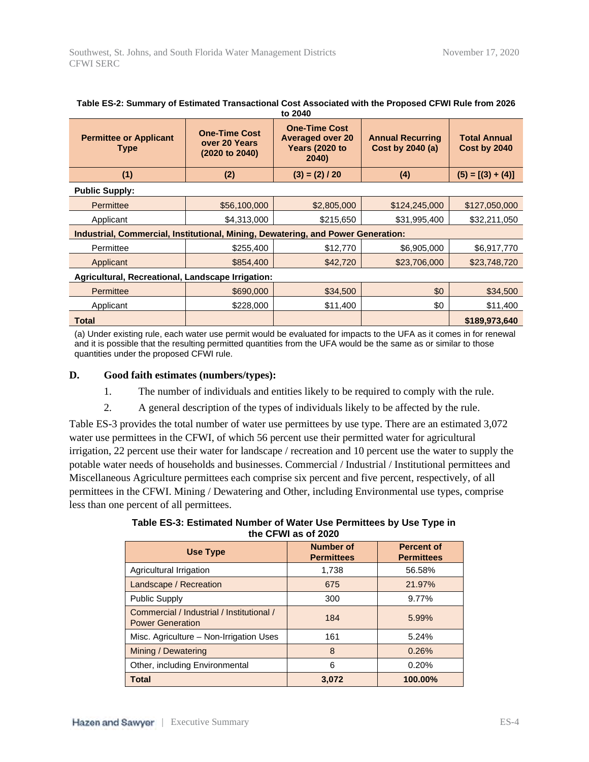**Table ES-2: Summary of Estimated Transactional Cost Associated with the Proposed CFWI Rule from 2026 to 2040**

| Permittee or Applicant Type | One-Time Cost over 20 Years (2020 to 2040) | One-Time Cost Averaged over 20 Years (2020 to 2040) | Annual Recurring Cost by 2040 (a) | Total Annual Cost by 2040 |
|---|---|---|---|---|
| (1) | (2) | (3) = (2) / 20 | (4) | (5) = [(3) + (4)] |
| **Public Supply:** | | | | |
| Permittee | $56,100,000 | $2,805,000 | $124,245,000 | $127,050,000 |
| Applicant | $4,313,000 | $215,650 | $31,995,400 | $32,211,050 |
| **Industrial, Commercial, Institutional, Mining, Dewatering, and Power Generation:** | | | | |
| Permittee | $255,400 | $12,770 | $6,905,000 | $6,917,770 |
| Applicant | $854,400 | $42,720 | $23,706,000 | $23,748,720 |
| **Agricultural, Recreational, Landscape Irrigation:** | | | | |
| Permittee | $690,000 | $34,500 | $0 | $34,500 |
| Applicant | $228,000 | $11,400 | $0 | $11,400 |
| **Total** | | | | **$189,973,640** |

(a) Under existing rule, each water use permit would be evaluated for impacts to the UFA as it comes in for renewal and it is possible that the resulting permitted quantities from the UFA would be the same as or similar to those quantities under the proposed CFWI rule.

### D. Good faith estimates (numbers/types):

1. The number of individuals and entities likely to be required to comply with the rule.
2. A general description of the types of individuals likely to be affected by the rule.

Table ES-3 provides the total number of water use permittees by use type. There are an estimated 3,072 water use permittees in the CFWI, of which 56 percent use their permitted water for agricultural irrigation, 22 percent use their water for landscape / recreation and 10 percent use the water to supply the potable water needs of households and businesses. Commercial / Industrial / Institutional permittees and Miscellaneous Agriculture permittees each comprise six percent and five percent, respectively, of all permittees in the CFWI. Mining / Dewatering and Other, including Environmental use types, comprise less than one percent of all permittees.

**Table ES-3: Estimated Number of Water Use Permittees by Use Type in the CFWI as of 2020**

| Use Type | Number of Permittees | Percent of Permittees |
|---|---|---|
| Agricultural Irrigation | 1,738 | 56.58% |
| Landscape / Recreation | 675 | 21.97% |
| Public Supply | 300 | 9.77% |
| Commercial / Industrial / Institutional / Power Generation | 184 | 5.99% |
| Misc. Agriculture – Non-Irrigation Uses | 161 | 5.24% |
| Mining / Dewatering | 8 | 0.26% |
| Other, including Environmental | 6 | 0.20% |
| **Total** | **3,072** | **100.00%** |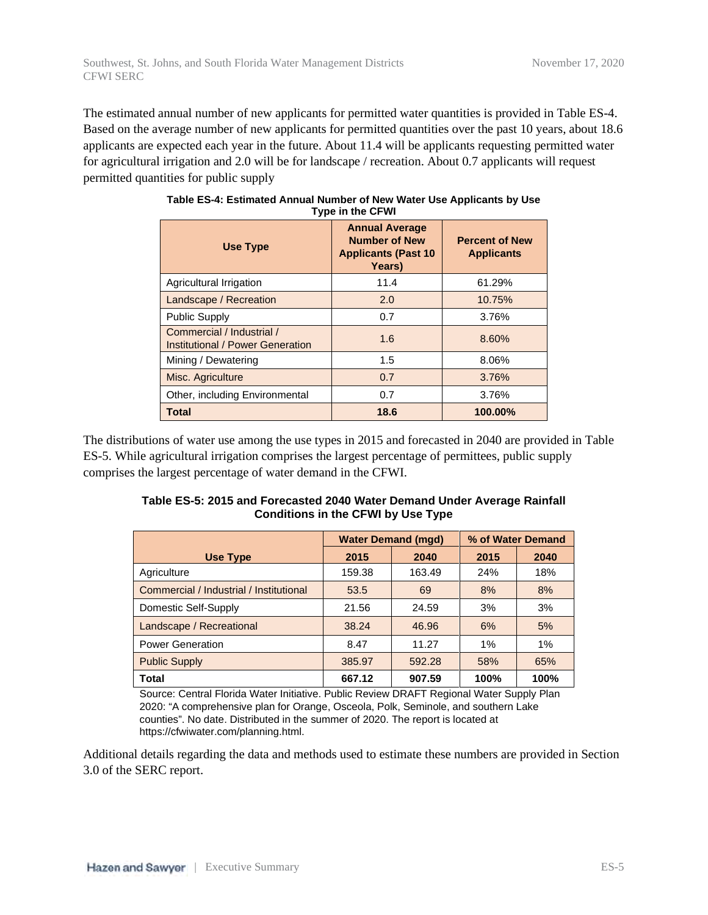The estimated annual number of new applicants for permitted water quantities is provided in Table ES-4. Based on the average number of new applicants for permitted quantities over the past 10 years, about 18.6 applicants are expected each year in the future. About 11.4 will be applicants requesting permitted water for agricultural irrigation and 2.0 will be for landscape / recreation. About 0.7 applicants will request permitted quantities for public supply

**Table ES-4: Estimated Annual Number of New Water Use Applicants by Use Type in the CFWI**

| Use Type | Annual Average Number of New Applicants (Past 10 Years) | Percent of New Applicants |
|---|---|---|
| Agricultural Irrigation | 11.4 | 61.29% |
| Landscape / Recreation | 2.0 | 10.75% |
| Public Supply | 0.7 | 3.76% |
| Commercial / Industrial / Institutional / Power Generation | 1.6 | 8.60% |
| Mining / Dewatering | 1.5 | 8.06% |
| Misc. Agriculture | 0.7 | 3.76% |
| Other, including Environmental | 0.7 | 3.76% |
| **Total** | **18.6** | **100.00%** |

The distributions of water use among the use types in 2015 and forecasted in 2040 are provided in Table ES-5. While agricultural irrigation comprises the largest percentage of permittees, public supply comprises the largest percentage of water demand in the CFWI.

**Table ES-5: 2015 and Forecasted 2040 Water Demand Under Average Rainfall Conditions in the CFWI by Use Type**

| | Water Demand (mgd) | | % of Water Demand | |
|---|---|---|---|---|
| **Use Type** | **2015** | **2040** | **2015** | **2040** |
| Agriculture | 159.38 | 163.49 | 24% | 18% |
| Commercial / Industrial / Institutional | 53.5 | 69 | 8% | 8% |
| Domestic Self-Supply | 21.56 | 24.59 | 3% | 3% |
| Landscape / Recreational | 38.24 | 46.96 | 6% | 5% |
| Power Generation | 8.47 | 11.27 | 1% | 1% |
| Public Supply | 385.97 | 592.28 | 58% | 65% |
| **Total** | **667.12** | **907.59** | **100%** | **100%** |

Source: Central Florida Water Initiative. Public Review DRAFT Regional Water Supply Plan 2020: "A comprehensive plan for Orange, Osceola, Polk, Seminole, and southern Lake counties". No date. Distributed in the summer of 2020. The report is located at https://cfwiwater.com/planning.html.

Additional details regarding the data and methods used to estimate these numbers are provided in Section 3.0 of the SERC report.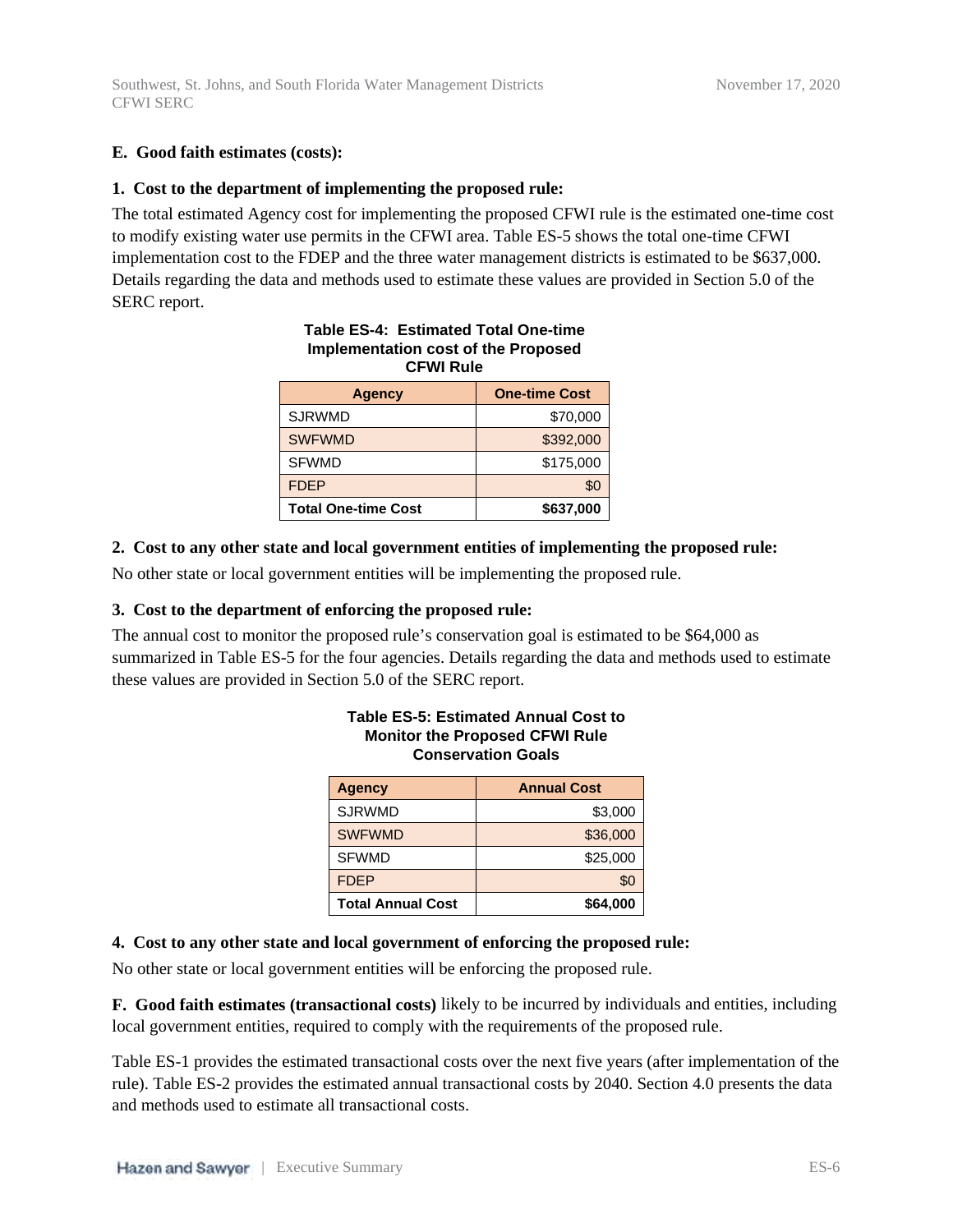### E. Good faith estimates (costs):

#### 1. Cost to the department of implementing the proposed rule:

The total estimated Agency cost for implementing the proposed CFWI rule is the estimated one-time cost to modify existing water use permits in the CFWI area. Table ES-5 shows the total one-time CFWI implementation cost to the FDEP and the three water management districts is estimated to be $637,000. Details regarding the data and methods used to estimate these values are provided in Section 5.0 of the SERC report.

**Table ES-4: Estimated Total One-time Implementation cost of the Proposed CFWI Rule**

| Agency | One-time Cost |
|---|---|
| SJRWMD | $70,000 |
| SWFWMD | $392,000 |
| SFWMD | $175,000 |
| FDEP | $0 |
| **Total One-time Cost** | **$637,000** |

#### 2. Cost to any other state and local government entities of implementing the proposed rule:

No other state or local government entities will be implementing the proposed rule.

#### 3. Cost to the department of enforcing the proposed rule:

The annual cost to monitor the proposed rule's conservation goal is estimated to be $64,000 as summarized in Table ES-5 for the four agencies. Details regarding the data and methods used to estimate these values are provided in Section 5.0 of the SERC report.

**Table ES-5: Estimated Annual Cost to Monitor the Proposed CFWI Rule Conservation Goals**

| Agency | Annual Cost |
|---|---|
| SJRWMD | $3,000 |
| SWFWMD | $36,000 |
| SFWMD | $25,000 |
| FDEP | $0 |
| **Total Annual Cost** | **$64,000** |

#### 4. Cost to any other state and local government of enforcing the proposed rule:

No other state or local government entities will be enforcing the proposed rule.

**F. Good faith estimates (transactional costs)** likely to be incurred by individuals and entities, including local government entities, required to comply with the requirements of the proposed rule.

Table ES-1 provides the estimated transactional costs over the next five years (after implementation of the rule). Table ES-2 provides the estimated annual transactional costs by 2040. Section 4.0 presents the data and methods used to estimate all transactional costs.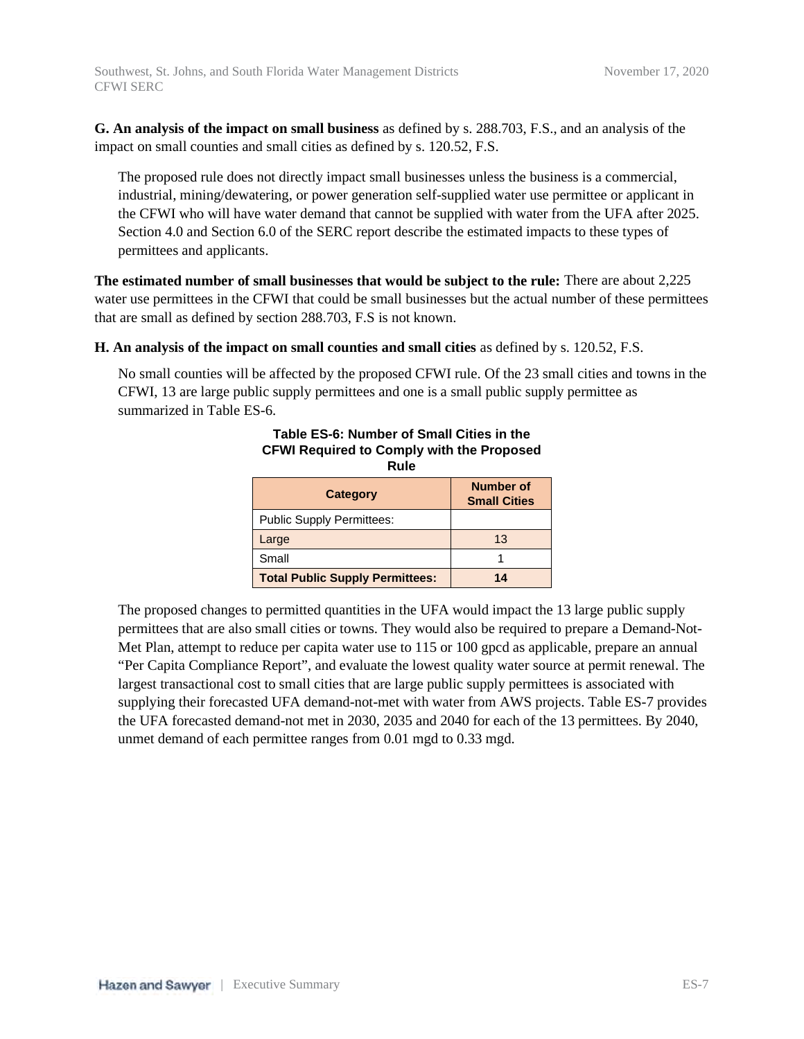**G. An analysis of the impact on small business** as defined by s. 288.703, F.S., and an analysis of the impact on small counties and small cities as defined by s. 120.52, F.S.

The proposed rule does not directly impact small businesses unless the business is a commercial, industrial, mining/dewatering, or power generation self-supplied water use permittee or applicant in the CFWI who will have water demand that cannot be supplied with water from the UFA after 2025. Section 4.0 and Section 6.0 of the SERC report describe the estimated impacts to these types of permittees and applicants.

**The estimated number of small businesses that would be subject to the rule:** There are about 2,225 water use permittees in the CFWI that could be small businesses but the actual number of these permittees that are small as defined by section 288.703, F.S is not known.

**H. An analysis of the impact on small counties and small cities** as defined by s. 120.52, F.S.

No small counties will be affected by the proposed CFWI rule. Of the 23 small cities and towns in the CFWI, 13 are large public supply permittees and one is a small public supply permittee as summarized in Table ES-6.

**Table ES-6: Number of Small Cities in the CFWI Required to Comply with the Proposed Rule**

| Category | Number of Small Cities |
|---|---|
| Public Supply Permittees: | |
| Large | 13 |
| Small | 1 |
| **Total Public Supply Permittees:** | **14** |

The proposed changes to permitted quantities in the UFA would impact the 13 large public supply permittees that are also small cities or towns. They would also be required to prepare a Demand-Not-Met Plan, attempt to reduce per capita water use to 115 or 100 gpcd as applicable, prepare an annual "Per Capita Compliance Report", and evaluate the lowest quality water source at permit renewal. The largest transactional cost to small cities that are large public supply permittees is associated with supplying their forecasted UFA demand-not-met with water from AWS projects. Table ES-7 provides the UFA forecasted demand-not met in 2030, 2035 and 2040 for each of the 13 permittees. By 2040, unmet demand of each permittee ranges from 0.01 mgd to 0.33 mgd.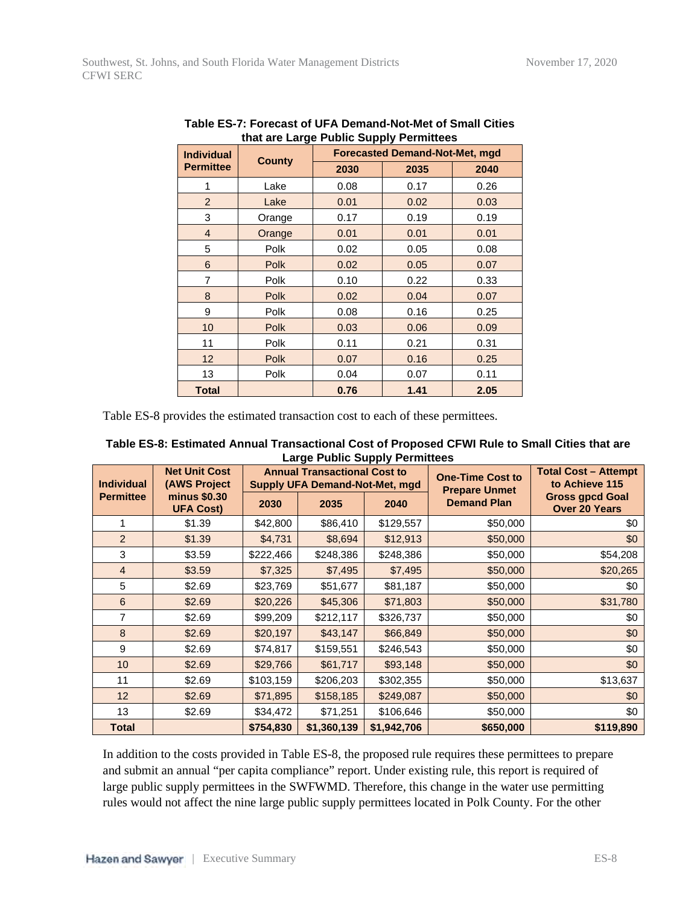**Table ES-7: Forecast of UFA Demand-Not-Met of Small Cities that are Large Public Supply Permittees**

| Individual Permittee | County | Forecasted Demand-Not-Met, mgd | | |
|---|---|---|---|---|
| | | 2030 | 2035 | 2040 |
| 1 | Lake | 0.08 | 0.17 | 0.26 |
| 2 | Lake | 0.01 | 0.02 | 0.03 |
| 3 | Orange | 0.17 | 0.19 | 0.19 |
| 4 | Orange | 0.01 | 0.01 | 0.01 |
| 5 | Polk | 0.02 | 0.05 | 0.08 |
| 6 | Polk | 0.02 | 0.05 | 0.07 |
| 7 | Polk | 0.10 | 0.22 | 0.33 |
| 8 | Polk | 0.02 | 0.04 | 0.07 |
| 9 | Polk | 0.08 | 0.16 | 0.25 |
| 10 | Polk | 0.03 | 0.06 | 0.09 |
| 11 | Polk | 0.11 | 0.21 | 0.31 |
| 12 | Polk | 0.07 | 0.16 | 0.25 |
| 13 | Polk | 0.04 | 0.07 | 0.11 |
| **Total** | | **0.76** | **1.41** | **2.05** |

Table ES-8 provides the estimated transaction cost to each of these permittees.

**Table ES-8: Estimated Annual Transactional Cost of Proposed CFWI Rule to Small Cities that are Large Public Supply Permittees**

| Individual Permittee | Net Unit Cost (AWS Project minus $0.30 UFA Cost) | Annual Transactional Cost to Supply UFA Demand-Not-Met, mgd | | | One-Time Cost to Prepare Unmet Demand Plan | Total Cost – Attempt to Achieve 115 Gross gpcd Goal Over 20 Years |
|---|---|---|---|---|---|---|
| | | 2030 | 2035 | 2040 | | |
| 1 | $1.39 | $42,800 | $86,410 | $129,557 | $50,000 | $0 |
| 2 | $1.39 | $4,731 | $8,694 | $12,913 | $50,000 | $0 |
| 3 | $3.59 | $222,466 | $248,386 | $248,386 | $50,000 | $54,208 |
| 4 | $3.59 | $7,325 | $7,495 | $7,495 | $50,000 | $20,265 |
| 5 | $2.69 | $23,769 | $51,677 | $81,187 | $50,000 | $0 |
| 6 | $2.69 | $20,226 | $45,306 | $71,803 | $50,000 | $31,780 |
| 7 | $2.69 | $99,209 | $212,117 | $326,737 | $50,000 | $0 |
| 8 | $2.69 | $20,197 | $43,147 | $66,849 | $50,000 | $0 |
| 9 | $2.69 | $74,817 | $159,551 | $246,543 | $50,000 | $0 |
| 10 | $2.69 | $29,766 | $61,717 | $93,148 | $50,000 | $0 |
| 11 | $2.69 | $103,159 | $206,203 | $302,355 | $50,000 | $13,637 |
| 12 | $2.69 | $71,895 | $158,185 | $249,087 | $50,000 | $0 |
| 13 | $2.69 | $34,472 | $71,251 | $106,646 | $50,000 | $0 |
| **Total** | | **$754,830** | **$1,360,139** | **$1,942,706** | **$650,000** | **$119,890** |

In addition to the costs provided in Table ES-8, the proposed rule requires these permittees to prepare and submit an annual "per capita compliance" report. Under existing rule, this report is required of large public supply permittees in the SWFWMD. Therefore, this change in the water use permitting rules would not affect the nine large public supply permittees located in Polk County. For the other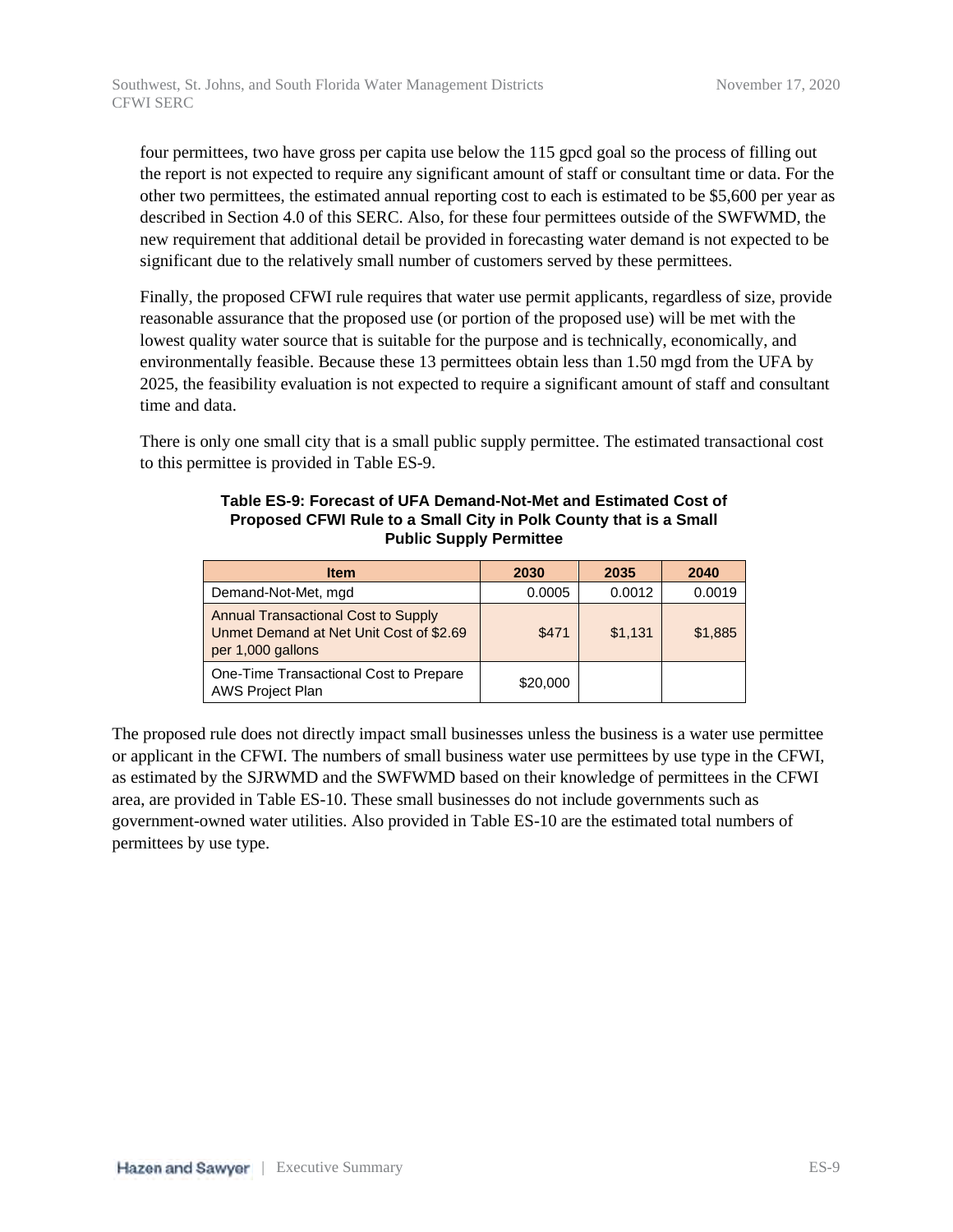four permittees, two have gross per capita use below the 115 gpcd goal so the process of filling out the report is not expected to require any significant amount of staff or consultant time or data. For the other two permittees, the estimated annual reporting cost to each is estimated to be $5,600 per year as described in Section 4.0 of this SERC. Also, for these four permittees outside of the SWFWMD, the new requirement that additional detail be provided in forecasting water demand is not expected to be significant due to the relatively small number of customers served by these permittees.

Finally, the proposed CFWI rule requires that water use permit applicants, regardless of size, provide reasonable assurance that the proposed use (or portion of the proposed use) will be met with the lowest quality water source that is suitable for the purpose and is technically, economically, and environmentally feasible. Because these 13 permittees obtain less than 1.50 mgd from the UFA by 2025, the feasibility evaluation is not expected to require a significant amount of staff and consultant time and data.

There is only one small city that is a small public supply permittee. The estimated transactional cost to this permittee is provided in Table ES-9.

**Table ES-9: Forecast of UFA Demand-Not-Met and Estimated Cost of Proposed CFWI Rule to a Small City in Polk County that is a Small Public Supply Permittee**

| Item | 2030 | 2035 | 2040 |
|---|---|---|---|
| Demand-Not-Met, mgd | 0.0005 | 0.0012 | 0.0019 |
| Annual Transactional Cost to Supply Unmet Demand at Net Unit Cost of $2.69 per 1,000 gallons | $471 | $1,131 | $1,885 |
| One-Time Transactional Cost to Prepare AWS Project Plan | $20,000 | | |

The proposed rule does not directly impact small businesses unless the business is a water use permittee or applicant in the CFWI. The numbers of small business water use permittees by use type in the CFWI, as estimated by the SJRWMD and the SWFWMD based on their knowledge of permittees in the CFWI area, are provided in Table ES-10. These small businesses do not include governments such as government-owned water utilities. Also provided in Table ES-10 are the estimated total numbers of permittees by use type.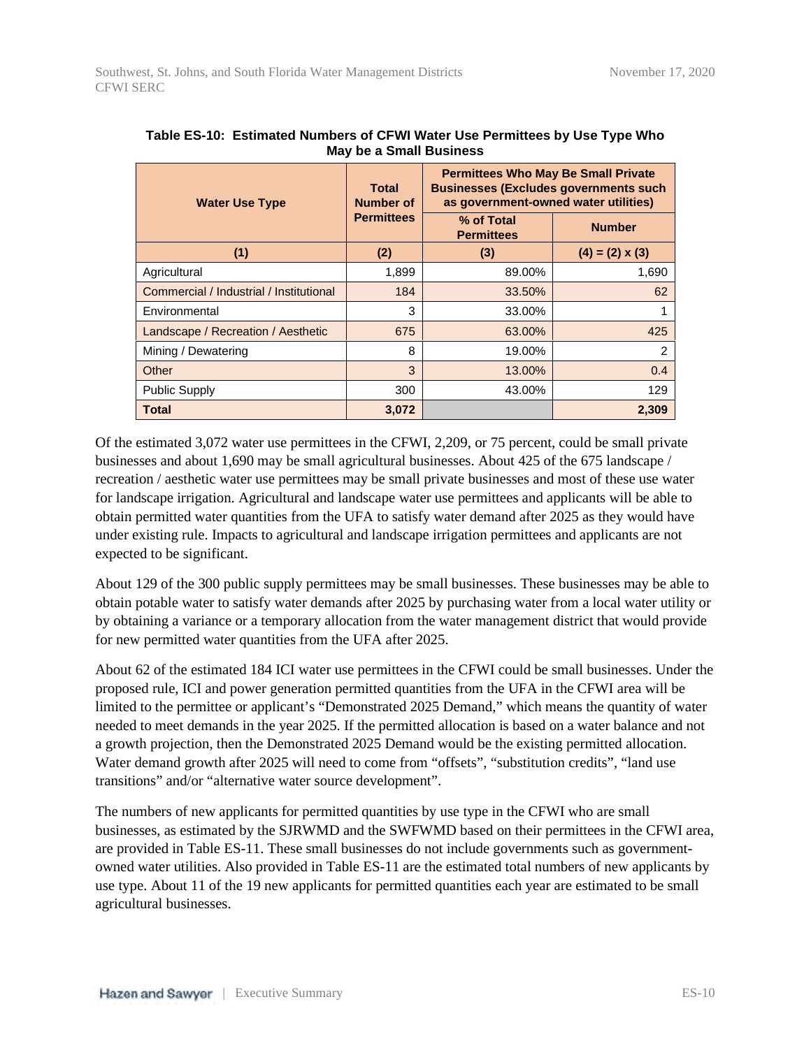**Table ES-10: Estimated Numbers of CFWI Water Use Permittees by Use Type Who May be a Small Business**

| Water Use Type | Total Number of Permittees | Permittees Who May Be Small Private Businesses (Excludes governments such as government-owned water utilities) | |
|---|---|---|---|
| | | % of Total Permittees | Number |
| (1) | (2) | (3) | (4) = (2) x (3) |
| Agricultural | 1,899 | 89.00% | 1,690 |
| Commercial / Industrial / Institutional | 184 | 33.50% | 62 |
| Environmental | 3 | 33.00% | 1 |
| Landscape / Recreation / Aesthetic | 675 | 63.00% | 425 |
| Mining / Dewatering | 8 | 19.00% | 2 |
| Other | 3 | 13.00% | 0.4 |
| Public Supply | 300 | 43.00% | 129 |
| **Total** | **3,072** | | **2,309** |

Of the estimated 3,072 water use permittees in the CFWI, 2,209, or 75 percent, could be small private businesses and about 1,690 may be small agricultural businesses. About 425 of the 675 landscape / recreation / aesthetic water use permittees may be small private businesses and most of these use water for landscape irrigation. Agricultural and landscape water use permittees and applicants will be able to obtain permitted water quantities from the UFA to satisfy water demand after 2025 as they would have under existing rule. Impacts to agricultural and landscape irrigation permittees and applicants are not expected to be significant.

About 129 of the 300 public supply permittees may be small businesses. These businesses may be able to obtain potable water to satisfy water demands after 2025 by purchasing water from a local water utility or by obtaining a variance or a temporary allocation from the water management district that would provide for new permitted water quantities from the UFA after 2025.

About 62 of the estimated 184 ICI water use permittees in the CFWI could be small businesses. Under the proposed rule, ICI and power generation permitted quantities from the UFA in the CFWI area will be limited to the permittee or applicant's "Demonstrated 2025 Demand," which means the quantity of water needed to meet demands in the year 2025. If the permitted allocation is based on a water balance and not a growth projection, then the Demonstrated 2025 Demand would be the existing permitted allocation. Water demand growth after 2025 will need to come from "offsets", "substitution credits", "land use transitions" and/or "alternative water source development".

The numbers of new applicants for permitted quantities by use type in the CFWI who are small businesses, as estimated by the SJRWMD and the SWFWMD based on their permittees in the CFWI area, are provided in Table ES-11. These small businesses do not include governments such as government-owned water utilities. Also provided in Table ES-11 are the estimated total numbers of new applicants by use type. About 11 of the 19 new applicants for permitted quantities each year are estimated to be small agricultural businesses.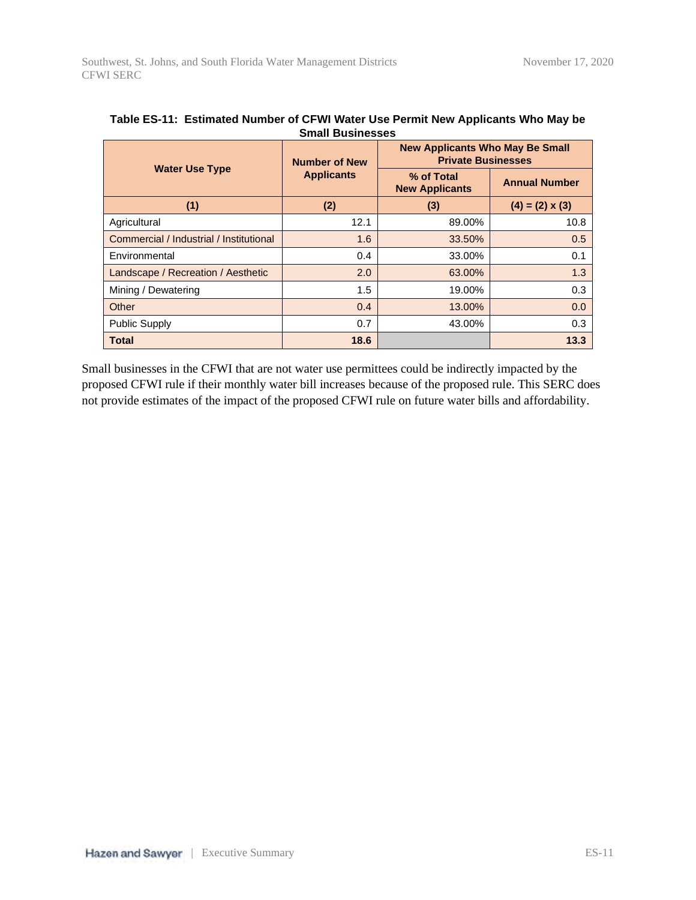**Table ES-11: Estimated Number of CFWI Water Use Permit New Applicants Who May be Small Businesses**

| Water Use Type | Number of New Applicants | New Applicants Who May Be Small Private Businesses | |
|---|---|---|---|
| | | % of Total New Applicants | Annual Number |
| (1) | (2) | (3) | (4) = (2) x (3) |
| Agricultural | 12.1 | 89.00% | 10.8 |
| Commercial / Industrial / Institutional | 1.6 | 33.50% | 0.5 |
| Environmental | 0.4 | 33.00% | 0.1 |
| Landscape / Recreation / Aesthetic | 2.0 | 63.00% | 1.3 |
| Mining / Dewatering | 1.5 | 19.00% | 0.3 |
| Other | 0.4 | 13.00% | 0.0 |
| Public Supply | 0.7 | 43.00% | 0.3 |
| **Total** | **18.6** | | **13.3** |

Small businesses in the CFWI that are not water use permittees could be indirectly impacted by the proposed CFWI rule if their monthly water bill increases because of the proposed rule. This SERC does not provide estimates of the impact of the proposed CFWI rule on future water bills and affordability.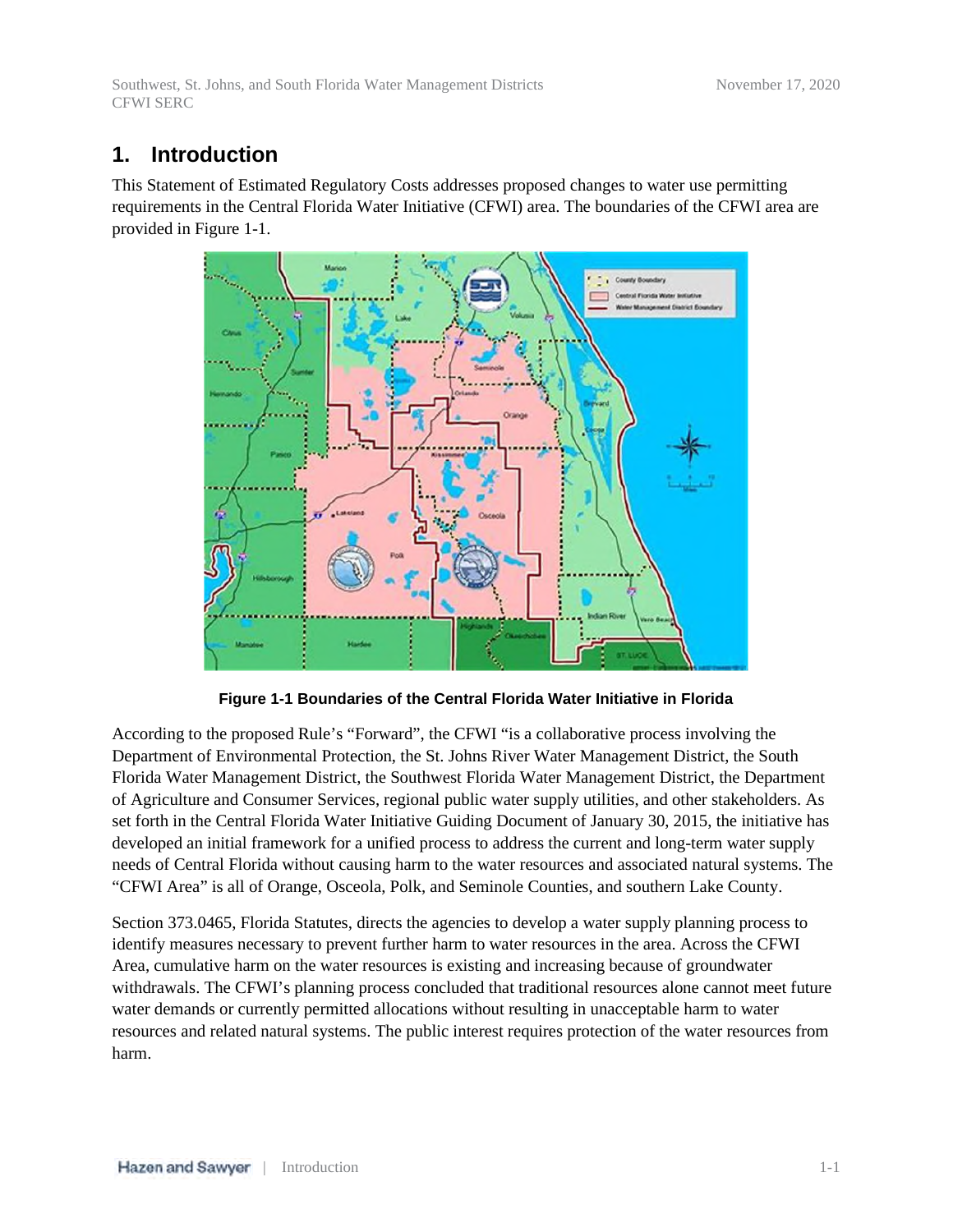# 1. Introduction

This Statement of Estimated Regulatory Costs addresses proposed changes to water use permitting requirements in the Central Florida Water Initiative (CFWI) area. The boundaries of the CFWI area are provided in Figure 1-1.

**Figure 1-1 Boundaries of the Central Florida Water Initiative in Florida**

According to the proposed Rule's "Forward", the CFWI "is a collaborative process involving the Department of Environmental Protection, the St. Johns River Water Management District, the South Florida Water Management District, the Southwest Florida Water Management District, the Department of Agriculture and Consumer Services, regional public water supply utilities, and other stakeholders. As set forth in the Central Florida Water Initiative Guiding Document of January 30, 2015, the initiative has developed an initial framework for a unified process to address the current and long-term water supply needs of Central Florida without causing harm to the water resources and associated natural systems. The "CFWI Area" is all of Orange, Osceola, Polk, and Seminole Counties, and southern Lake County.

Section 373.0465, Florida Statutes, directs the agencies to develop a water supply planning process to identify measures necessary to prevent further harm to water resources in the area. Across the CFWI Area, cumulative harm on the water resources is existing and increasing because of groundwater withdrawals. The CFWI's planning process concluded that traditional resources alone cannot meet future water demands or currently permitted allocations without resulting in unacceptable harm to water resources and related natural systems. The public interest requires protection of the water resources from harm.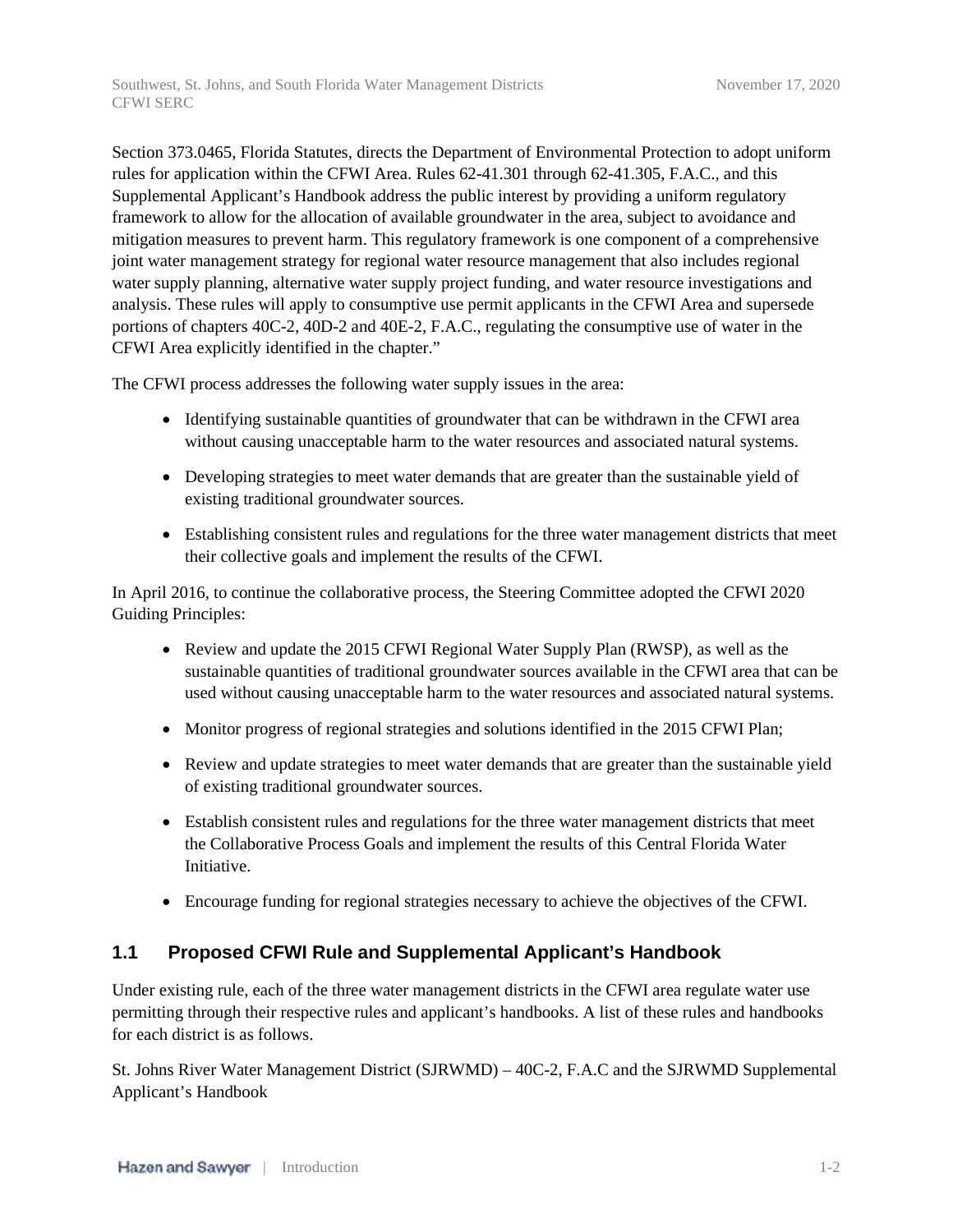Section 373.0465, Florida Statutes, directs the Department of Environmental Protection to adopt uniform rules for application within the CFWI Area. Rules 62-41.301 through 62-41.305, F.A.C., and this Supplemental Applicant's Handbook address the public interest by providing a uniform regulatory framework to allow for the allocation of available groundwater in the area, subject to avoidance and mitigation measures to prevent harm. This regulatory framework is one component of a comprehensive joint water management strategy for regional water resource management that also includes regional water supply planning, alternative water supply project funding, and water resource investigations and analysis. These rules will apply to consumptive use permit applicants in the CFWI Area and supersede portions of chapters 40C-2, 40D-2 and 40E-2, F.A.C., regulating the consumptive use of water in the CFWI Area explicitly identified in the chapter."

The CFWI process addresses the following water supply issues in the area:

- Identifying sustainable quantities of groundwater that can be withdrawn in the CFWI area without causing unacceptable harm to the water resources and associated natural systems.
- Developing strategies to meet water demands that are greater than the sustainable yield of existing traditional groundwater sources.
- Establishing consistent rules and regulations for the three water management districts that meet their collective goals and implement the results of the CFWI.

In April 2016, to continue the collaborative process, the Steering Committee adopted the CFWI 2020 Guiding Principles:

- Review and update the 2015 CFWI Regional Water Supply Plan (RWSP), as well as the sustainable quantities of traditional groundwater sources available in the CFWI area that can be used without causing unacceptable harm to the water resources and associated natural systems.
- Monitor progress of regional strategies and solutions identified in the 2015 CFWI Plan;
- Review and update strategies to meet water demands that are greater than the sustainable yield of existing traditional groundwater sources.
- Establish consistent rules and regulations for the three water management districts that meet the Collaborative Process Goals and implement the results of this Central Florida Water Initiative.
- Encourage funding for regional strategies necessary to achieve the objectives of the CFWI.

## 1.1 Proposed CFWI Rule and Supplemental Applicant's Handbook

Under existing rule, each of the three water management districts in the CFWI area regulate water use permitting through their respective rules and applicant's handbooks. A list of these rules and handbooks for each district is as follows.

St. Johns River Water Management District (SJRWMD) – 40C-2, F.A.C and the SJRWMD Supplemental Applicant's Handbook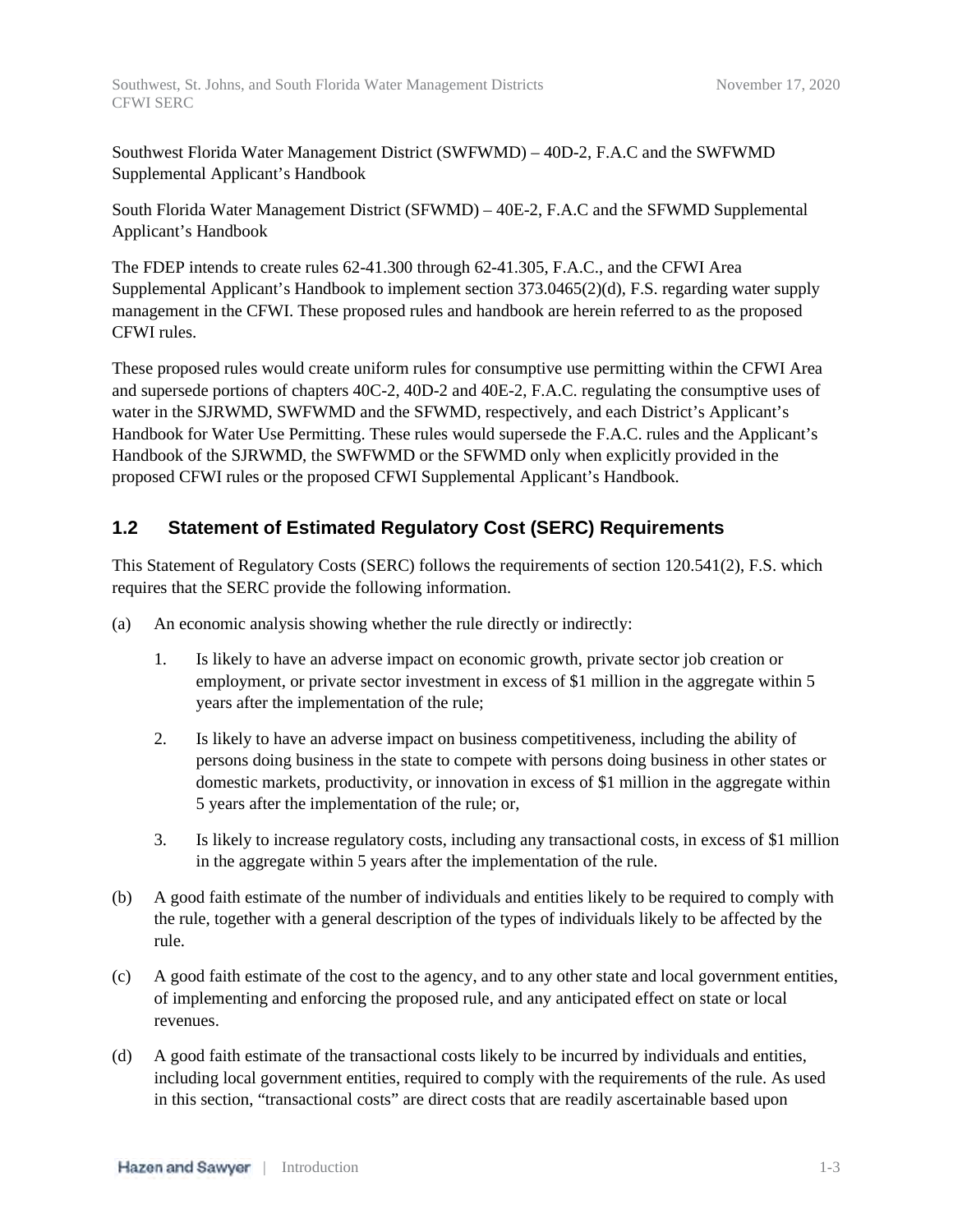Southwest Florida Water Management District (SWFWMD) – 40D-2, F.A.C and the SWFWMD Supplemental Applicant's Handbook

South Florida Water Management District (SFWMD) – 40E-2, F.A.C and the SFWMD Supplemental Applicant's Handbook

The FDEP intends to create rules 62-41.300 through 62-41.305, F.A.C., and the CFWI Area Supplemental Applicant's Handbook to implement section 373.0465(2)(d), F.S. regarding water supply management in the CFWI. These proposed rules and handbook are herein referred to as the proposed CFWI rules.

These proposed rules would create uniform rules for consumptive use permitting within the CFWI Area and supersede portions of chapters 40C-2, 40D-2 and 40E-2, F.A.C. regulating the consumptive uses of water in the SJRWMD, SWFWMD and the SFWMD, respectively, and each District's Applicant's Handbook for Water Use Permitting. These rules would supersede the F.A.C. rules and the Applicant's Handbook of the SJRWMD, the SWFWMD or the SFWMD only when explicitly provided in the proposed CFWI rules or the proposed CFWI Supplemental Applicant's Handbook.

## 1.2 Statement of Estimated Regulatory Cost (SERC) Requirements

This Statement of Regulatory Costs (SERC) follows the requirements of section 120.541(2), F.S. which requires that the SERC provide the following information.

(a) An economic analysis showing whether the rule directly or indirectly:

1. Is likely to have an adverse impact on economic growth, private sector job creation or employment, or private sector investment in excess of $1 million in the aggregate within 5 years after the implementation of the rule;

2. Is likely to have an adverse impact on business competitiveness, including the ability of persons doing business in the state to compete with persons doing business in other states or domestic markets, productivity, or innovation in excess of $1 million in the aggregate within 5 years after the implementation of the rule; or,

3. Is likely to increase regulatory costs, including any transactional costs, in excess of $1 million in the aggregate within 5 years after the implementation of the rule.

(b) A good faith estimate of the number of individuals and entities likely to be required to comply with the rule, together with a general description of the types of individuals likely to be affected by the rule.

(c) A good faith estimate of the cost to the agency, and to any other state and local government entities, of implementing and enforcing the proposed rule, and any anticipated effect on state or local revenues.

(d) A good faith estimate of the transactional costs likely to be incurred by individuals and entities, including local government entities, required to comply with the requirements of the rule. As used in this section, "transactional costs" are direct costs that are readily ascertainable based upon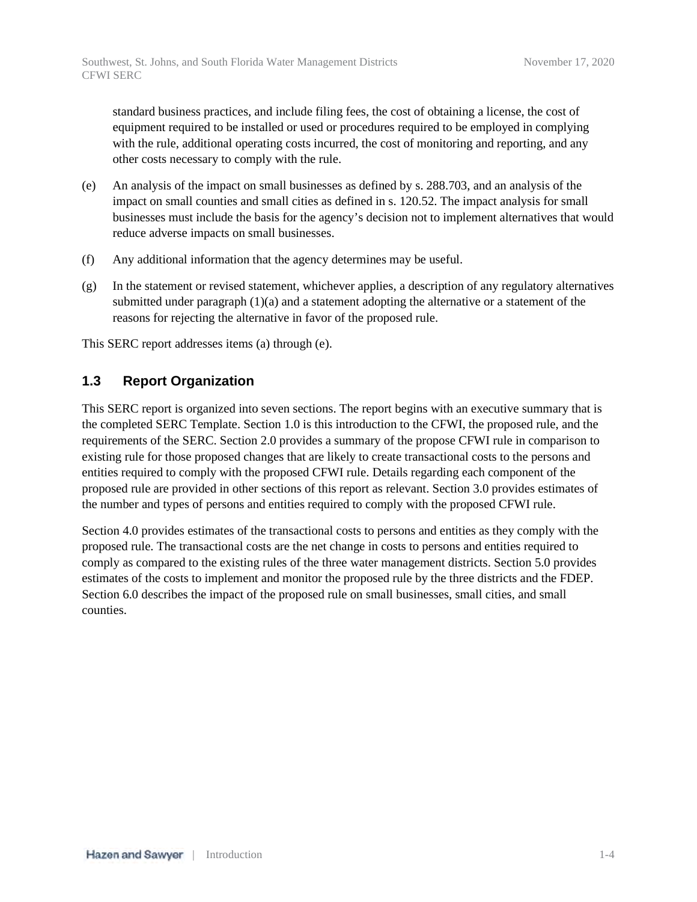standard business practices, and include filing fees, the cost of obtaining a license, the cost of equipment required to be installed or used or procedures required to be employed in complying with the rule, additional operating costs incurred, the cost of monitoring and reporting, and any other costs necessary to comply with the rule.

(e) An analysis of the impact on small businesses as defined by s. 288.703, and an analysis of the impact on small counties and small cities as defined in s. 120.52. The impact analysis for small businesses must include the basis for the agency's decision not to implement alternatives that would reduce adverse impacts on small businesses.

(f) Any additional information that the agency determines may be useful.

(g) In the statement or revised statement, whichever applies, a description of any regulatory alternatives submitted under paragraph (1)(a) and a statement adopting the alternative or a statement of the reasons for rejecting the alternative in favor of the proposed rule.

This SERC report addresses items (a) through (e).

## 1.3 Report Organization

This SERC report is organized into seven sections. The report begins with an executive summary that is the completed SERC Template. Section 1.0 is this introduction to the CFWI, the proposed rule, and the requirements of the SERC. Section 2.0 provides a summary of the propose CFWI rule in comparison to existing rule for those proposed changes that are likely to create transactional costs to the persons and entities required to comply with the proposed CFWI rule. Details regarding each component of the proposed rule are provided in other sections of this report as relevant. Section 3.0 provides estimates of the number and types of persons and entities required to comply with the proposed CFWI rule.

Section 4.0 provides estimates of the transactional costs to persons and entities as they comply with the proposed rule. The transactional costs are the net change in costs to persons and entities required to comply as compared to the existing rules of the three water management districts. Section 5.0 provides estimates of the costs to implement and monitor the proposed rule by the three districts and the FDEP. Section 6.0 describes the impact of the proposed rule on small businesses, small cities, and small counties.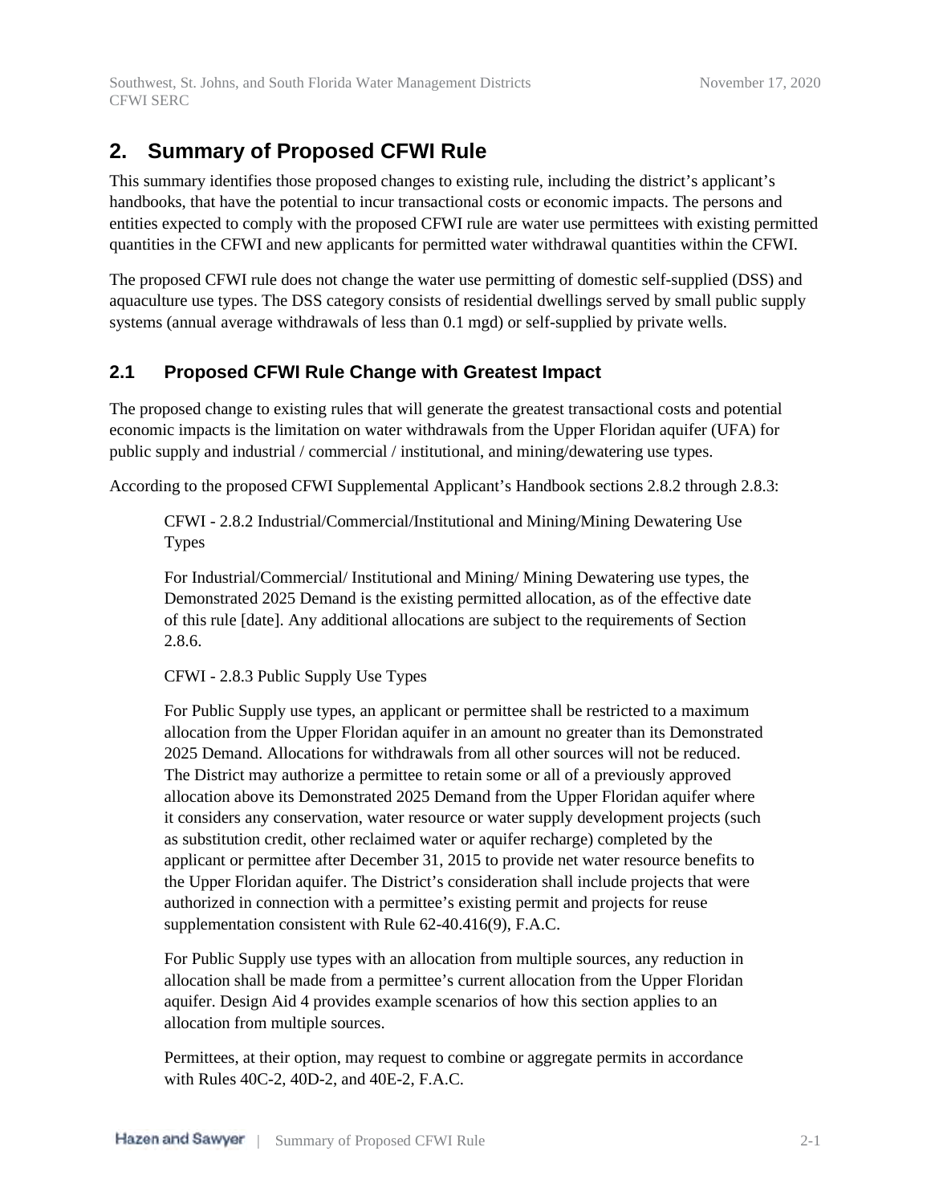## 2. Summary of Proposed CFWI Rule

This summary identifies those proposed changes to existing rule, including the district's applicant's handbooks, that have the potential to incur transactional costs or economic impacts. The persons and entities expected to comply with the proposed CFWI rule are water use permittees with existing permitted quantities in the CFWI and new applicants for permitted water withdrawal quantities within the CFWI.

The proposed CFWI rule does not change the water use permitting of domestic self-supplied (DSS) and aquaculture use types. The DSS category consists of residential dwellings served by small public supply systems (annual average withdrawals of less than 0.1 mgd) or self-supplied by private wells.

### 2.1 Proposed CFWI Rule Change with Greatest Impact

The proposed change to existing rules that will generate the greatest transactional costs and potential economic impacts is the limitation on water withdrawals from the Upper Floridan aquifer (UFA) for public supply and industrial / commercial / institutional, and mining/dewatering use types.

According to the proposed CFWI Supplemental Applicant's Handbook sections 2.8.2 through 2.8.3:

> CFWI - 2.8.2 Industrial/Commercial/Institutional and Mining/Mining Dewatering Use Types
>
> For Industrial/Commercial/ Institutional and Mining/ Mining Dewatering use types, the Demonstrated 2025 Demand is the existing permitted allocation, as of the effective date of this rule [date]. Any additional allocations are subject to the requirements of Section 2.8.6.
>
> CFWI - 2.8.3 Public Supply Use Types
>
> For Public Supply use types, an applicant or permittee shall be restricted to a maximum allocation from the Upper Floridan aquifer in an amount no greater than its Demonstrated 2025 Demand. Allocations for withdrawals from all other sources will not be reduced. The District may authorize a permittee to retain some or all of a previously approved allocation above its Demonstrated 2025 Demand from the Upper Floridan aquifer where it considers any conservation, water resource or water supply development projects (such as substitution credit, other reclaimed water or aquifer recharge) completed by the applicant or permittee after December 31, 2015 to provide net water resource benefits to the Upper Floridan aquifer. The District's consideration shall include projects that were authorized in connection with a permittee's existing permit and projects for reuse supplementation consistent with Rule 62-40.416(9), F.A.C.
>
> For Public Supply use types with an allocation from multiple sources, any reduction in allocation shall be made from a permittee's current allocation from the Upper Floridan aquifer. Design Aid 4 provides example scenarios of how this section applies to an allocation from multiple sources.
>
> Permittees, at their option, may request to combine or aggregate permits in accordance with Rules 40C-2, 40D-2, and 40E-2, F.A.C.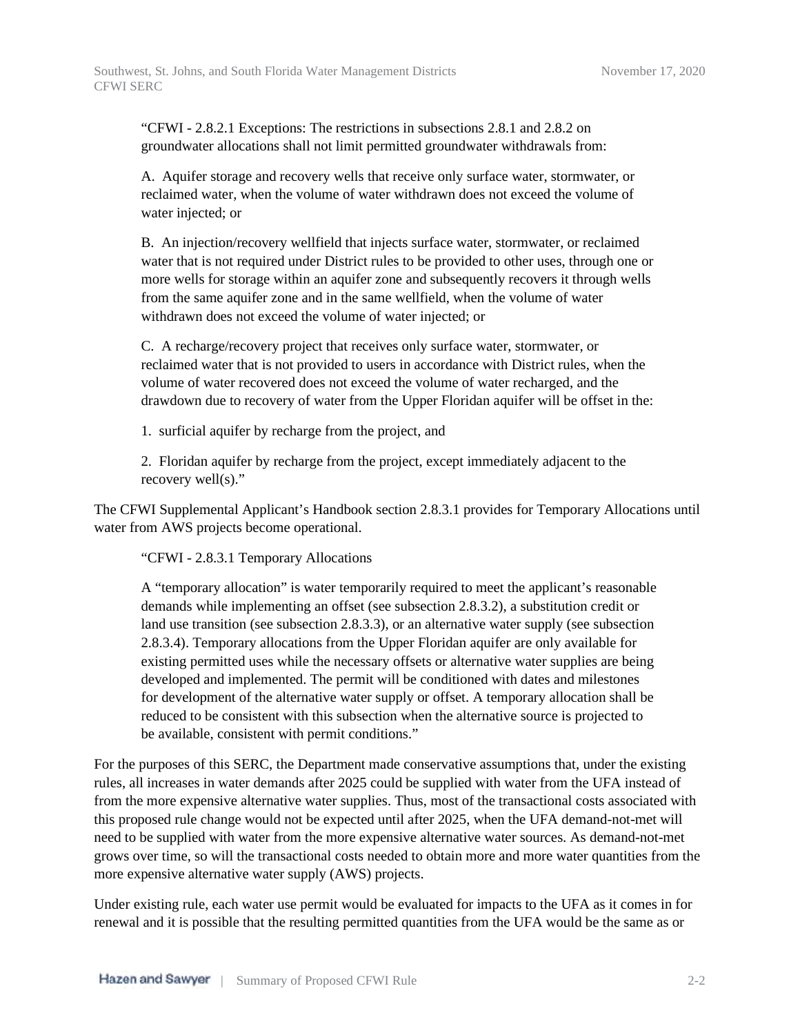> "CFWI - 2.8.2.1 Exceptions: The restrictions in subsections 2.8.1 and 2.8.2 on groundwater allocations shall not limit permitted groundwater withdrawals from:
>
> A. Aquifer storage and recovery wells that receive only surface water, stormwater, or reclaimed water, when the volume of water withdrawn does not exceed the volume of water injected; or
>
> B. An injection/recovery wellfield that injects surface water, stormwater, or reclaimed water that is not required under District rules to be provided to other uses, through one or more wells for storage within an aquifer zone and subsequently recovers it through wells from the same aquifer zone and in the same wellfield, when the volume of water withdrawn does not exceed the volume of water injected; or
>
> C. A recharge/recovery project that receives only surface water, stormwater, or reclaimed water that is not provided to users in accordance with District rules, when the volume of water recovered does not exceed the volume of water recharged, and the drawdown due to recovery of water from the Upper Floridan aquifer will be offset in the:
>
> 1. surficial aquifer by recharge from the project, and
>
> 2. Floridan aquifer by recharge from the project, except immediately adjacent to the recovery well(s)."

The CFWI Supplemental Applicant's Handbook section 2.8.3.1 provides for Temporary Allocations until water from AWS projects become operational.

> "CFWI - 2.8.3.1 Temporary Allocations
>
> A "temporary allocation" is water temporarily required to meet the applicant's reasonable demands while implementing an offset (see subsection 2.8.3.2), a substitution credit or land use transition (see subsection 2.8.3.3), or an alternative water supply (see subsection 2.8.3.4). Temporary allocations from the Upper Floridan aquifer are only available for existing permitted uses while the necessary offsets or alternative water supplies are being developed and implemented. The permit will be conditioned with dates and milestones for development of the alternative water supply or offset. A temporary allocation shall be reduced to be consistent with this subsection when the alternative source is projected to be available, consistent with permit conditions."

For the purposes of this SERC, the Department made conservative assumptions that, under the existing rules, all increases in water demands after 2025 could be supplied with water from the UFA instead of from the more expensive alternative water supplies. Thus, most of the transactional costs associated with this proposed rule change would not be expected until after 2025, when the UFA demand-not-met will need to be supplied with water from the more expensive alternative water sources. As demand-not-met grows over time, so will the transactional costs needed to obtain more and more water quantities from the more expensive alternative water supply (AWS) projects.

Under existing rule, each water use permit would be evaluated for impacts to the UFA as it comes in for renewal and it is possible that the resulting permitted quantities from the UFA would be the same as or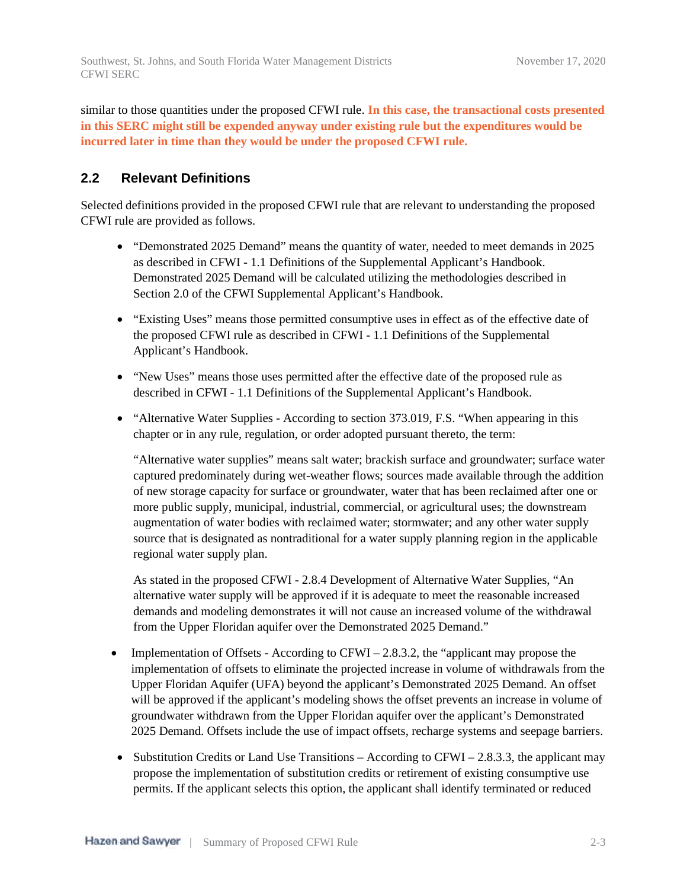similar to those quantities under the proposed CFWI rule. **In this case, the transactional costs presented in this SERC might still be expended anyway under existing rule but the expenditures would be incurred later in time than they would be under the proposed CFWI rule.**

## 2.2 Relevant Definitions

Selected definitions provided in the proposed CFWI rule that are relevant to understanding the proposed CFWI rule are provided as follows.

- "Demonstrated 2025 Demand" means the quantity of water, needed to meet demands in 2025 as described in CFWI - 1.1 Definitions of the Supplemental Applicant's Handbook. Demonstrated 2025 Demand will be calculated utilizing the methodologies described in Section 2.0 of the CFWI Supplemental Applicant's Handbook.

- "Existing Uses" means those permitted consumptive uses in effect as of the effective date of the proposed CFWI rule as described in CFWI - 1.1 Definitions of the Supplemental Applicant's Handbook.

- "New Uses" means those uses permitted after the effective date of the proposed rule as described in CFWI - 1.1 Definitions of the Supplemental Applicant's Handbook.

- "Alternative Water Supplies - According to section 373.019, F.S. "When appearing in this chapter or in any rule, regulation, or order adopted pursuant thereto, the term:

  "Alternative water supplies" means salt water; brackish surface and groundwater; surface water captured predominately during wet-weather flows; sources made available through the addition of new storage capacity for surface or groundwater, water that has been reclaimed after one or more public supply, municipal, industrial, commercial, or agricultural uses; the downstream augmentation of water bodies with reclaimed water; stormwater; and any other water supply source that is designated as nontraditional for a water supply planning region in the applicable regional water supply plan.

  As stated in the proposed CFWI - 2.8.4 Development of Alternative Water Supplies, "An alternative water supply will be approved if it is adequate to meet the reasonable increased demands and modeling demonstrates it will not cause an increased volume of the withdrawal from the Upper Floridan aquifer over the Demonstrated 2025 Demand."

- Implementation of Offsets - According to CFWI – 2.8.3.2, the "applicant may propose the implementation of offsets to eliminate the projected increase in volume of withdrawals from the Upper Floridan Aquifer (UFA) beyond the applicant's Demonstrated 2025 Demand. An offset will be approved if the applicant's modeling shows the offset prevents an increase in volume of groundwater withdrawn from the Upper Floridan aquifer over the applicant's Demonstrated 2025 Demand. Offsets include the use of impact offsets, recharge systems and seepage barriers.

- Substitution Credits or Land Use Transitions – According to CFWI – 2.8.3.3, the applicant may propose the implementation of substitution credits or retirement of existing consumptive use permits. If the applicant selects this option, the applicant shall identify terminated or reduced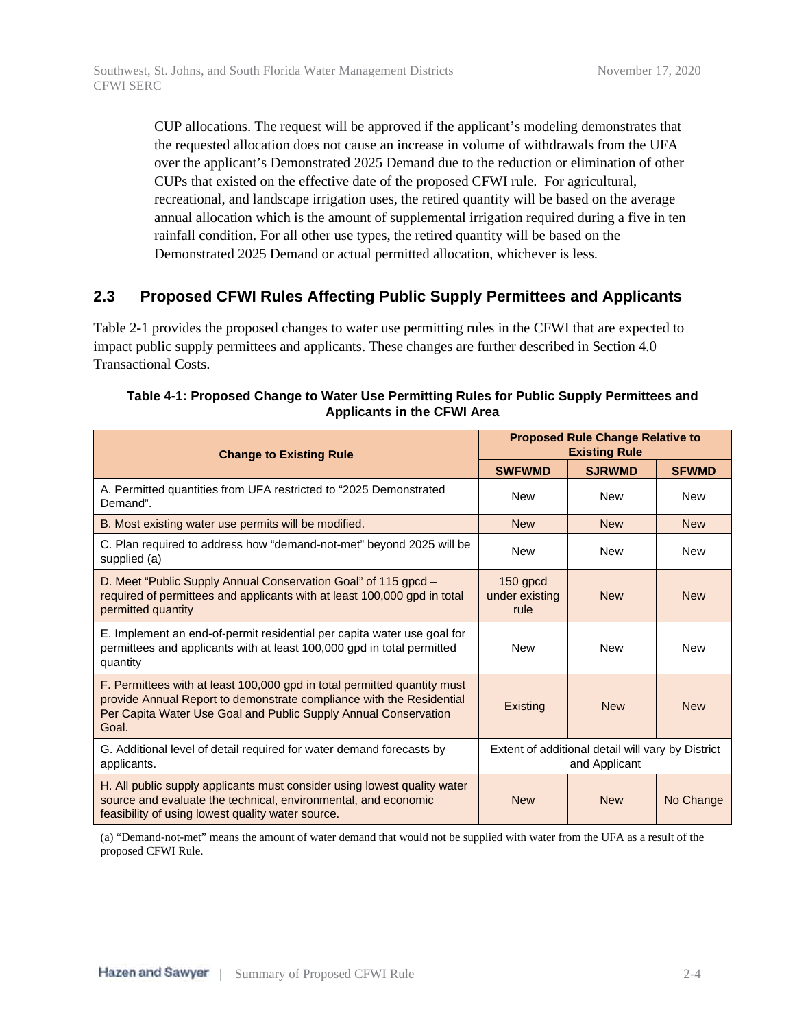CUP allocations. The request will be approved if the applicant's modeling demonstrates that the requested allocation does not cause an increase in volume of withdrawals from the UFA over the applicant's Demonstrated 2025 Demand due to the reduction or elimination of other CUPs that existed on the effective date of the proposed CFWI rule. For agricultural, recreational, and landscape irrigation uses, the retired quantity will be based on the average annual allocation which is the amount of supplemental irrigation required during a five in ten rainfall condition. For all other use types, the retired quantity will be based on the Demonstrated 2025 Demand or actual permitted allocation, whichever is less.

## 2.3 Proposed CFWI Rules Affecting Public Supply Permittees and Applicants

Table 2-1 provides the proposed changes to water use permitting rules in the CFWI that are expected to impact public supply permittees and applicants. These changes are further described in Section 4.0 Transactional Costs.

**Table 4-1: Proposed Change to Water Use Permitting Rules for Public Supply Permittees and Applicants in the CFWI Area**

| Change to Existing Rule | Proposed Rule Change Relative to Existing Rule | | |
|---|---|---|---|
| | SWFWMD | SJRWMD | SFWMD |
| A. Permitted quantities from UFA restricted to "2025 Demonstrated Demand". | New | New | New |
| B. Most existing water use permits will be modified. | New | New | New |
| C. Plan required to address how "demand-not-met" beyond 2025 will be supplied (a) | New | New | New |
| D. Meet "Public Supply Annual Conservation Goal" of 115 gpcd – required of permittees and applicants with at least 100,000 gpd in total permitted quantity | 150 gpcd under existing rule | New | New |
| E. Implement an end-of-permit residential per capita water use goal for permittees and applicants with at least 100,000 gpd in total permitted quantity | New | New | New |
| F. Permittees with at least 100,000 gpd in total permitted quantity must provide Annual Report to demonstrate compliance with the Residential Per Capita Water Use Goal and Public Supply Annual Conservation Goal. | Existing | New | New |
| G. Additional level of detail required for water demand forecasts by applicants. | Extent of additional detail will vary by District and Applicant | | |
| H. All public supply applicants must consider using lowest quality water source and evaluate the technical, environmental, and economic feasibility of using lowest quality water source. | New | New | No Change |

(a) "Demand-not-met" means the amount of water demand that would not be supplied with water from the UFA as a result of the proposed CFWI Rule.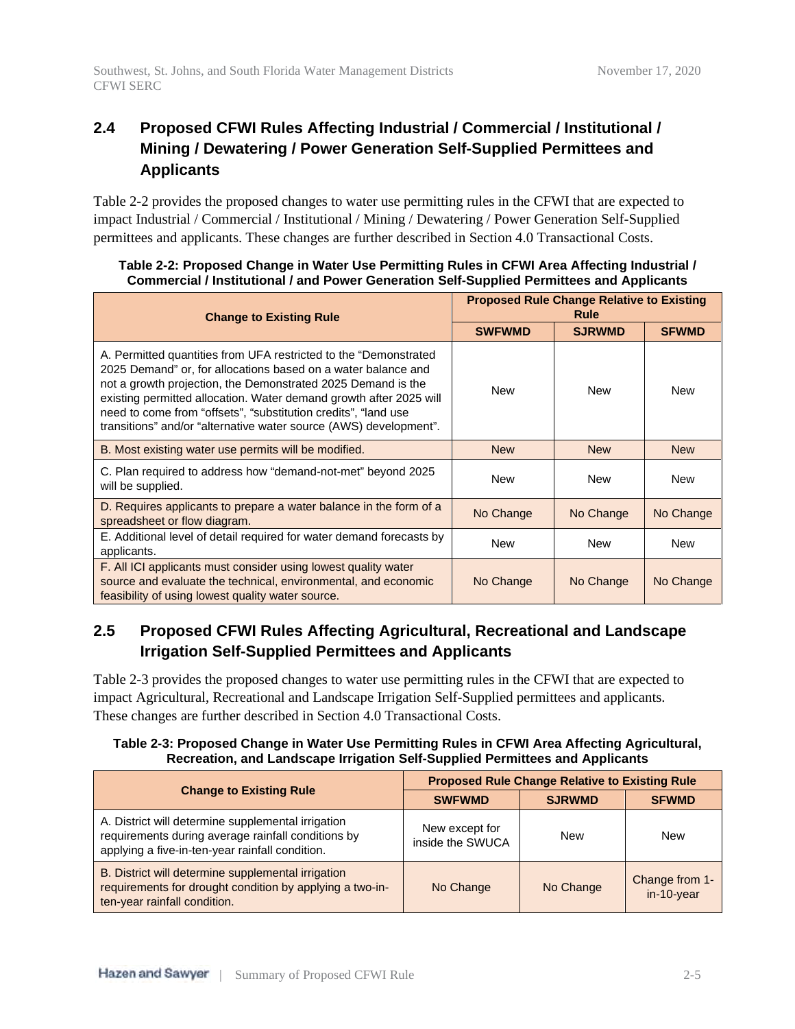## 2.4 Proposed CFWI Rules Affecting Industrial / Commercial / Institutional / Mining / Dewatering / Power Generation Self-Supplied Permittees and Applicants

Table 2-2 provides the proposed changes to water use permitting rules in the CFWI that are expected to impact Industrial / Commercial / Institutional / Mining / Dewatering / Power Generation Self-Supplied permittees and applicants. These changes are further described in Section 4.0 Transactional Costs.

**Table 2-2: Proposed Change in Water Use Permitting Rules in CFWI Area Affecting Industrial / Commercial / Institutional / and Power Generation Self-Supplied Permittees and Applicants**

| Change to Existing Rule | Proposed Rule Change Relative to Existing Rule | | |
|---|---|---|---|
| | SWFWMD | SJRWMD | SFWMD |
| A. Permitted quantities from UFA restricted to the "Demonstrated 2025 Demand" or, for allocations based on a water balance and not a growth projection, the Demonstrated 2025 Demand is the existing permitted allocation. Water demand growth after 2025 will need to come from "offsets", "substitution credits", "land use transitions" and/or "alternative water source (AWS) development". | New | New | New |
| B. Most existing water use permits will be modified. | New | New | New |
| C. Plan required to address how "demand-not-met" beyond 2025 will be supplied. | New | New | New |
| D. Requires applicants to prepare a water balance in the form of a spreadsheet or flow diagram. | No Change | No Change | No Change |
| E. Additional level of detail required for water demand forecasts by applicants. | New | New | New |
| F. All ICI applicants must consider using lowest quality water source and evaluate the technical, environmental, and economic feasibility of using lowest quality water source. | No Change | No Change | No Change |

## 2.5 Proposed CFWI Rules Affecting Agricultural, Recreational and Landscape Irrigation Self-Supplied Permittees and Applicants

Table 2-3 provides the proposed changes to water use permitting rules in the CFWI that are expected to impact Agricultural, Recreational and Landscape Irrigation Self-Supplied permittees and applicants. These changes are further described in Section 4.0 Transactional Costs.

**Table 2-3: Proposed Change in Water Use Permitting Rules in CFWI Area Affecting Agricultural, Recreation, and Landscape Irrigation Self-Supplied Permittees and Applicants**

| Change to Existing Rule | Proposed Rule Change Relative to Existing Rule | | |
|---|---|---|---|
| | SWFWMD | SJRWMD | SFWMD |
| A. District will determine supplemental irrigation requirements during average rainfall conditions by applying a five-in-ten-year rainfall condition. | New except for inside the SWUCA | New | New |
| B. District will determine supplemental irrigation requirements for drought condition by applying a two-in-ten-year rainfall condition. | No Change | No Change | Change from 1-in-10-year |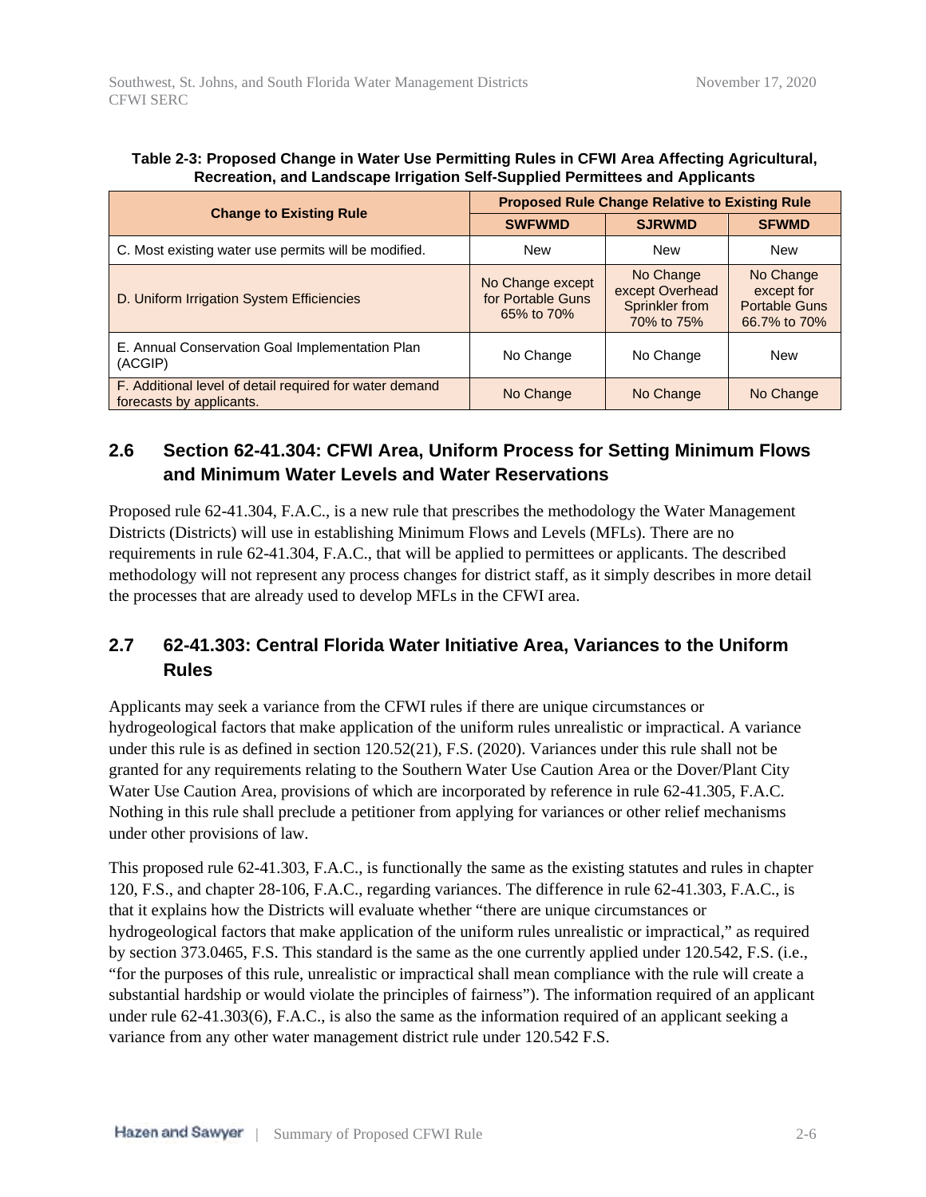**Table 2-3: Proposed Change in Water Use Permitting Rules in CFWI Area Affecting Agricultural, Recreation, and Landscape Irrigation Self-Supplied Permittees and Applicants**

| Change to Existing Rule | Proposed Rule Change Relative to Existing Rule | | |
|---|---|---|---|
| | SWFWMD | SJRWMD | SFWMD |
| C. Most existing water use permits will be modified. | New | New | New |
| D. Uniform Irrigation System Efficiencies | No Change except for Portable Guns 65% to 70% | No Change except Overhead Sprinkler from 70% to 75% | No Change except for Portable Guns 66.7% to 70% |
| E. Annual Conservation Goal Implementation Plan (ACGIP) | No Change | No Change | New |
| F. Additional level of detail required for water demand forecasts by applicants. | No Change | No Change | No Change |

## 2.6 Section 62-41.304: CFWI Area, Uniform Process for Setting Minimum Flows and Minimum Water Levels and Water Reservations

Proposed rule 62-41.304, F.A.C., is a new rule that prescribes the methodology the Water Management Districts (Districts) will use in establishing Minimum Flows and Levels (MFLs). There are no requirements in rule 62-41.304, F.A.C., that will be applied to permittees or applicants. The described methodology will not represent any process changes for district staff, as it simply describes in more detail the processes that are already used to develop MFLs in the CFWI area.

## 2.7 62-41.303: Central Florida Water Initiative Area, Variances to the Uniform Rules

Applicants may seek a variance from the CFWI rules if there are unique circumstances or hydrogeological factors that make application of the uniform rules unrealistic or impractical. A variance under this rule is as defined in section 120.52(21), F.S. (2020). Variances under this rule shall not be granted for any requirements relating to the Southern Water Use Caution Area or the Dover/Plant City Water Use Caution Area, provisions of which are incorporated by reference in rule 62-41.305, F.A.C. Nothing in this rule shall preclude a petitioner from applying for variances or other relief mechanisms under other provisions of law.

This proposed rule 62-41.303, F.A.C., is functionally the same as the existing statutes and rules in chapter 120, F.S., and chapter 28-106, F.A.C., regarding variances. The difference in rule 62-41.303, F.A.C., is that it explains how the Districts will evaluate whether "there are unique circumstances or hydrogeological factors that make application of the uniform rules unrealistic or impractical," as required by section 373.0465, F.S. This standard is the same as the one currently applied under 120.542, F.S. (i.e., "for the purposes of this rule, unrealistic or impractical shall mean compliance with the rule will create a substantial hardship or would violate the principles of fairness"). The information required of an applicant under rule 62-41.303(6), F.A.C., is also the same as the information required of an applicant seeking a variance from any other water management district rule under 120.542 F.S.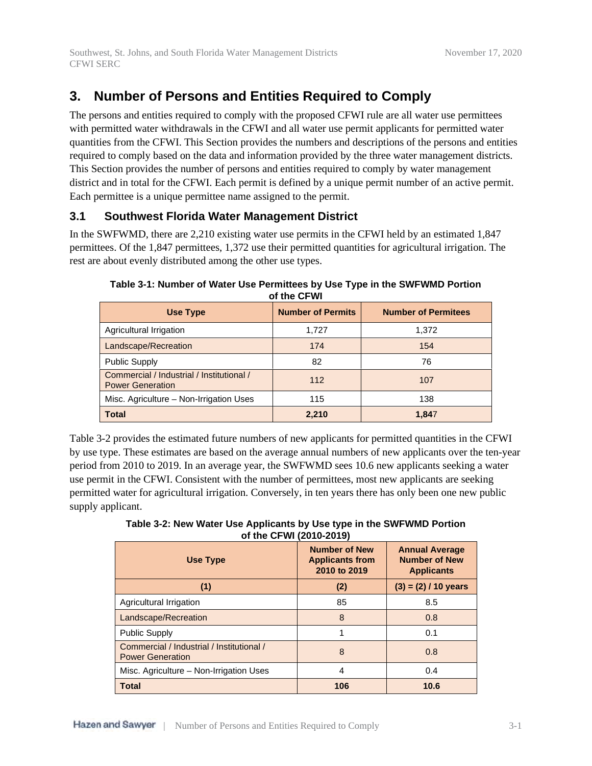# 3. Number of Persons and Entities Required to Comply

The persons and entities required to comply with the proposed CFWI rule are all water use permittees with permitted water withdrawals in the CFWI and all water use permit applicants for permitted water quantities from the CFWI. This Section provides the numbers and descriptions of the persons and entities required to comply based on the data and information provided by the three water management districts. This Section provides the number of persons and entities required to comply by water management district and in total for the CFWI. Each permit is defined by a unique permit number of an active permit. Each permittee is a unique permittee name assigned to the permit.

## 3.1 Southwest Florida Water Management District

In the SWFWMD, there are 2,210 existing water use permits in the CFWI held by an estimated 1,847 permittees. Of the 1,847 permittees, 1,372 use their permitted quantities for agricultural irrigation. The rest are about evenly distributed among the other use types.

**Table 3-1: Number of Water Use Permittees by Use Type in the SWFWMD Portion of the CFWI**

| Use Type | Number of Permits | Number of Permitees |
|---|---|---|
| Agricultural Irrigation | 1,727 | 1,372 |
| Landscape/Recreation | 174 | 154 |
| Public Supply | 82 | 76 |
| Commercial / Industrial / Institutional / Power Generation | 112 | 107 |
| Misc. Agriculture – Non-Irrigation Uses | 115 | 138 |
| **Total** | **2,210** | **1,847** |

Table 3-2 provides the estimated future numbers of new applicants for permitted quantities in the CFWI by use type. These estimates are based on the average annual numbers of new applicants over the ten-year period from 2010 to 2019. In an average year, the SWFWMD sees 10.6 new applicants seeking a water use permit in the CFWI. Consistent with the number of permittees, most new applicants are seeking permitted water for agricultural irrigation. Conversely, in ten years there has only been one new public supply applicant.

**Table 3-2: New Water Use Applicants by Use type in the SWFWMD Portion of the CFWI (2010-2019)**

| Use Type | Number of New Applicants from 2010 to 2019 | Annual Average Number of New Applicants |
|---|---|---|
| (1) | (2) | (3) = (2) / 10 years |
| Agricultural Irrigation | 85 | 8.5 |
| Landscape/Recreation | 8 | 0.8 |
| Public Supply | 1 | 0.1 |
| Commercial / Industrial / Institutional / Power Generation | 8 | 0.8 |
| Misc. Agriculture – Non-Irrigation Uses | 4 | 0.4 |
| **Total** | **106** | **10.6** |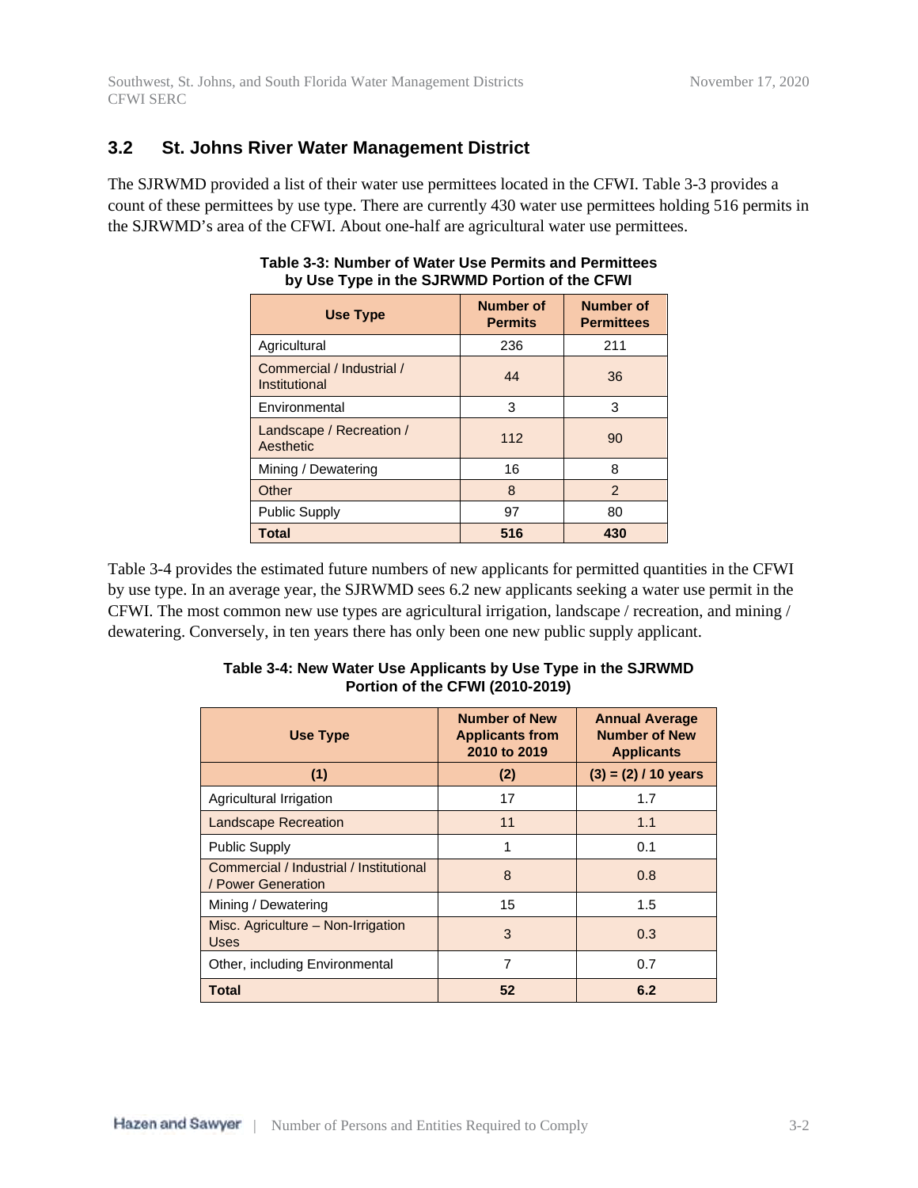## 3.2 St. Johns River Water Management District

The SJRWMD provided a list of their water use permittees located in the CFWI. Table 3-3 provides a count of these permittees by use type. There are currently 430 water use permittees holding 516 permits in the SJRWMD's area of the CFWI. About one-half are agricultural water use permittees.

**Table 3-3: Number of Water Use Permits and Permittees by Use Type in the SJRWMD Portion of the CFWI**

| Use Type | Number of Permits | Number of Permittees |
|---|---|---|
| Agricultural | 236 | 211 |
| Commercial / Industrial / Institutional | 44 | 36 |
| Environmental | 3 | 3 |
| Landscape / Recreation / Aesthetic | 112 | 90 |
| Mining / Dewatering | 16 | 8 |
| Other | 8 | 2 |
| Public Supply | 97 | 80 |
| **Total** | **516** | **430** |

Table 3-4 provides the estimated future numbers of new applicants for permitted quantities in the CFWI by use type. In an average year, the SJRWMD sees 6.2 new applicants seeking a water use permit in the CFWI. The most common new use types are agricultural irrigation, landscape / recreation, and mining / dewatering. Conversely, in ten years there has only been one new public supply applicant.

**Table 3-4: New Water Use Applicants by Use Type in the SJRWMD Portion of the CFWI (2010-2019)**

| Use Type | Number of New Applicants from 2010 to 2019 | Annual Average Number of New Applicants |
|---|---|---|
| **(1)** | **(2)** | **(3) = (2) / 10 years** |
| Agricultural Irrigation | 17 | 1.7 |
| Landscape Recreation | 11 | 1.1 |
| Public Supply | 1 | 0.1 |
| Commercial / Industrial / Institutional / Power Generation | 8 | 0.8 |
| Mining / Dewatering | 15 | 1.5 |
| Misc. Agriculture – Non-Irrigation Uses | 3 | 0.3 |
| Other, including Environmental | 7 | 0.7 |
| **Total** | **52** | **6.2** |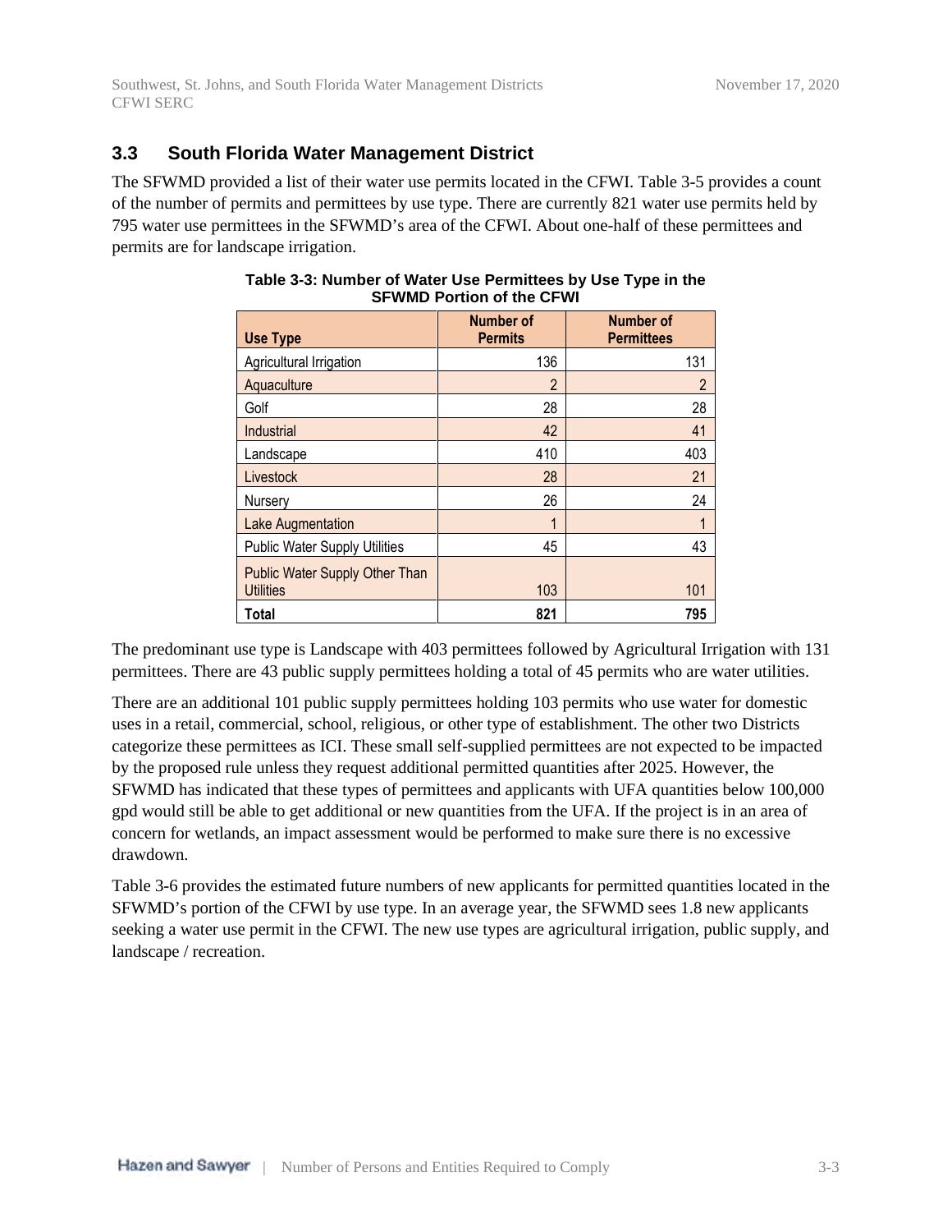## 3.3 South Florida Water Management District

The SFWMD provided a list of their water use permits located in the CFWI. Table 3-5 provides a count of the number of permits and permittees by use type. There are currently 821 water use permits held by 795 water use permittees in the SFWMD's area of the CFWI. About one-half of these permittees and permits are for landscape irrigation.

**Table 3-3: Number of Water Use Permittees by Use Type in the SFWMD Portion of the CFWI**

| Use Type | Number of Permits | Number of Permittees |
|---|---|---|
| Agricultural Irrigation | 136 | 131 |
| Aquaculture | 2 | 2 |
| Golf | 28 | 28 |
| Industrial | 42 | 41 |
| Landscape | 410 | 403 |
| Livestock | 28 | 21 |
| Nursery | 26 | 24 |
| Lake Augmentation | 1 | 1 |
| Public Water Supply Utilities | 45 | 43 |
| Public Water Supply Other Than Utilities | 103 | 101 |
| **Total** | **821** | **795** |

The predominant use type is Landscape with 403 permittees followed by Agricultural Irrigation with 131 permittees. There are 43 public supply permittees holding a total of 45 permits who are water utilities.

There are an additional 101 public supply permittees holding 103 permits who use water for domestic uses in a retail, commercial, school, religious, or other type of establishment. The other two Districts categorize these permittees as ICI. These small self-supplied permittees are not expected to be impacted by the proposed rule unless they request additional permitted quantities after 2025. However, the SFWMD has indicated that these types of permittees and applicants with UFA quantities below 100,000 gpd would still be able to get additional or new quantities from the UFA. If the project is in an area of concern for wetlands, an impact assessment would be performed to make sure there is no excessive drawdown.

Table 3-6 provides the estimated future numbers of new applicants for permitted quantities located in the SFWMD's portion of the CFWI by use type. In an average year, the SFWMD sees 1.8 new applicants seeking a water use permit in the CFWI. The new use types are agricultural irrigation, public supply, and landscape / recreation.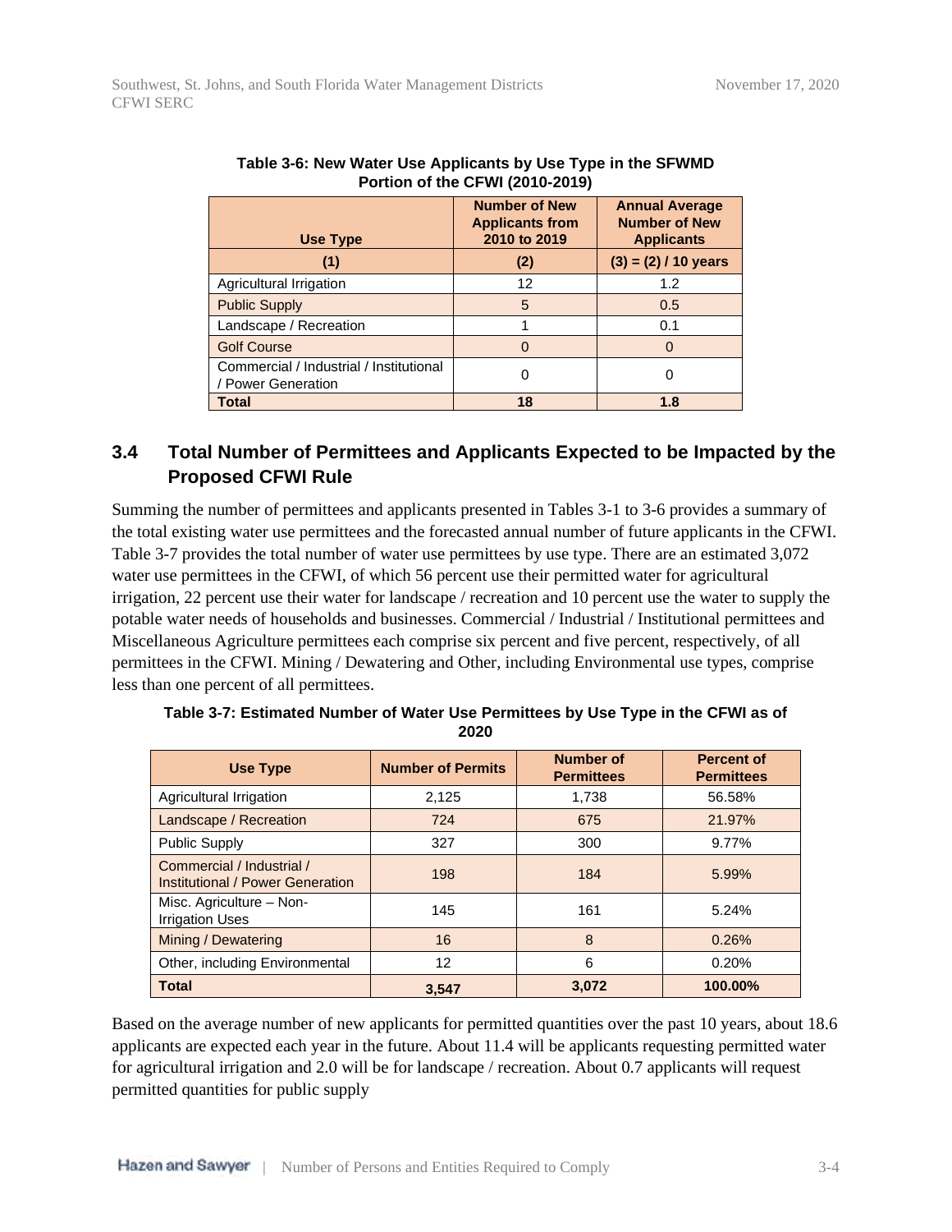**Table 3-6: New Water Use Applicants by Use Type in the SFWMD Portion of the CFWI (2010-2019)**

| Use Type | Number of New Applicants from 2010 to 2019 | Annual Average Number of New Applicants |
|---|---|---|
| (1) | (2) | (3) = (2) / 10 years |
| Agricultural Irrigation | 12 | 1.2 |
| Public Supply | 5 | 0.5 |
| Landscape / Recreation | 1 | 0.1 |
| Golf Course | 0 | 0 |
| Commercial / Industrial / Institutional / Power Generation | 0 | 0 |
| **Total** | **18** | **1.8** |

## 3.4 Total Number of Permittees and Applicants Expected to be Impacted by the Proposed CFWI Rule

Summing the number of permittees and applicants presented in Tables 3-1 to 3-6 provides a summary of the total existing water use permittees and the forecasted annual number of future applicants in the CFWI. Table 3-7 provides the total number of water use permittees by use type. There are an estimated 3,072 water use permittees in the CFWI, of which 56 percent use their permitted water for agricultural irrigation, 22 percent use their water for landscape / recreation and 10 percent use the water to supply the potable water needs of households and businesses. Commercial / Industrial / Institutional permittees and Miscellaneous Agriculture permittees each comprise six percent and five percent, respectively, of all permittees in the CFWI. Mining / Dewatering and Other, including Environmental use types, comprise less than one percent of all permittees.

**Table 3-7: Estimated Number of Water Use Permittees by Use Type in the CFWI as of 2020**

| Use Type | Number of Permits | Number of Permittees | Percent of Permittees |
|---|---|---|---|
| Agricultural Irrigation | 2,125 | 1,738 | 56.58% |
| Landscape / Recreation | 724 | 675 | 21.97% |
| Public Supply | 327 | 300 | 9.77% |
| Commercial / Industrial / Institutional / Power Generation | 198 | 184 | 5.99% |
| Misc. Agriculture – Non-Irrigation Uses | 145 | 161 | 5.24% |
| Mining / Dewatering | 16 | 8 | 0.26% |
| Other, including Environmental | 12 | 6 | 0.20% |
| **Total** | **3,547** | **3,072** | **100.00%** |

Based on the average number of new applicants for permitted quantities over the past 10 years, about 18.6 applicants are expected each year in the future. About 11.4 will be applicants requesting permitted water for agricultural irrigation and 2.0 will be for landscape / recreation. About 0.7 applicants will request permitted quantities for public supply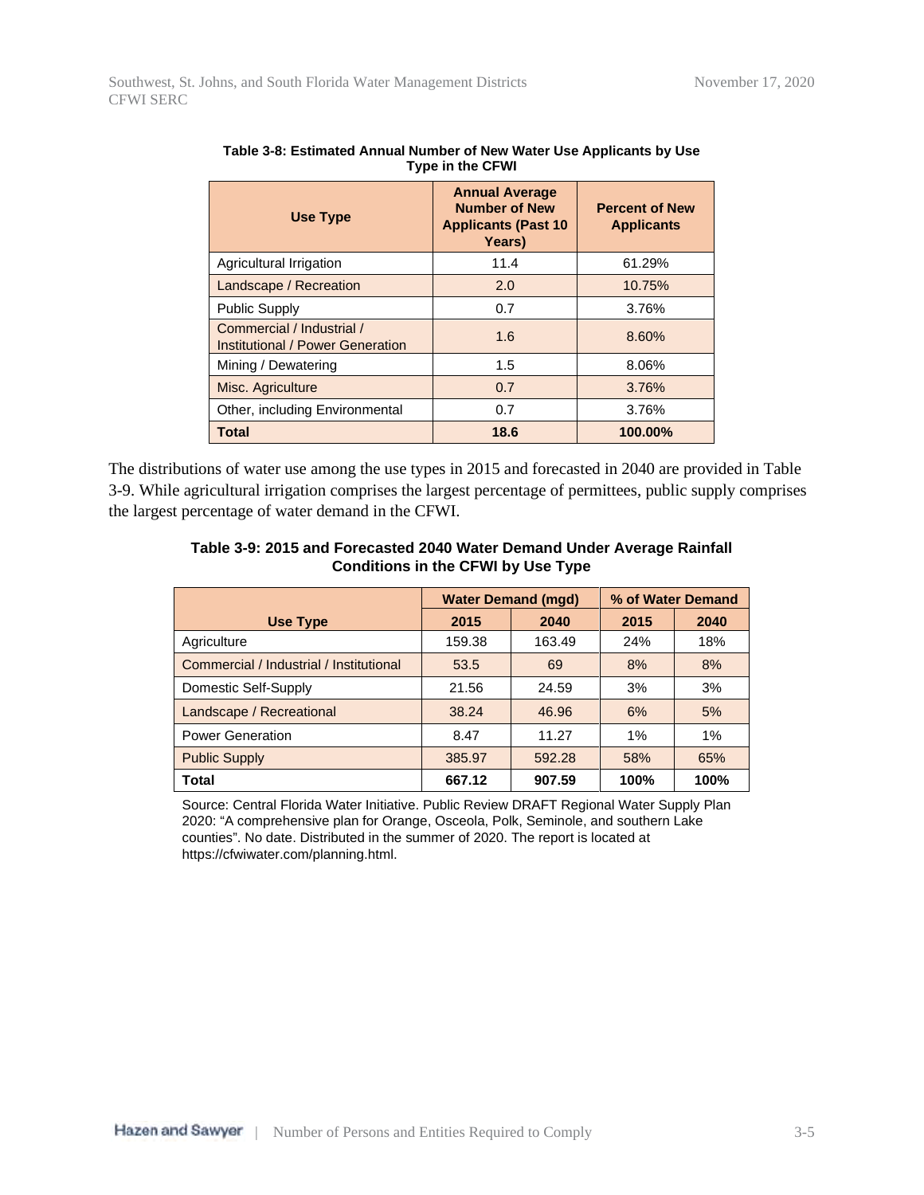**Table 3-8: Estimated Annual Number of New Water Use Applicants by Use Type in the CFWI**

| Use Type | Annual Average Number of New Applicants (Past 10 Years) | Percent of New Applicants |
|---|---|---|
| Agricultural Irrigation | 11.4 | 61.29% |
| Landscape / Recreation | 2.0 | 10.75% |
| Public Supply | 0.7 | 3.76% |
| Commercial / Industrial / Institutional / Power Generation | 1.6 | 8.60% |
| Mining / Dewatering | 1.5 | 8.06% |
| Misc. Agriculture | 0.7 | 3.76% |
| Other, including Environmental | 0.7 | 3.76% |
| **Total** | **18.6** | **100.00%** |

The distributions of water use among the use types in 2015 and forecasted in 2040 are provided in Table 3-9. While agricultural irrigation comprises the largest percentage of permittees, public supply comprises the largest percentage of water demand in the CFWI.

**Table 3-9: 2015 and Forecasted 2040 Water Demand Under Average Rainfall Conditions in the CFWI by Use Type**

| | Water Demand (mgd) | | % of Water Demand | |
|---|---|---|---|---|
| **Use Type** | **2015** | **2040** | **2015** | **2040** |
| Agriculture | 159.38 | 163.49 | 24% | 18% |
| Commercial / Industrial / Institutional | 53.5 | 69 | 8% | 8% |
| Domestic Self-Supply | 21.56 | 24.59 | 3% | 3% |
| Landscape / Recreational | 38.24 | 46.96 | 6% | 5% |
| Power Generation | 8.47 | 11.27 | 1% | 1% |
| Public Supply | 385.97 | 592.28 | 58% | 65% |
| **Total** | **667.12** | **907.59** | **100%** | **100%** |

Source: Central Florida Water Initiative. Public Review DRAFT Regional Water Supply Plan 2020: "A comprehensive plan for Orange, Osceola, Polk, Seminole, and southern Lake counties". No date. Distributed in the summer of 2020. The report is located at https://cfwiwater.com/planning.html.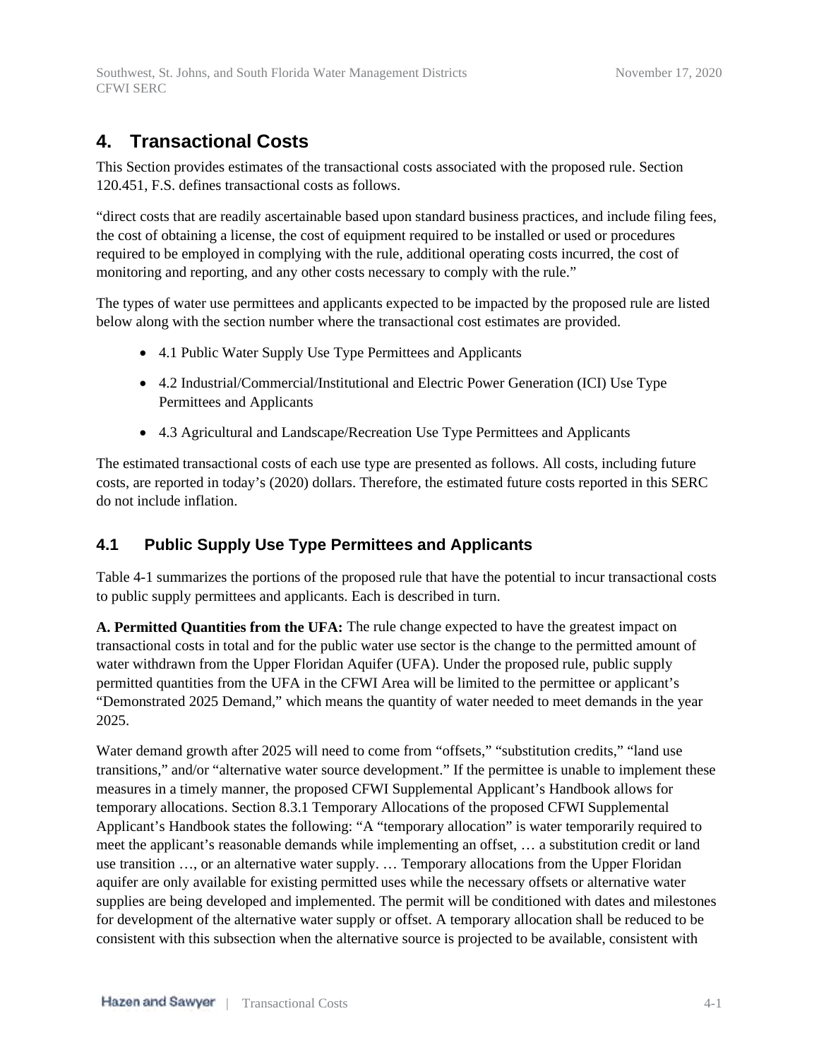# 4. Transactional Costs

This Section provides estimates of the transactional costs associated with the proposed rule. Section 120.451, F.S. defines transactional costs as follows.

"direct costs that are readily ascertainable based upon standard business practices, and include filing fees, the cost of obtaining a license, the cost of equipment required to be installed or used or procedures required to be employed in complying with the rule, additional operating costs incurred, the cost of monitoring and reporting, and any other costs necessary to comply with the rule."

The types of water use permittees and applicants expected to be impacted by the proposed rule are listed below along with the section number where the transactional cost estimates are provided.

- 4.1 Public Water Supply Use Type Permittees and Applicants
- 4.2 Industrial/Commercial/Institutional and Electric Power Generation (ICI) Use Type Permittees and Applicants
- 4.3 Agricultural and Landscape/Recreation Use Type Permittees and Applicants

The estimated transactional costs of each use type are presented as follows. All costs, including future costs, are reported in today's (2020) dollars. Therefore, the estimated future costs reported in this SERC do not include inflation.

## 4.1 Public Supply Use Type Permittees and Applicants

Table 4-1 summarizes the portions of the proposed rule that have the potential to incur transactional costs to public supply permittees and applicants. Each is described in turn.

**A. Permitted Quantities from the UFA:** The rule change expected to have the greatest impact on transactional costs in total and for the public water use sector is the change to the permitted amount of water withdrawn from the Upper Floridan Aquifer (UFA). Under the proposed rule, public supply permitted quantities from the UFA in the CFWI Area will be limited to the permittee or applicant's "Demonstrated 2025 Demand," which means the quantity of water needed to meet demands in the year 2025.

Water demand growth after 2025 will need to come from "offsets," "substitution credits," "land use transitions," and/or "alternative water source development." If the permittee is unable to implement these measures in a timely manner, the proposed CFWI Supplemental Applicant's Handbook allows for temporary allocations. Section 8.3.1 Temporary Allocations of the proposed CFWI Supplemental Applicant's Handbook states the following: "A "temporary allocation" is water temporarily required to meet the applicant's reasonable demands while implementing an offset, … a substitution credit or land use transition …, or an alternative water supply. … Temporary allocations from the Upper Floridan aquifer are only available for existing permitted uses while the necessary offsets or alternative water supplies are being developed and implemented. The permit will be conditioned with dates and milestones for development of the alternative water supply or offset. A temporary allocation shall be reduced to be consistent with this subsection when the alternative source is projected to be available, consistent with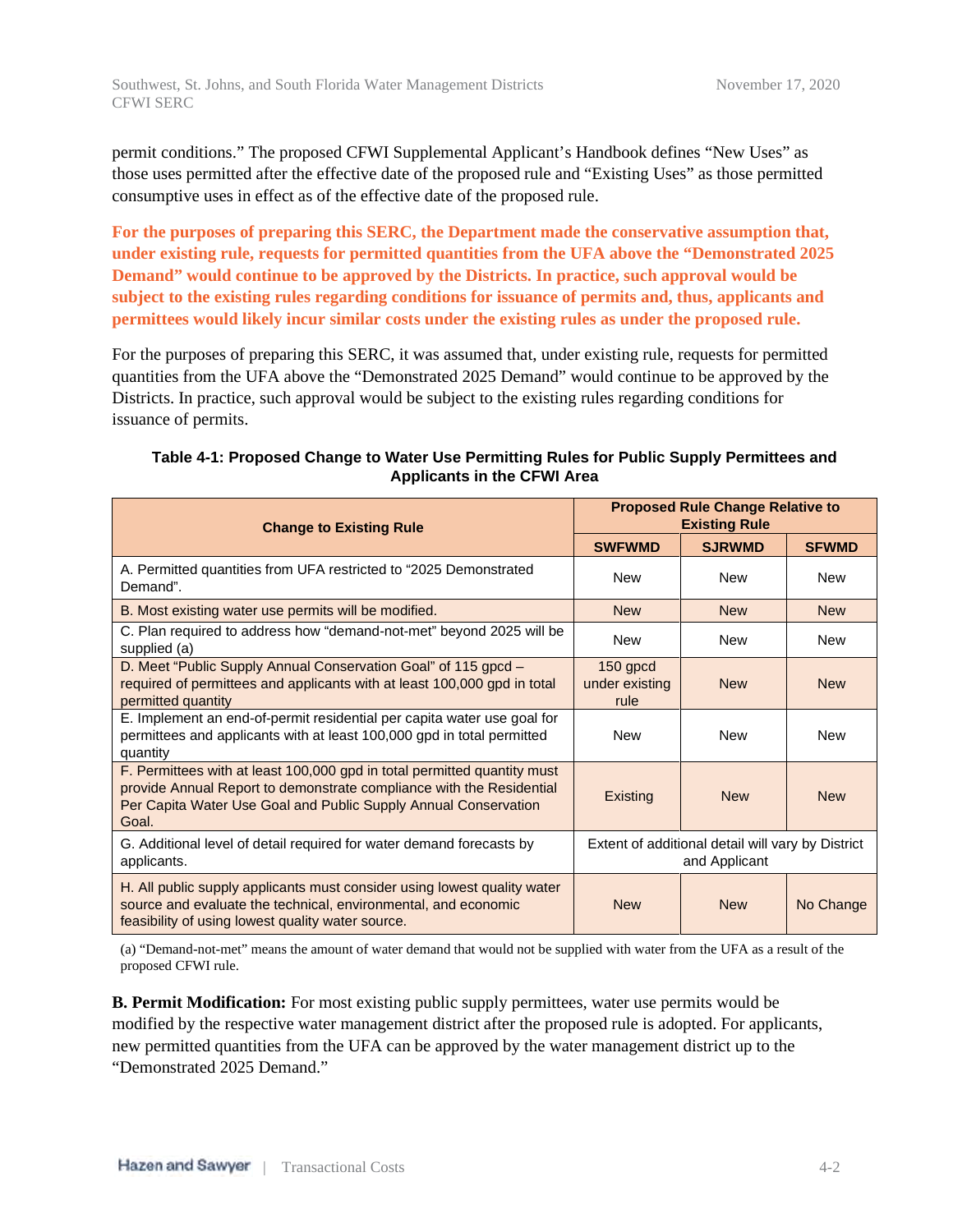permit conditions." The proposed CFWI Supplemental Applicant's Handbook defines "New Uses" as those uses permitted after the effective date of the proposed rule and "Existing Uses" as those permitted consumptive uses in effect as of the effective date of the proposed rule.

**For the purposes of preparing this SERC, the Department made the conservative assumption that, under existing rule, requests for permitted quantities from the UFA above the "Demonstrated 2025 Demand" would continue to be approved by the Districts. In practice, such approval would be subject to the existing rules regarding conditions for issuance of permits and, thus, applicants and permittees would likely incur similar costs under the existing rules as under the proposed rule.**

For the purposes of preparing this SERC, it was assumed that, under existing rule, requests for permitted quantities from the UFA above the "Demonstrated 2025 Demand" would continue to be approved by the Districts. In practice, such approval would be subject to the existing rules regarding conditions for issuance of permits.

**Table 4-1: Proposed Change to Water Use Permitting Rules for Public Supply Permittees and Applicants in the CFWI Area**

| Change to Existing Rule | Proposed Rule Change Relative to Existing Rule | | |
|---|---|---|---|
| | SWFWMD | SJRWMD | SFWMD |
| A. Permitted quantities from UFA restricted to "2025 Demonstrated Demand". | New | New | New |
| B. Most existing water use permits will be modified. | New | New | New |
| C. Plan required to address how "demand-not-met" beyond 2025 will be supplied (a) | New | New | New |
| D. Meet "Public Supply Annual Conservation Goal" of 115 gpcd – required of permittees and applicants with at least 100,000 gpd in total permitted quantity | 150 gpcd under existing rule | New | New |
| E. Implement an end-of-permit residential per capita water use goal for permittees and applicants with at least 100,000 gpd in total permitted quantity | New | New | New |
| F. Permittees with at least 100,000 gpd in total permitted quantity must provide Annual Report to demonstrate compliance with the Residential Per Capita Water Use Goal and Public Supply Annual Conservation Goal. | Existing | New | New |
| G. Additional level of detail required for water demand forecasts by applicants. | Extent of additional detail will vary by District and Applicant | | |
| H. All public supply applicants must consider using lowest quality water source and evaluate the technical, environmental, and economic feasibility of using lowest quality water source. | New | New | No Change |

(a) "Demand-not-met" means the amount of water demand that would not be supplied with water from the UFA as a result of the proposed CFWI rule.

**B. Permit Modification:** For most existing public supply permittees, water use permits would be modified by the respective water management district after the proposed rule is adopted. For applicants, new permitted quantities from the UFA can be approved by the water management district up to the "Demonstrated 2025 Demand."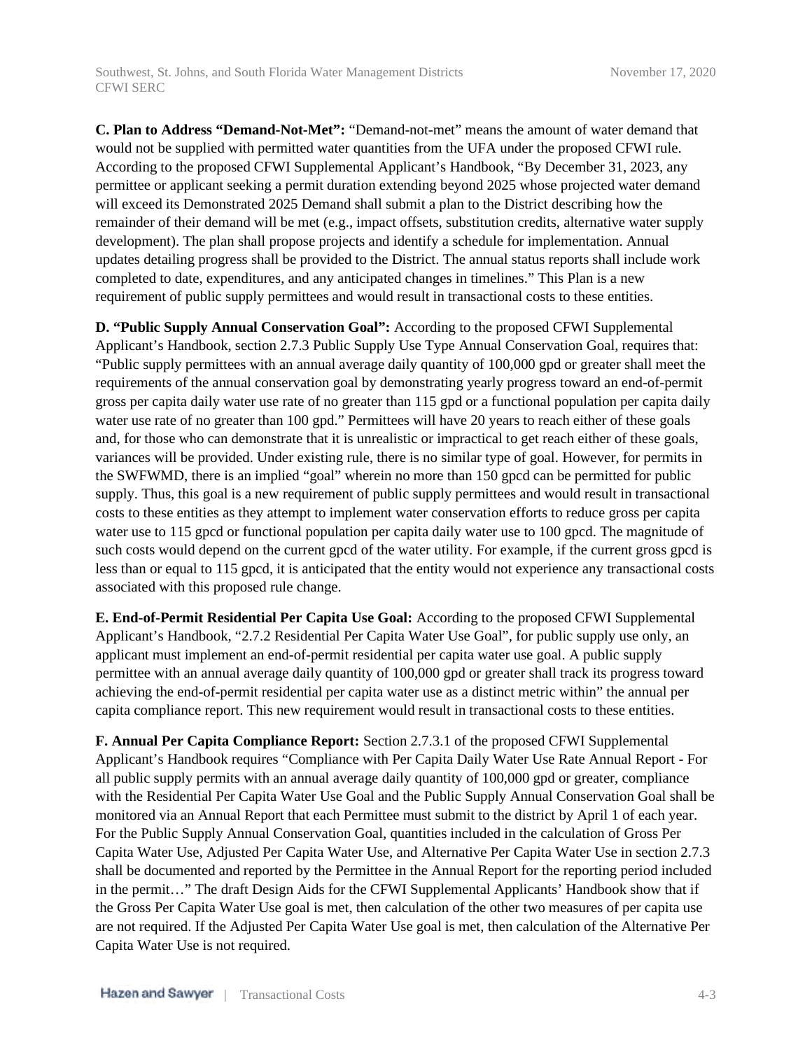**C. Plan to Address "Demand-Not-Met":** "Demand-not-met" means the amount of water demand that would not be supplied with permitted water quantities from the UFA under the proposed CFWI rule. According to the proposed CFWI Supplemental Applicant's Handbook, "By December 31, 2023, any permittee or applicant seeking a permit duration extending beyond 2025 whose projected water demand will exceed its Demonstrated 2025 Demand shall submit a plan to the District describing how the remainder of their demand will be met (e.g., impact offsets, substitution credits, alternative water supply development). The plan shall propose projects and identify a schedule for implementation. Annual updates detailing progress shall be provided to the District. The annual status reports shall include work completed to date, expenditures, and any anticipated changes in timelines." This Plan is a new requirement of public supply permittees and would result in transactional costs to these entities.

**D. "Public Supply Annual Conservation Goal":** According to the proposed CFWI Supplemental Applicant's Handbook, section 2.7.3 Public Supply Use Type Annual Conservation Goal, requires that: "Public supply permittees with an annual average daily quantity of 100,000 gpd or greater shall meet the requirements of the annual conservation goal by demonstrating yearly progress toward an end-of-permit gross per capita daily water use rate of no greater than 115 gpd or a functional population per capita daily water use rate of no greater than 100 gpd." Permittees will have 20 years to reach either of these goals and, for those who can demonstrate that it is unrealistic or impractical to get reach either of these goals, variances will be provided. Under existing rule, there is no similar type of goal. However, for permits in the SWFWMD, there is an implied "goal" wherein no more than 150 gpcd can be permitted for public supply. Thus, this goal is a new requirement of public supply permittees and would result in transactional costs to these entities as they attempt to implement water conservation efforts to reduce gross per capita water use to 115 gpcd or functional population per capita daily water use to 100 gpcd. The magnitude of such costs would depend on the current gpcd of the water utility. For example, if the current gross gpcd is less than or equal to 115 gpcd, it is anticipated that the entity would not experience any transactional costs associated with this proposed rule change.

**E. End-of-Permit Residential Per Capita Use Goal:** According to the proposed CFWI Supplemental Applicant's Handbook, "2.7.2 Residential Per Capita Water Use Goal", for public supply use only, an applicant must implement an end-of-permit residential per capita water use goal. A public supply permittee with an annual average daily quantity of 100,000 gpd or greater shall track its progress toward achieving the end-of-permit residential per capita water use as a distinct metric within" the annual per capita compliance report. This new requirement would result in transactional costs to these entities.

**F. Annual Per Capita Compliance Report:** Section 2.7.3.1 of the proposed CFWI Supplemental Applicant's Handbook requires "Compliance with Per Capita Daily Water Use Rate Annual Report - For all public supply permits with an annual average daily quantity of 100,000 gpd or greater, compliance with the Residential Per Capita Water Use Goal and the Public Supply Annual Conservation Goal shall be monitored via an Annual Report that each Permittee must submit to the district by April 1 of each year. For the Public Supply Annual Conservation Goal, quantities included in the calculation of Gross Per Capita Water Use, Adjusted Per Capita Water Use, and Alternative Per Capita Water Use in section 2.7.3 shall be documented and reported by the Permittee in the Annual Report for the reporting period included in the permit…" The draft Design Aids for the CFWI Supplemental Applicants' Handbook show that if the Gross Per Capita Water Use goal is met, then calculation of the other two measures of per capita use are not required. If the Adjusted Per Capita Water Use goal is met, then calculation of the Alternative Per Capita Water Use is not required.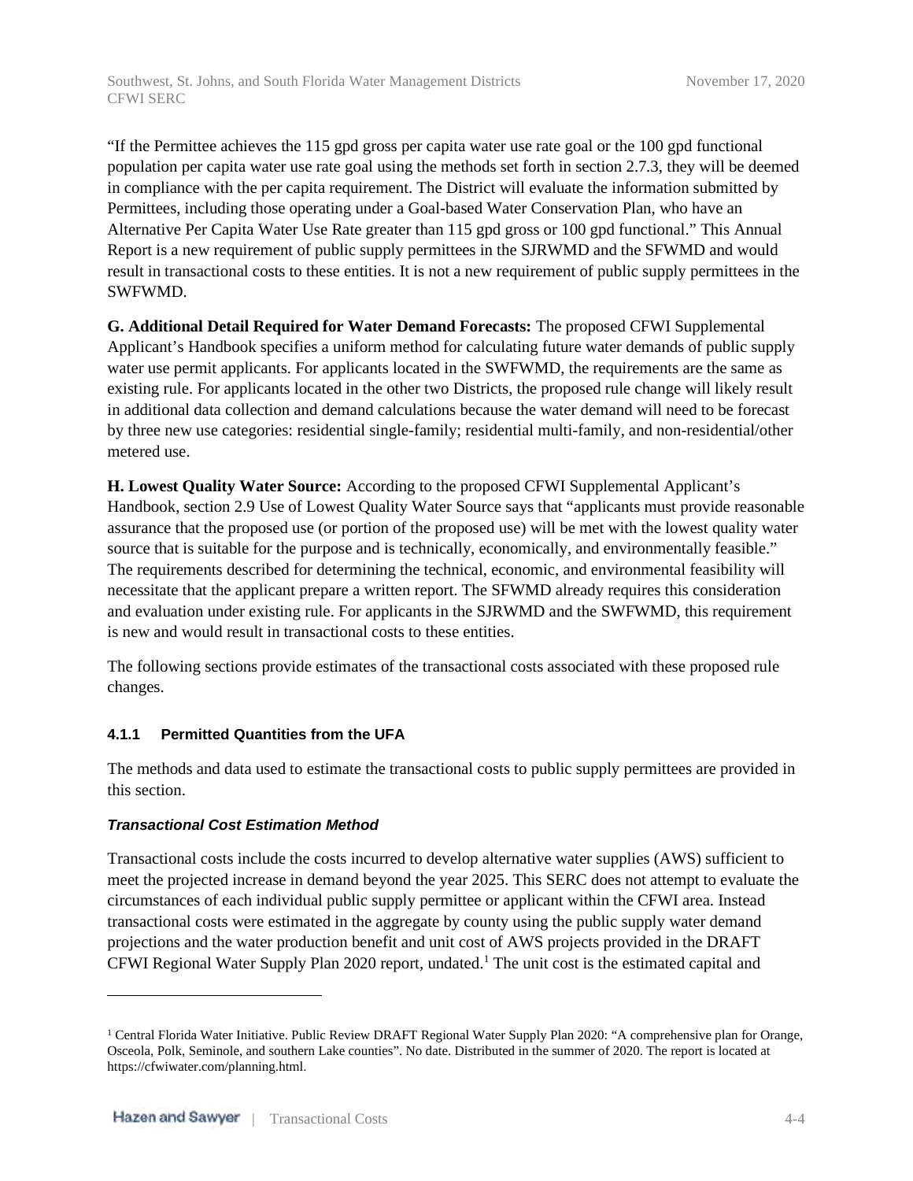"If the Permittee achieves the 115 gpd gross per capita water use rate goal or the 100 gpd functional population per capita water use rate goal using the methods set forth in section 2.7.3, they will be deemed in compliance with the per capita requirement. The District will evaluate the information submitted by Permittees, including those operating under a Goal-based Water Conservation Plan, who have an Alternative Per Capita Water Use Rate greater than 115 gpd gross or 100 gpd functional." This Annual Report is a new requirement of public supply permittees in the SJRWMD and the SFWMD and would result in transactional costs to these entities. It is not a new requirement of public supply permittees in the SWFWMD.

**G. Additional Detail Required for Water Demand Forecasts:** The proposed CFWI Supplemental Applicant's Handbook specifies a uniform method for calculating future water demands of public supply water use permit applicants. For applicants located in the SWFWMD, the requirements are the same as existing rule. For applicants located in the other two Districts, the proposed rule change will likely result in additional data collection and demand calculations because the water demand will need to be forecast by three new use categories: residential single-family; residential multi-family, and non-residential/other metered use.

**H. Lowest Quality Water Source:** According to the proposed CFWI Supplemental Applicant's Handbook, section 2.9 Use of Lowest Quality Water Source says that "applicants must provide reasonable assurance that the proposed use (or portion of the proposed use) will be met with the lowest quality water source that is suitable for the purpose and is technically, economically, and environmentally feasible." The requirements described for determining the technical, economic, and environmental feasibility will necessitate that the applicant prepare a written report. The SFWMD already requires this consideration and evaluation under existing rule. For applicants in the SJRWMD and the SWFWMD, this requirement is new and would result in transactional costs to these entities.

The following sections provide estimates of the transactional costs associated with these proposed rule changes.

### 4.1.1 Permitted Quantities from the UFA

The methods and data used to estimate the transactional costs to public supply permittees are provided in this section.

#### *Transactional Cost Estimation Method*

Transactional costs include the costs incurred to develop alternative water supplies (AWS) sufficient to meet the projected increase in demand beyond the year 2025. This SERC does not attempt to evaluate the circumstances of each individual public supply permittee or applicant within the CFWI area. Instead transactional costs were estimated in the aggregate by county using the public supply water demand projections and the water production benefit and unit cost of AWS projects provided in the DRAFT CFWI Regional Water Supply Plan 2020 report, undated.[1] The unit cost is the estimated capital and

[1] Central Florida Water Initiative. Public Review DRAFT Regional Water Supply Plan 2020: "A comprehensive plan for Orange, Osceola, Polk, Seminole, and southern Lake counties". No date. Distributed in the summer of 2020. The report is located at https://cfwiwater.com/planning.html.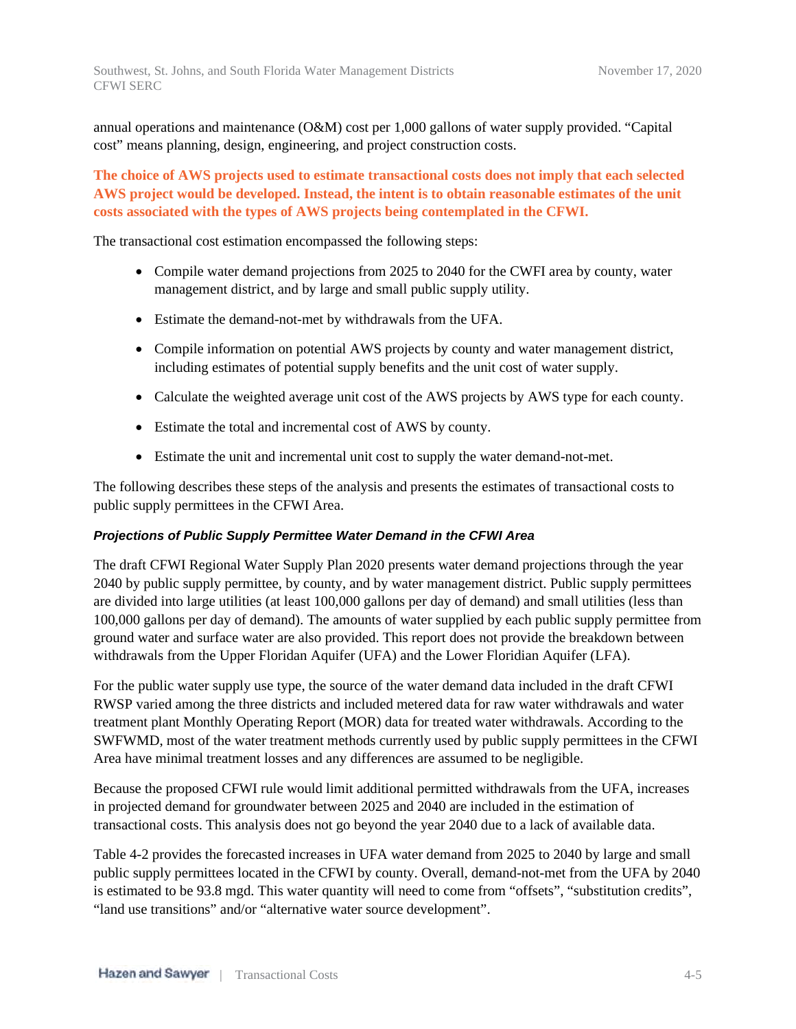annual operations and maintenance (O&M) cost per 1,000 gallons of water supply provided. "Capital cost" means planning, design, engineering, and project construction costs.

**The choice of AWS projects used to estimate transactional costs does not imply that each selected AWS project would be developed. Instead, the intent is to obtain reasonable estimates of the unit costs associated with the types of AWS projects being contemplated in the CFWI.**

The transactional cost estimation encompassed the following steps:

- Compile water demand projections from 2025 to 2040 for the CWFI area by county, water management district, and by large and small public supply utility.
- Estimate the demand-not-met by withdrawals from the UFA.
- Compile information on potential AWS projects by county and water management district, including estimates of potential supply benefits and the unit cost of water supply.
- Calculate the weighted average unit cost of the AWS projects by AWS type for each county.
- Estimate the total and incremental cost of AWS by county.
- Estimate the unit and incremental unit cost to supply the water demand-not-met.

The following describes these steps of the analysis and presents the estimates of transactional costs to public supply permittees in the CFWI Area.

***Projections of Public Supply Permittee Water Demand in the CFWI Area***

The draft CFWI Regional Water Supply Plan 2020 presents water demand projections through the year 2040 by public supply permittee, by county, and by water management district. Public supply permittees are divided into large utilities (at least 100,000 gallons per day of demand) and small utilities (less than 100,000 gallons per day of demand). The amounts of water supplied by each public supply permittee from ground water and surface water are also provided. This report does not provide the breakdown between withdrawals from the Upper Floridan Aquifer (UFA) and the Lower Floridian Aquifer (LFA).

For the public water supply use type, the source of the water demand data included in the draft CFWI RWSP varied among the three districts and included metered data for raw water withdrawals and water treatment plant Monthly Operating Report (MOR) data for treated water withdrawals. According to the SWFWMD, most of the water treatment methods currently used by public supply permittees in the CFWI Area have minimal treatment losses and any differences are assumed to be negligible.

Because the proposed CFWI rule would limit additional permitted withdrawals from the UFA, increases in projected demand for groundwater between 2025 and 2040 are included in the estimation of transactional costs. This analysis does not go beyond the year 2040 due to a lack of available data.

Table 4-2 provides the forecasted increases in UFA water demand from 2025 to 2040 by large and small public supply permittees located in the CFWI by county. Overall, demand-not-met from the UFA by 2040 is estimated to be 93.8 mgd. This water quantity will need to come from "offsets", "substitution credits", "land use transitions" and/or "alternative water source development".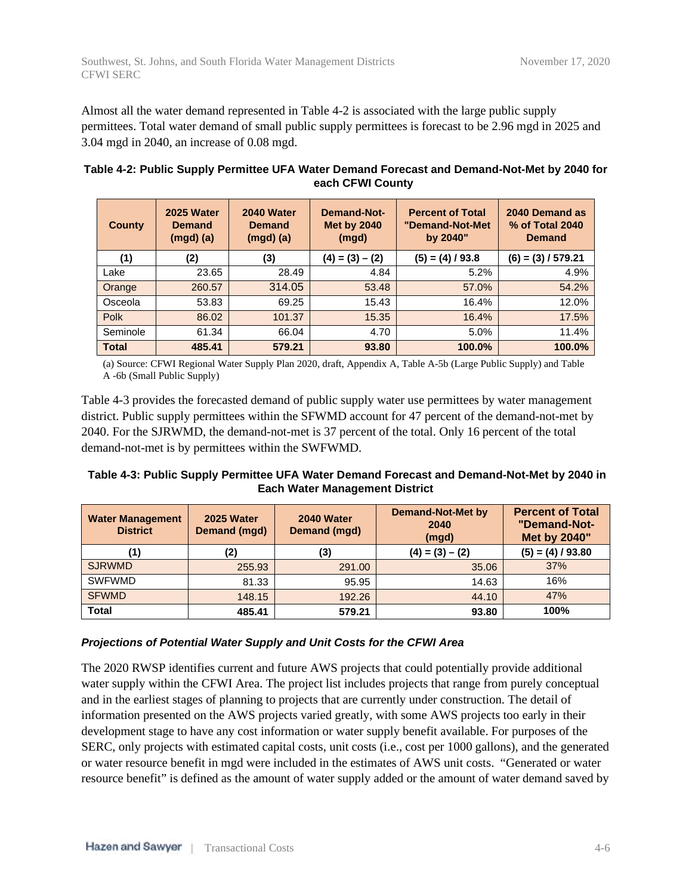Almost all the water demand represented in Table 4-2 is associated with the large public supply permittees. Total water demand of small public supply permittees is forecast to be 2.96 mgd in 2025 and 3.04 mgd in 2040, an increase of 0.08 mgd.

**Table 4-2: Public Supply Permittee UFA Water Demand Forecast and Demand-Not-Met by 2040 for each CFWI County**

| County | 2025 Water Demand (mgd) (a) | 2040 Water Demand (mgd) (a) | Demand-Not-Met by 2040 (mgd) | Percent of Total "Demand-Not-Met by 2040" | 2040 Demand as % of Total 2040 Demand |
|---|---|---|---|---|---|
| (1) | (2) | (3) | (4) = (3) – (2) | (5) = (4) / 93.8 | (6) = (3) / 579.21 |
| Lake | 23.65 | 28.49 | 4.84 | 5.2% | 4.9% |
| Orange | 260.57 | 314.05 | 53.48 | 57.0% | 54.2% |
| Osceola | 53.83 | 69.25 | 15.43 | 16.4% | 12.0% |
| Polk | 86.02 | 101.37 | 15.35 | 16.4% | 17.5% |
| Seminole | 61.34 | 66.04 | 4.70 | 5.0% | 11.4% |
| **Total** | **485.41** | **579.21** | **93.80** | **100.0%** | **100.0%** |

(a) Source: CFWI Regional Water Supply Plan 2020, draft, Appendix A, Table A-5b (Large Public Supply) and Table A -6b (Small Public Supply)

Table 4-3 provides the forecasted demand of public supply water use permittees by water management district. Public supply permittees within the SFWMD account for 47 percent of the demand-not-met by 2040. For the SJRWMD, the demand-not-met is 37 percent of the total. Only 16 percent of the total demand-not-met is by permittees within the SWFWMD.

**Table 4-3: Public Supply Permittee UFA Water Demand Forecast and Demand-Not-Met by 2040 in Each Water Management District**

| Water Management District | 2025 Water Demand (mgd) | 2040 Water Demand (mgd) | Demand-Not-Met by 2040 (mgd) | Percent of Total "Demand-Not-Met by 2040" |
|---|---|---|---|---|
| (1) | (2) | (3) | (4) = (3) – (2) | (5) = (4) / 93.80 |
| SJRWMD | 255.93 | 291.00 | 35.06 | 37% |
| SWFWMD | 81.33 | 95.95 | 14.63 | 16% |
| SFWMD | 148.15 | 192.26 | 44.10 | 47% |
| **Total** | **485.41** | **579.21** | **93.80** | **100%** |

***Projections of Potential Water Supply and Unit Costs for the CFWI Area***

The 2020 RWSP identifies current and future AWS projects that could potentially provide additional water supply within the CFWI Area. The project list includes projects that range from purely conceptual and in the earliest stages of planning to projects that are currently under construction. The detail of information presented on the AWS projects varied greatly, with some AWS projects too early in their development stage to have any cost information or water supply benefit available. For purposes of the SERC, only projects with estimated capital costs, unit costs (i.e., cost per 1000 gallons), and the generated or water resource benefit in mgd were included in the estimates of AWS unit costs. "Generated or water resource benefit" is defined as the amount of water supply added or the amount of water demand saved by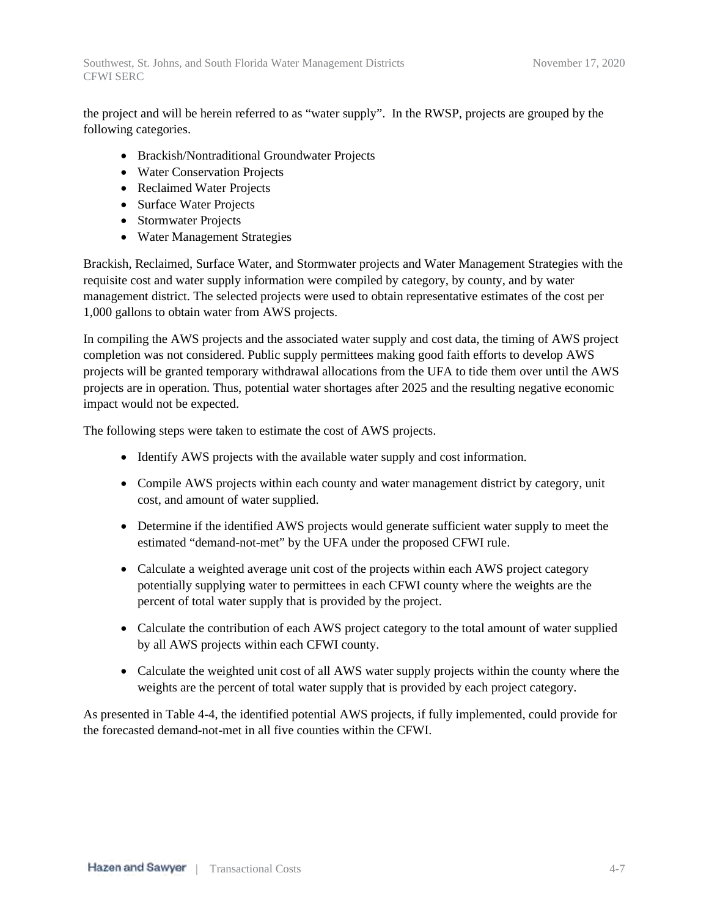the project and will be herein referred to as "water supply". In the RWSP, projects are grouped by the following categories.

- Brackish/Nontraditional Groundwater Projects
- Water Conservation Projects
- Reclaimed Water Projects
- Surface Water Projects
- Stormwater Projects
- Water Management Strategies

Brackish, Reclaimed, Surface Water, and Stormwater projects and Water Management Strategies with the requisite cost and water supply information were compiled by category, by county, and by water management district. The selected projects were used to obtain representative estimates of the cost per 1,000 gallons to obtain water from AWS projects.

In compiling the AWS projects and the associated water supply and cost data, the timing of AWS project completion was not considered. Public supply permittees making good faith efforts to develop AWS projects will be granted temporary withdrawal allocations from the UFA to tide them over until the AWS projects are in operation. Thus, potential water shortages after 2025 and the resulting negative economic impact would not be expected.

The following steps were taken to estimate the cost of AWS projects.

- Identify AWS projects with the available water supply and cost information.
- Compile AWS projects within each county and water management district by category, unit cost, and amount of water supplied.
- Determine if the identified AWS projects would generate sufficient water supply to meet the estimated "demand-not-met" by the UFA under the proposed CFWI rule.
- Calculate a weighted average unit cost of the projects within each AWS project category potentially supplying water to permittees in each CFWI county where the weights are the percent of total water supply that is provided by the project.
- Calculate the contribution of each AWS project category to the total amount of water supplied by all AWS projects within each CFWI county.
- Calculate the weighted unit cost of all AWS water supply projects within the county where the weights are the percent of total water supply that is provided by each project category.

As presented in Table 4-4, the identified potential AWS projects, if fully implemented, could provide for the forecasted demand-not-met in all five counties within the CFWI.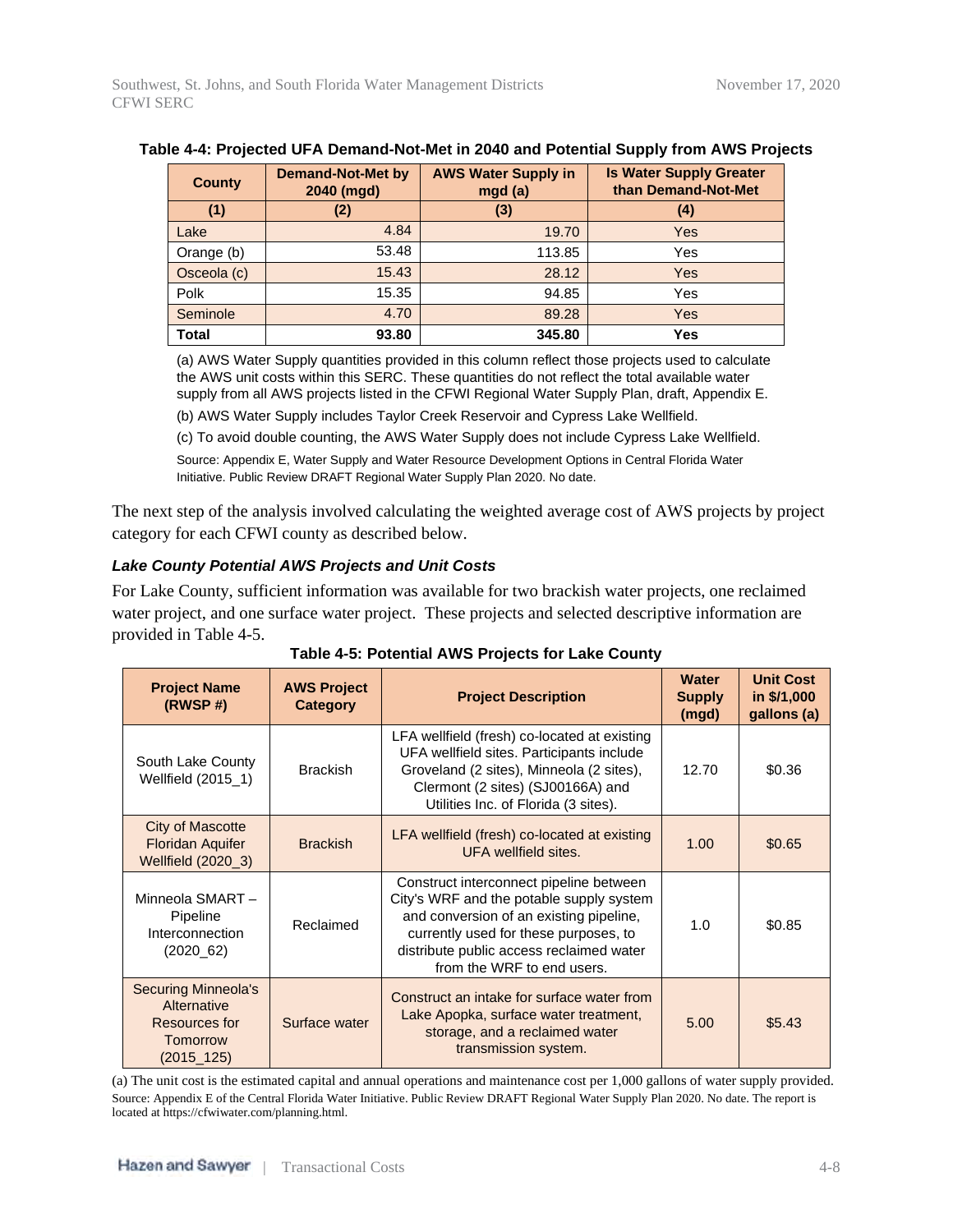**Table 4-4: Projected UFA Demand-Not-Met in 2040 and Potential Supply from AWS Projects**

| County | Demand-Not-Met by 2040 (mgd) | AWS Water Supply in mgd (a) | Is Water Supply Greater than Demand-Not-Met |
|---|---|---|---|
| (1) | (2) | (3) | (4) |
| Lake | 4.84 | 19.70 | Yes |
| Orange (b) | 53.48 | 113.85 | Yes |
| Osceola (c) | 15.43 | 28.12 | Yes |
| Polk | 15.35 | 94.85 | Yes |
| Seminole | 4.70 | 89.28 | Yes |
| **Total** | **93.80** | **345.80** | **Yes** |

(a) AWS Water Supply quantities provided in this column reflect those projects used to calculate the AWS unit costs within this SERC. These quantities do not reflect the total available water supply from all AWS projects listed in the CFWI Regional Water Supply Plan, draft, Appendix E.

(b) AWS Water Supply includes Taylor Creek Reservoir and Cypress Lake Wellfield.

(c) To avoid double counting, the AWS Water Supply does not include Cypress Lake Wellfield.

Source: Appendix E, Water Supply and Water Resource Development Options in Central Florida Water Initiative. Public Review DRAFT Regional Water Supply Plan 2020. No date.

The next step of the analysis involved calculating the weighted average cost of AWS projects by project category for each CFWI county as described below.

### *Lake County Potential AWS Projects and Unit Costs*

For Lake County, sufficient information was available for two brackish water projects, one reclaimed water project, and one surface water project. These projects and selected descriptive information are provided in Table 4-5.

**Table 4-5: Potential AWS Projects for Lake County**

| Project Name (RWSP #) | AWS Project Category | Project Description | Water Supply (mgd) | Unit Cost in $/1,000 gallons (a) |
|---|---|---|---|---|
| South Lake County Wellfield (2015_1) | Brackish | LFA wellfield (fresh) co-located at existing UFA wellfield sites. Participants include Groveland (2 sites), Minneola (2 sites), Clermont (2 sites) (SJ00166A) and Utilities Inc. of Florida (3 sites). | 12.70 | $0.36 |
| City of Mascotte Floridan Aquifer Wellfield (2020_3) | Brackish | LFA wellfield (fresh) co-located at existing UFA wellfield sites. | 1.00 | $0.65 |
| Minneola SMART – Pipeline Interconnection (2020_62) | Reclaimed | Construct interconnect pipeline between City's WRF and the potable supply system and conversion of an existing pipeline, currently used for these purposes, to distribute public access reclaimed water from the WRF to end users. | 1.0 | $0.85 |
| Securing Minneola's Alternative Resources for Tomorrow (2015_125) | Surface water | Construct an intake for surface water from Lake Apopka, surface water treatment, storage, and a reclaimed water transmission system. | 5.00 | $5.43 |

(a) The unit cost is the estimated capital and annual operations and maintenance cost per 1,000 gallons of water supply provided.

Source: Appendix E of the Central Florida Water Initiative. Public Review DRAFT Regional Water Supply Plan 2020. No date. The report is located at https://cfwiwater.com/planning.html.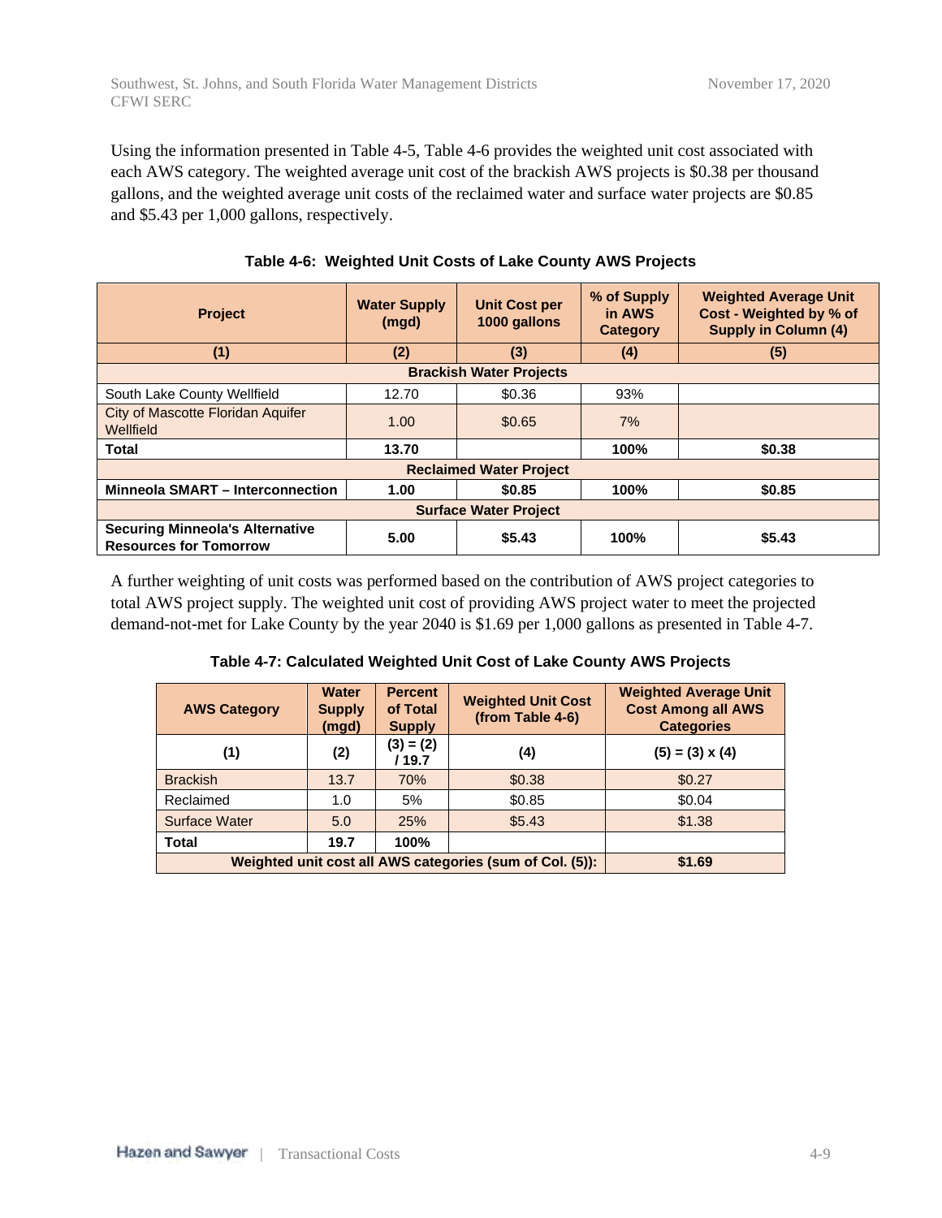Using the information presented in Table 4-5, Table 4-6 provides the weighted unit cost associated with each AWS category. The weighted average unit cost of the brackish AWS projects is $0.38 per thousand gallons, and the weighted average unit costs of the reclaimed water and surface water projects are $0.85 and $5.43 per 1,000 gallons, respectively.

**Table 4-6: Weighted Unit Costs of Lake County AWS Projects**

| Project | Water Supply (mgd) | Unit Cost per 1000 gallons | % of Supply in AWS Category | Weighted Average Unit Cost - Weighted by % of Supply in Column (4) |
|---|---|---|---|---|
| (1) | (2) | (3) | (4) | (5) |
| **Brackish Water Projects** | | | | |
| South Lake County Wellfield | 12.70 | $0.36 | 93% | |
| City of Mascotte Floridan Aquifer Wellfield | 1.00 | $0.65 | 7% | |
| **Total** | **13.70** | | **100%** | **$0.38** |
| **Reclaimed Water Project** | | | | |
| **Minneola SMART – Interconnection** | **1.00** | **$0.85** | **100%** | **$0.85** |
| **Surface Water Project** | | | | |
| **Securing Minneola's Alternative Resources for Tomorrow** | **5.00** | **$5.43** | **100%** | **$5.43** |

A further weighting of unit costs was performed based on the contribution of AWS project categories to total AWS project supply. The weighted unit cost of providing AWS project water to meet the projected demand-not-met for Lake County by the year 2040 is $1.69 per 1,000 gallons as presented in Table 4-7.

**Table 4-7: Calculated Weighted Unit Cost of Lake County AWS Projects**

| AWS Category | Water Supply (mgd) | Percent of Total Supply | Weighted Unit Cost (from Table 4-6) | Weighted Average Unit Cost Among all AWS Categories |
|---|---|---|---|---|
| (1) | (2) | (3) = (2) / 19.7 | (4) | (5) = (3) x (4) |
| Brackish | 13.7 | 70% | $0.38 | $0.27 |
| Reclaimed | 1.0 | 5% | $0.85 | $0.04 |
| Surface Water | 5.0 | 25% | $5.43 | $1.38 |
| **Total** | **19.7** | **100%** | | |
| **Weighted unit cost all AWS categories (sum of Col. (5)):** | | | | **$1.69** |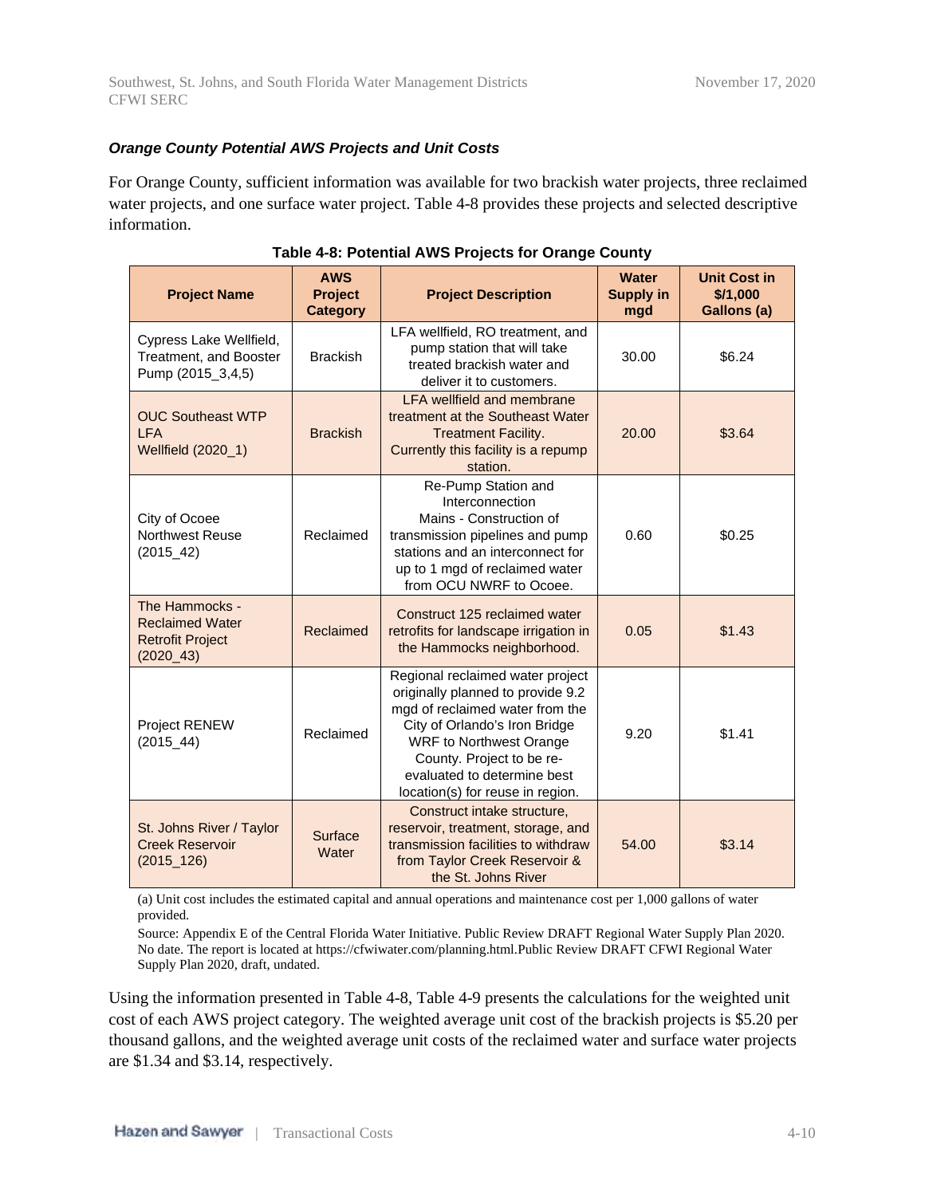***Orange County Potential AWS Projects and Unit Costs***

For Orange County, sufficient information was available for two brackish water projects, three reclaimed water projects, and one surface water project. Table 4-8 provides these projects and selected descriptive information.

**Table 4-8: Potential AWS Projects for Orange County**

| Project Name | AWS Project Category | Project Description | Water Supply in mgd | Unit Cost in $/1,000 Gallons (a) |
|---|---|---|---|---|
| Cypress Lake Wellfield, Treatment, and Booster Pump (2015_3,4,5) | Brackish | LFA wellfield, RO treatment, and pump station that will take treated brackish water and deliver it to customers. | 30.00 | $6.24 |
| OUC Southeast WTP LFA Wellfield (2020_1) | Brackish | LFA wellfield and membrane treatment at the Southeast Water Treatment Facility. Currently this facility is a repump station. | 20.00 | $3.64 |
| City of Ocoee Northwest Reuse (2015_42) | Reclaimed | Re-Pump Station and Interconnection Mains - Construction of transmission pipelines and pump stations and an interconnect for up to 1 mgd of reclaimed water from OCU NWRF to Ocoee. | 0.60 | $0.25 |
| The Hammocks - Reclaimed Water Retrofit Project (2020_43) | Reclaimed | Construct 125 reclaimed water retrofits for landscape irrigation in the Hammocks neighborhood. | 0.05 | $1.43 |
| Project RENEW (2015_44) | Reclaimed | Regional reclaimed water project originally planned to provide 9.2 mgd of reclaimed water from the City of Orlando's Iron Bridge WRF to Northwest Orange County. Project to be re-evaluated to determine best location(s) for reuse in region. | 9.20 | $1.41 |
| St. Johns River / Taylor Creek Reservoir (2015_126) | Surface Water | Construct intake structure, reservoir, treatment, storage, and transmission facilities to withdraw from Taylor Creek Reservoir & the St. Johns River | 54.00 | $3.14 |

(a) Unit cost includes the estimated capital and annual operations and maintenance cost per 1,000 gallons of water provided.

Source: Appendix E of the Central Florida Water Initiative. Public Review DRAFT Regional Water Supply Plan 2020. No date. The report is located at https://cfwiwater.com/planning.html.Public Review DRAFT CFWI Regional Water Supply Plan 2020, draft, undated.

Using the information presented in Table 4-8, Table 4-9 presents the calculations for the weighted unit cost of each AWS project category. The weighted average unit cost of the brackish projects is $5.20 per thousand gallons, and the weighted average unit costs of the reclaimed water and surface water projects are $1.34 and $3.14, respectively.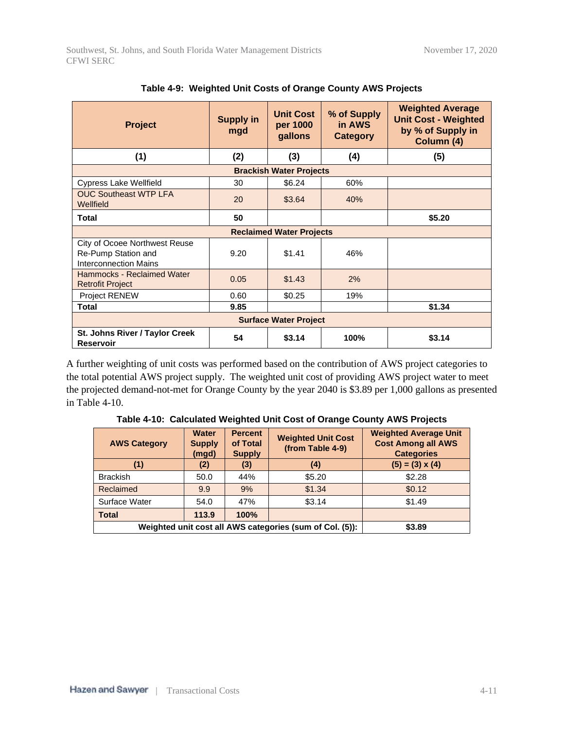**Table 4-9: Weighted Unit Costs of Orange County AWS Projects**

| Project | Supply in mgd | Unit Cost per 1000 gallons | % of Supply in AWS Category | Weighted Average Unit Cost - Weighted by % of Supply in Column (4) |
|---|---|---|---|---|
| (1) | (2) | (3) | (4) | (5) |
| **Brackish Water Projects** | | | | |
| Cypress Lake Wellfield | 30 | $6.24 | 60% | |
| OUC Southeast WTP LFA Wellfield | 20 | $3.64 | 40% | |
| **Total** | **50** | | | **$5.20** |
| **Reclaimed Water Projects** | | | | |
| City of Ocoee Northwest Reuse Re-Pump Station and Interconnection Mains | 9.20 | $1.41 | 46% | |
| Hammocks - Reclaimed Water Retrofit Project | 0.05 | $1.43 | 2% | |
| Project RENEW | 0.60 | $0.25 | 19% | |
| **Total** | **9.85** | | | **$1.34** |
| **Surface Water Project** | | | | |
| **St. Johns River / Taylor Creek Reservoir** | **54** | **$3.14** | **100%** | **$3.14** |

A further weighting of unit costs was performed based on the contribution of AWS project categories to the total potential AWS project supply. The weighted unit cost of providing AWS project water to meet the projected demand-not-met for Orange County by the year 2040 is $3.89 per 1,000 gallons as presented in Table 4-10.

**Table 4-10: Calculated Weighted Unit Cost of Orange County AWS Projects**

| AWS Category | Water Supply (mgd) | Percent of Total Supply | Weighted Unit Cost (from Table 4-9) | Weighted Average Unit Cost Among all AWS Categories |
|---|---|---|---|---|
| (1) | (2) | (3) | (4) | (5) = (3) x (4) |
| Brackish | 50.0 | 44% | $5.20 | $2.28 |
| Reclaimed | 9.9 | 9% | $1.34 | $0.12 |
| Surface Water | 54.0 | 47% | $3.14 | $1.49 |
| **Total** | **113.9** | **100%** | | |
| **Weighted unit cost all AWS categories (sum of Col. (5)):** | | | | **$3.89** |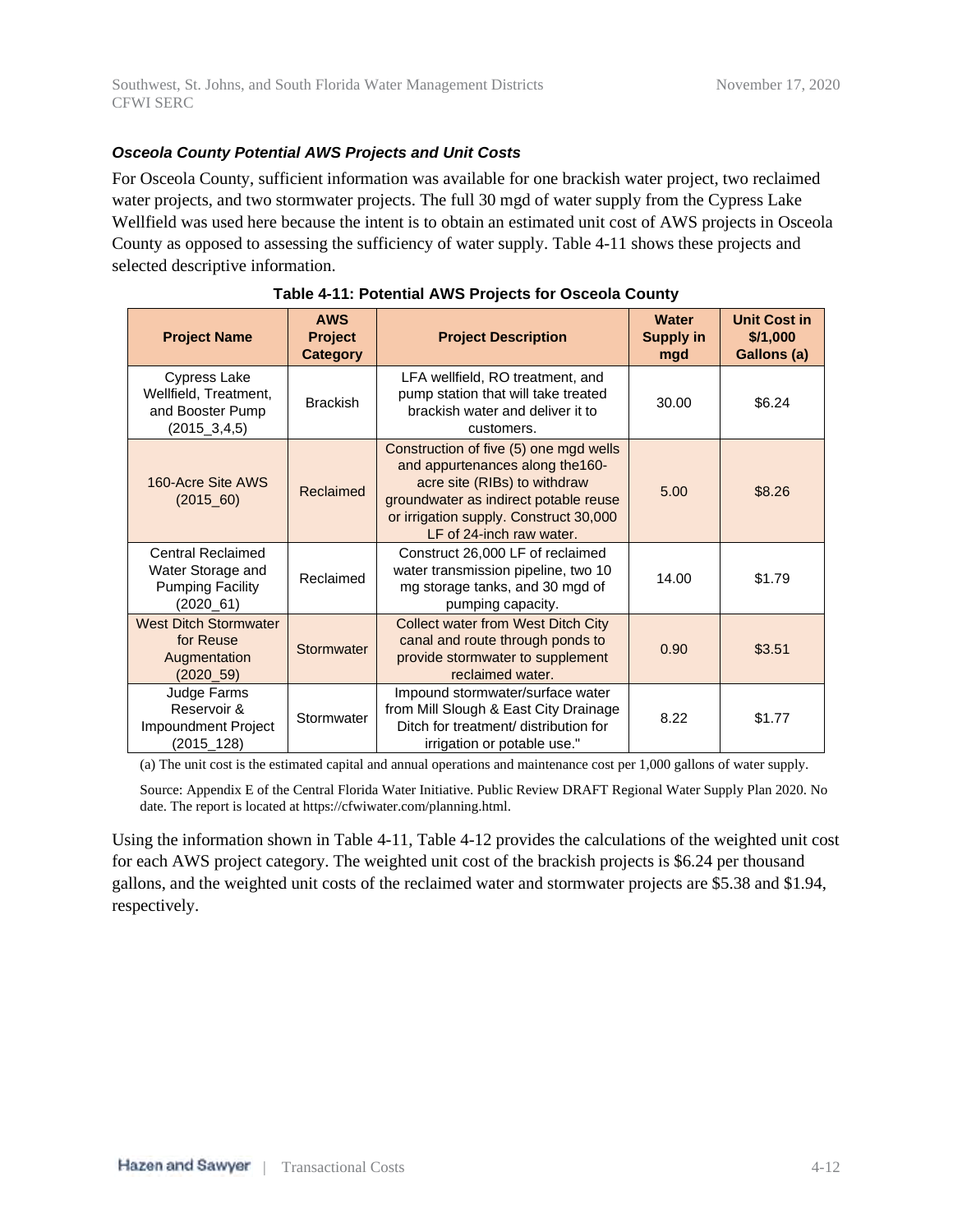### *Osceola County Potential AWS Projects and Unit Costs*

For Osceola County, sufficient information was available for one brackish water project, two reclaimed water projects, and two stormwater projects. The full 30 mgd of water supply from the Cypress Lake Wellfield was used here because the intent is to obtain an estimated unit cost of AWS projects in Osceola County as opposed to assessing the sufficiency of water supply. Table 4-11 shows these projects and selected descriptive information.

**Table 4-11: Potential AWS Projects for Osceola County**

| Project Name | AWS Project Category | Project Description | Water Supply in mgd | Unit Cost in $/1,000 Gallons (a) |
|---|---|---|---|---|
| Cypress Lake Wellfield, Treatment, and Booster Pump (2015_3,4,5) | Brackish | LFA wellfield, RO treatment, and pump station that will take treated brackish water and deliver it to customers. | 30.00 | $6.24 |
| 160-Acre Site AWS (2015_60) | Reclaimed | Construction of five (5) one mgd wells and appurtenances along the160-acre site (RIBs) to withdraw groundwater as indirect potable reuse or irrigation supply. Construct 30,000 LF of 24-inch raw water. | 5.00 | $8.26 |
| Central Reclaimed Water Storage and Pumping Facility (2020_61) | Reclaimed | Construct 26,000 LF of reclaimed water transmission pipeline, two 10 mg storage tanks, and 30 mgd of pumping capacity. | 14.00 | $1.79 |
| West Ditch Stormwater for Reuse Augmentation (2020_59) | Stormwater | Collect water from West Ditch City canal and route through ponds to provide stormwater to supplement reclaimed water. | 0.90 | $3.51 |
| Judge Farms Reservoir & Impoundment Project (2015_128) | Stormwater | Impound stormwater/surface water from Mill Slough & East City Drainage Ditch for treatment/ distribution for irrigation or potable use." | 8.22 | $1.77 |

(a) The unit cost is the estimated capital and annual operations and maintenance cost per 1,000 gallons of water supply.

Source: Appendix E of the Central Florida Water Initiative. Public Review DRAFT Regional Water Supply Plan 2020. No date. The report is located at https://cfwiwater.com/planning.html.

Using the information shown in Table 4-11, Table 4-12 provides the calculations of the weighted unit cost for each AWS project category. The weighted unit cost of the brackish projects is $6.24 per thousand gallons, and the weighted unit costs of the reclaimed water and stormwater projects are $5.38 and $1.94, respectively.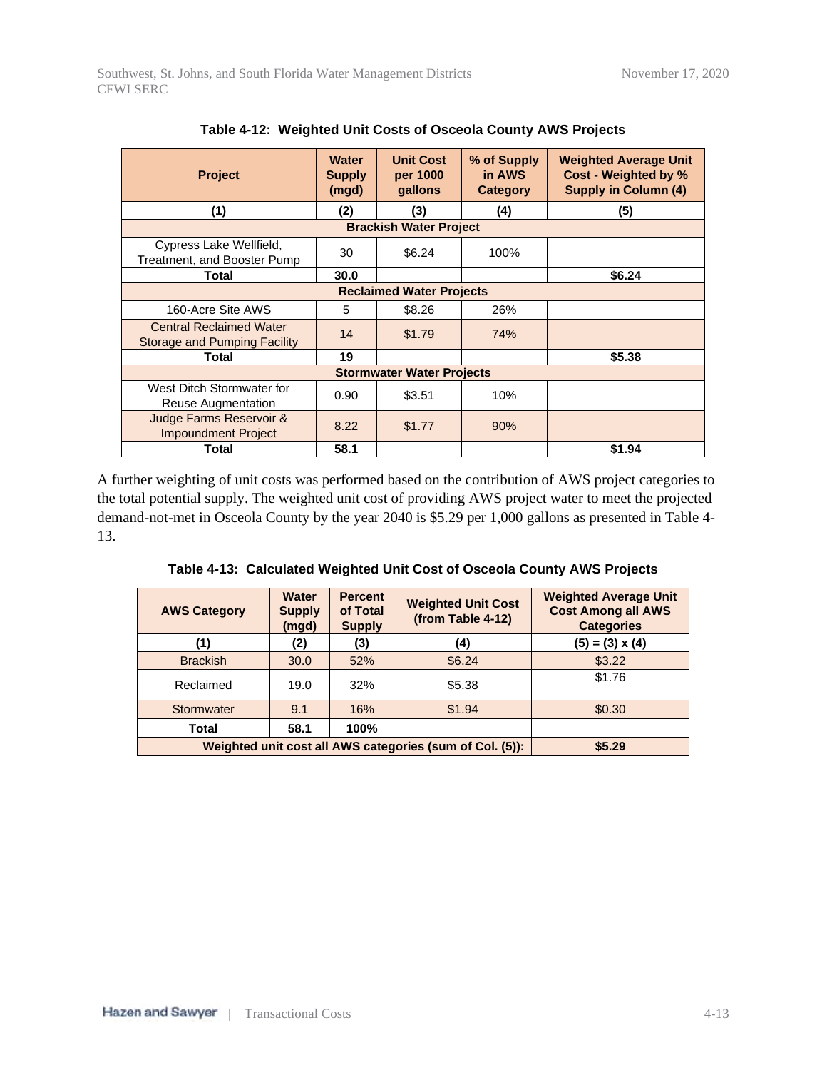**Table 4-12: Weighted Unit Costs of Osceola County AWS Projects**

| Project | Water Supply (mgd) | Unit Cost per 1000 gallons | % of Supply in AWS Category | Weighted Average Unit Cost - Weighted by % Supply in Column (4) |
|---|---|---|---|---|
| (1) | (2) | (3) | (4) | (5) |
| **Brackish Water Project** | | | | |
| Cypress Lake Wellfield, Treatment, and Booster Pump | 30 | $6.24 | 100% | |
| **Total** | **30.0** | | | **$6.24** |
| **Reclaimed Water Projects** | | | | |
| 160-Acre Site AWS | 5 | $8.26 | 26% | |
| Central Reclaimed Water Storage and Pumping Facility | 14 | $1.79 | 74% | |
| **Total** | **19** | | | **$5.38** |
| **Stormwater Water Projects** | | | | |
| West Ditch Stormwater for Reuse Augmentation | 0.90 | $3.51 | 10% | |
| Judge Farms Reservoir & Impoundment Project | 8.22 | $1.77 | 90% | |
| **Total** | **58.1** | | | **$1.94** |

A further weighting of unit costs was performed based on the contribution of AWS project categories to the total potential supply. The weighted unit cost of providing AWS project water to meet the projected demand-not-met in Osceola County by the year 2040 is $5.29 per 1,000 gallons as presented in Table 4-13.

**Table 4-13: Calculated Weighted Unit Cost of Osceola County AWS Projects**

| AWS Category | Water Supply (mgd) | Percent of Total Supply | Weighted Unit Cost (from Table 4-12) | Weighted Average Unit Cost Among all AWS Categories |
|---|---|---|---|---|
| (1) | (2) | (3) | (4) | (5) = (3) x (4) |
| Brackish | 30.0 | 52% | $6.24 | $3.22 |
| Reclaimed | 19.0 | 32% | $5.38 | $1.76 |
| Stormwater | 9.1 | 16% | $1.94 | $0.30 |
| **Total** | **58.1** | **100%** | | |
| **Weighted unit cost all AWS categories (sum of Col. (5)):** | | | | **$5.29** |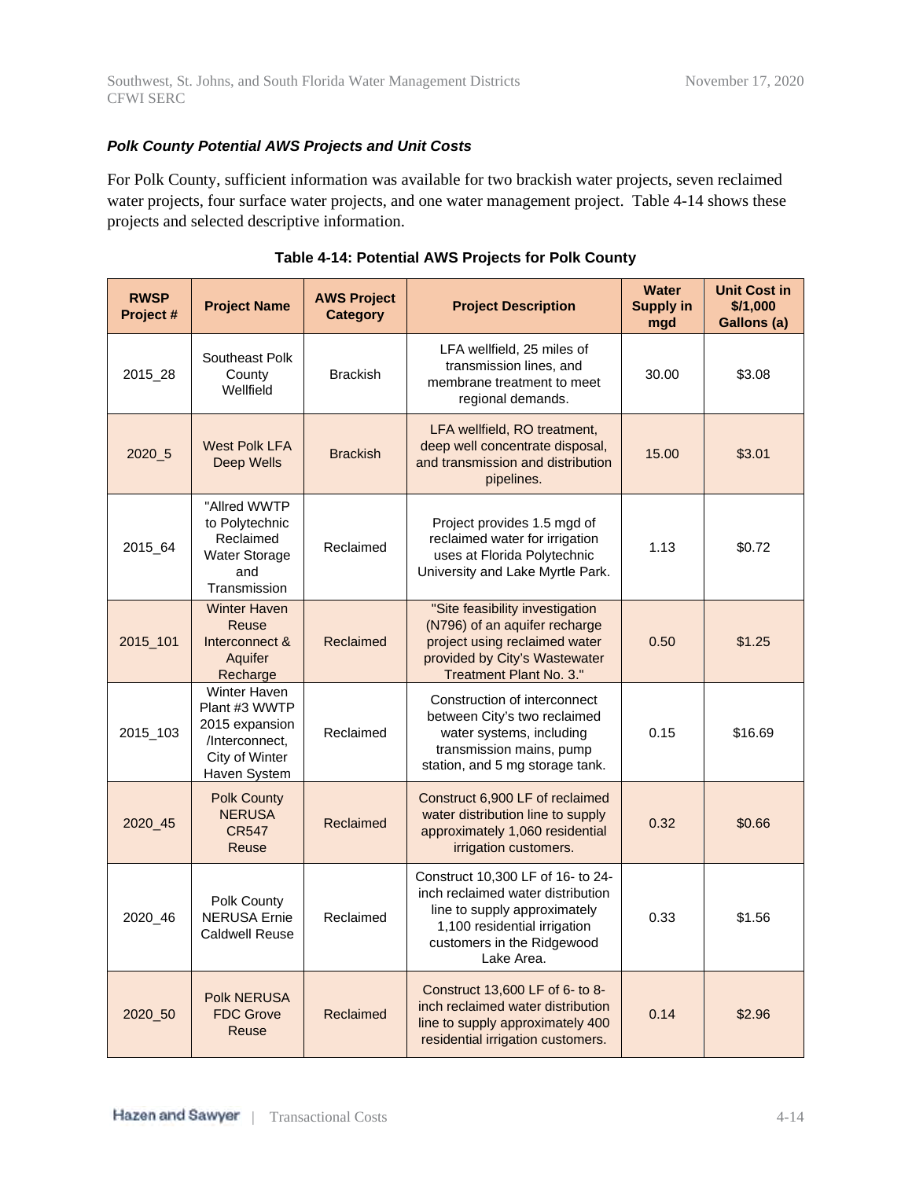### *Polk County Potential AWS Projects and Unit Costs*

For Polk County, sufficient information was available for two brackish water projects, seven reclaimed water projects, four surface water projects, and one water management project. Table 4-14 shows these projects and selected descriptive information.

**Table 4-14: Potential AWS Projects for Polk County**

| RWSP Project # | Project Name | AWS Project Category | Project Description | Water Supply in mgd | Unit Cost in $/1,000 Gallons (a) |
|---|---|---|---|---|---|
| 2015_28 | Southeast Polk County Wellfield | Brackish | LFA wellfield, 25 miles of transmission lines, and membrane treatment to meet regional demands. | 30.00 | $3.08 |
| 2020_5 | West Polk LFA Deep Wells | Brackish | LFA wellfield, RO treatment, deep well concentrate disposal, and transmission and distribution pipelines. | 15.00 | $3.01 |
| 2015_64 | "Allred WWTP to Polytechnic Reclaimed Water Storage and Transmission | Reclaimed | Project provides 1.5 mgd of reclaimed water for irrigation uses at Florida Polytechnic University and Lake Myrtle Park. | 1.13 | $0.72 |
| 2015_101 | Winter Haven Reuse Interconnect & Aquifer Recharge | Reclaimed | "Site feasibility investigation (N796) of an aquifer recharge project using reclaimed water provided by City's Wastewater Treatment Plant No. 3." | 0.50 | $1.25 |
| 2015_103 | Winter Haven Plant #3 WWTP 2015 expansion /Interconnect, City of Winter Haven System | Reclaimed | Construction of interconnect between City's two reclaimed water systems, including transmission mains, pump station, and 5 mg storage tank. | 0.15 | $16.69 |
| 2020_45 | Polk County NERUSA CR547 Reuse | Reclaimed | Construct 6,900 LF of reclaimed water distribution line to supply approximately 1,060 residential irrigation customers. | 0.32 | $0.66 |
| 2020_46 | Polk County NERUSA Ernie Caldwell Reuse | Reclaimed | Construct 10,300 LF of 16- to 24-inch reclaimed water distribution line to supply approximately 1,100 residential irrigation customers in the Ridgewood Lake Area. | 0.33 | $1.56 |
| 2020_50 | Polk NERUSA FDC Grove Reuse | Reclaimed | Construct 13,600 LF of 6- to 8-inch reclaimed water distribution line to supply approximately 400 residential irrigation customers. | 0.14 | $2.96 |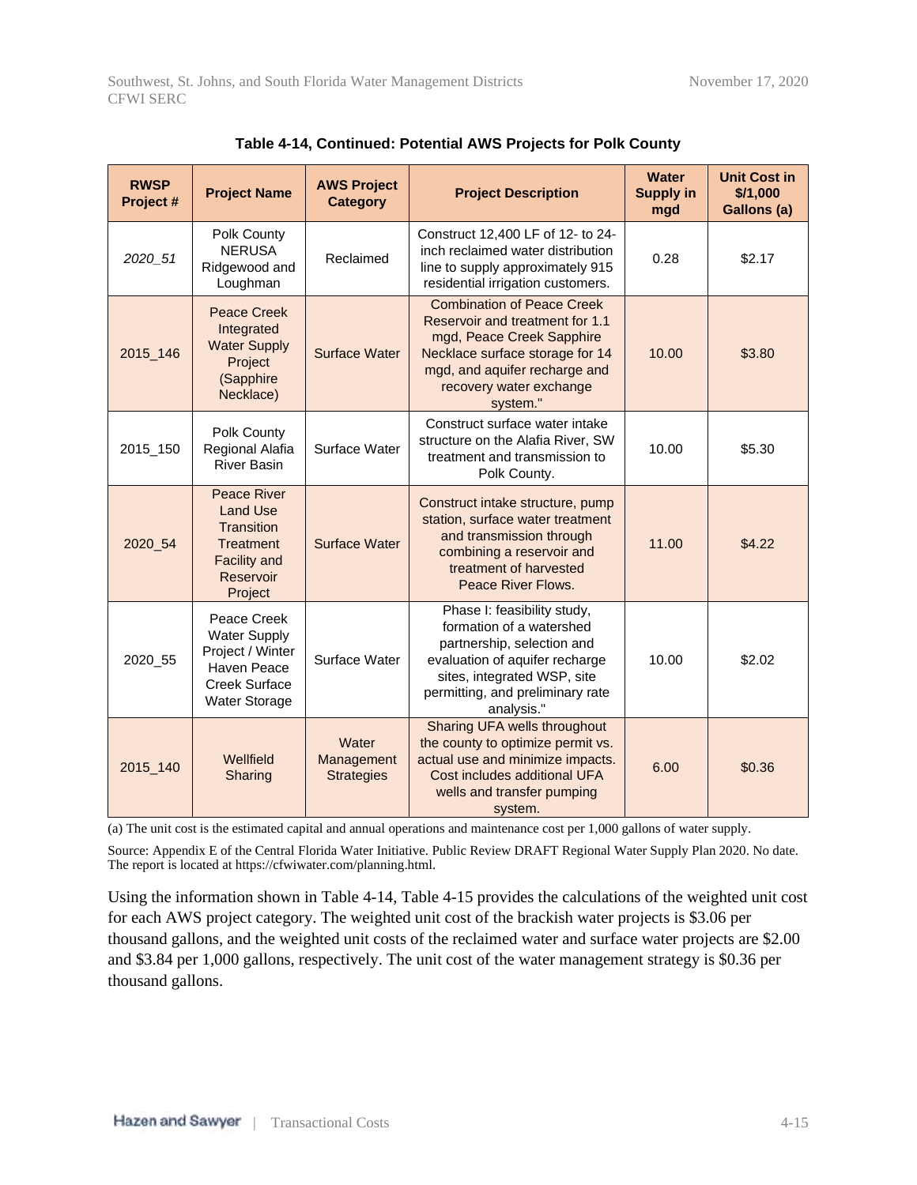**Table 4-14, Continued: Potential AWS Projects for Polk County**

| RWSP Project # | Project Name | AWS Project Category | Project Description | Water Supply in mgd | Unit Cost in $/1,000 Gallons (a) |
|---|---|---|---|---|---|
| *2020_51* | Polk County NERUSA Ridgewood and Loughman | Reclaimed | Construct 12,400 LF of 12- to 24-inch reclaimed water distribution line to supply approximately 915 residential irrigation customers. | 0.28 | $2.17 |
| 2015_146 | Peace Creek Integrated Water Supply Project (Sapphire Necklace) | Surface Water | Combination of Peace Creek Reservoir and treatment for 1.1 mgd, Peace Creek Sapphire Necklace surface storage for 14 mgd, and aquifer recharge and recovery water exchange system." | 10.00 | $3.80 |
| 2015_150 | Polk County Regional Alafia River Basin | Surface Water | Construct surface water intake structure on the Alafia River, SW treatment and transmission to Polk County. | 10.00 | $5.30 |
| 2020_54 | Peace River Land Use Transition Treatment Facility and Reservoir Project | Surface Water | Construct intake structure, pump station, surface water treatment and transmission through combining a reservoir and treatment of harvested Peace River Flows. | 11.00 | $4.22 |
| 2020_55 | Peace Creek Water Supply Project / Winter Haven Peace Creek Surface Water Storage | Surface Water | Phase I: feasibility study, formation of a watershed partnership, selection and evaluation of aquifer recharge sites, integrated WSP, site permitting, and preliminary rate analysis." | 10.00 | $2.02 |
| 2015_140 | Wellfield Sharing | Water Management Strategies | Sharing UFA wells throughout the county to optimize permit vs. actual use and minimize impacts. Cost includes additional UFA wells and transfer pumping system. | 6.00 | $0.36 |

(a) The unit cost is the estimated capital and annual operations and maintenance cost per 1,000 gallons of water supply.

Source: Appendix E of the Central Florida Water Initiative. Public Review DRAFT Regional Water Supply Plan 2020. No date. The report is located at https://cfwiwater.com/planning.html.

Using the information shown in Table 4-14, Table 4-15 provides the calculations of the weighted unit cost for each AWS project category. The weighted unit cost of the brackish water projects is $3.06 per thousand gallons, and the weighted unit costs of the reclaimed water and surface water projects are $2.00 and $3.84 per 1,000 gallons, respectively. The unit cost of the water management strategy is $0.36 per thousand gallons.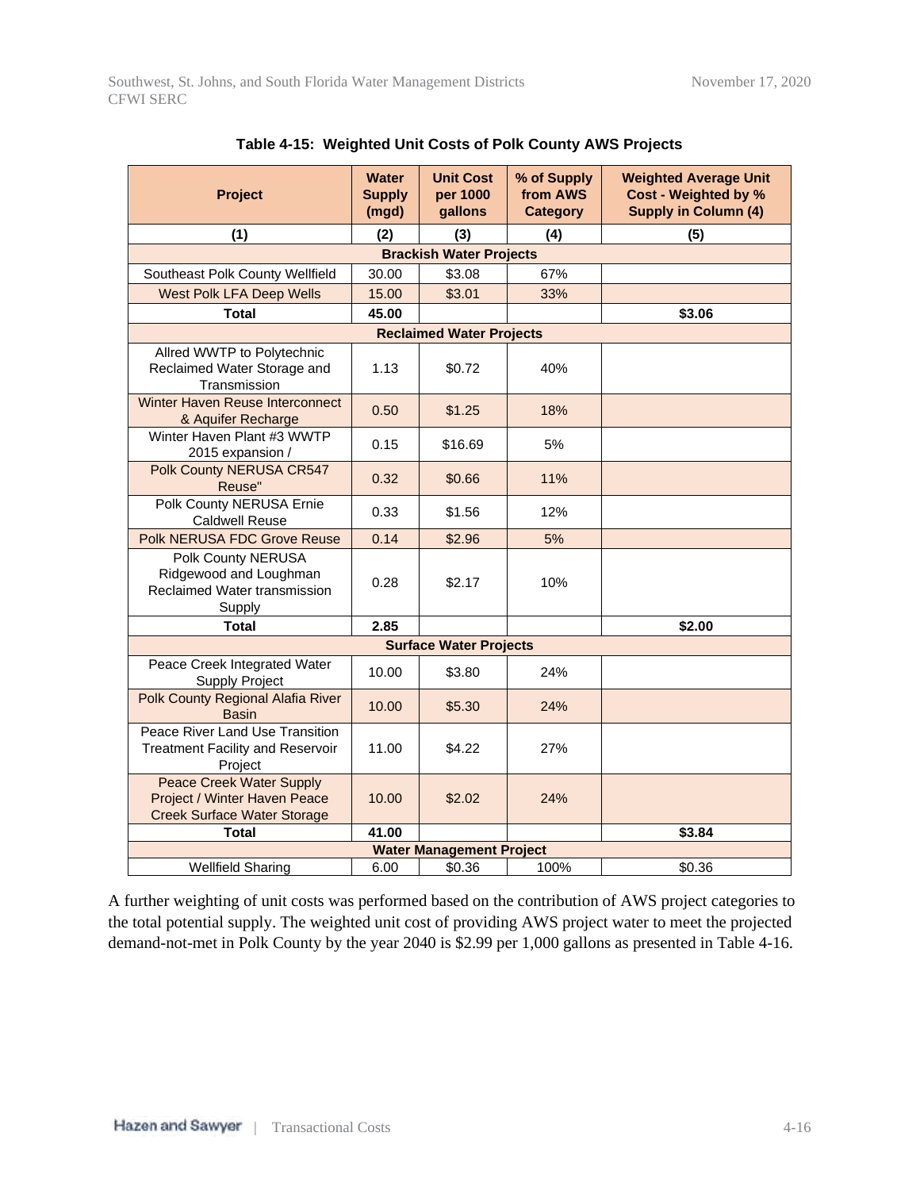**Table 4-15: Weighted Unit Costs of Polk County AWS Projects**

| Project | Water Supply (mgd) | Unit Cost per 1000 gallons | % of Supply from AWS Category | Weighted Average Unit Cost - Weighted by % Supply in Column (4) |
|---|---|---|---|---|
| (1) | (2) | (3) | (4) | (5) |
| **Brackish Water Projects** | | | | |
| Southeast Polk County Wellfield | 30.00 | $3.08 | 67% | |
| West Polk LFA Deep Wells | 15.00 | $3.01 | 33% | |
| **Total** | **45.00** | | | **$3.06** |
| **Reclaimed Water Projects** | | | | |
| Allred WWTP to Polytechnic Reclaimed Water Storage and Transmission | 1.13 | $0.72 | 40% | |
| Winter Haven Reuse Interconnect & Aquifer Recharge | 0.50 | $1.25 | 18% | |
| Winter Haven Plant #3 WWTP 2015 expansion / | 0.15 | $16.69 | 5% | |
| Polk County NERUSA CR547 Reuse" | 0.32 | $0.66 | 11% | |
| Polk County NERUSA Ernie Caldwell Reuse | 0.33 | $1.56 | 12% | |
| Polk NERUSA FDC Grove Reuse | 0.14 | $2.96 | 5% | |
| Polk County NERUSA Ridgewood and Loughman Reclaimed Water transmission Supply | 0.28 | $2.17 | 10% | |
| **Total** | **2.85** | | | **$2.00** |
| **Surface Water Projects** | | | | |
| Peace Creek Integrated Water Supply Project | 10.00 | $3.80 | 24% | |
| Polk County Regional Alafia River Basin | 10.00 | $5.30 | 24% | |
| Peace River Land Use Transition Treatment Facility and Reservoir Project | 11.00 | $4.22 | 27% | |
| Peace Creek Water Supply Project / Winter Haven Peace Creek Surface Water Storage | 10.00 | $2.02 | 24% | |
| **Total** | **41.00** | | | **$3.84** |
| **Water Management Project** | | | | |
| Wellfield Sharing | 6.00 | $0.36 | 100% | $0.36 |

A further weighting of unit costs was performed based on the contribution of AWS project categories to the total potential supply. The weighted unit cost of providing AWS project water to meet the projected demand-not-met in Polk County by the year 2040 is $2.99 per 1,000 gallons as presented in Table 4-16.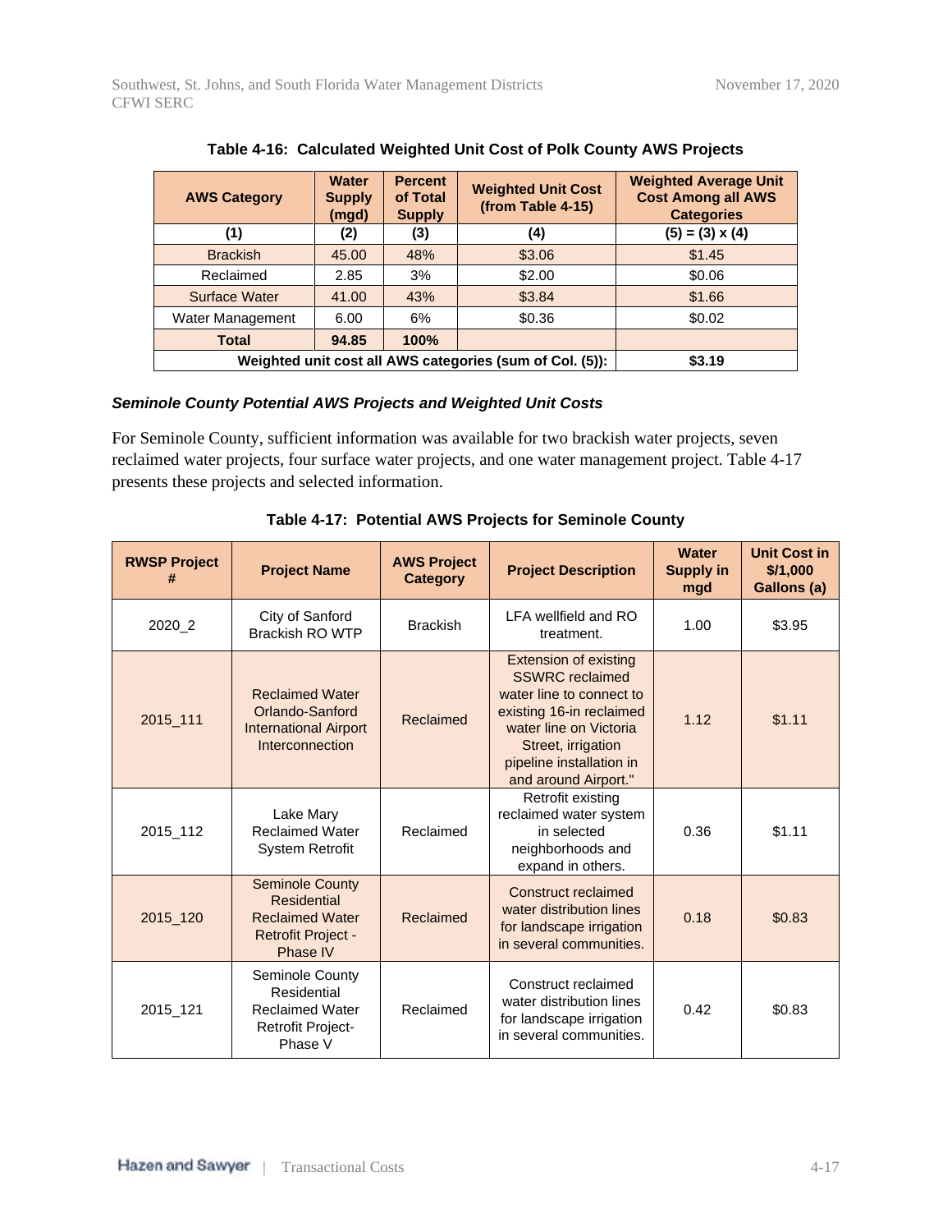**Table 4-16: Calculated Weighted Unit Cost of Polk County AWS Projects**

| AWS Category | Water Supply (mgd) | Percent of Total Supply | Weighted Unit Cost (from Table 4-15) | Weighted Average Unit Cost Among all AWS Categories |
|---|---|---|---|---|
| (1) | (2) | (3) | (4) | (5) = (3) x (4) |
| Brackish | 45.00 | 48% | $3.06 | $1.45 |
| Reclaimed | 2.85 | 3% | $2.00 | $0.06 |
| Surface Water | 41.00 | 43% | $3.84 | $1.66 |
| Water Management | 6.00 | 6% | $0.36 | $0.02 |
| **Total** | **94.85** | **100%** | | |
| **Weighted unit cost all AWS categories (sum of Col. (5)):** | | | | **$3.19** |

### *Seminole County Potential AWS Projects and Weighted Unit Costs*

For Seminole County, sufficient information was available for two brackish water projects, seven reclaimed water projects, four surface water projects, and one water management project. Table 4-17 presents these projects and selected information.

**Table 4-17: Potential AWS Projects for Seminole County**

| RWSP Project # | Project Name | AWS Project Category | Project Description | Water Supply in mgd | Unit Cost in $/1,000 Gallons (a) |
|---|---|---|---|---|---|
| 2020_2 | City of Sanford Brackish RO WTP | Brackish | LFA wellfield and RO treatment. | 1.00 | $3.95 |
| 2015_111 | Reclaimed Water Orlando-Sanford International Airport Interconnection | Reclaimed | Extension of existing SSWRC reclaimed water line to connect to existing 16-in reclaimed water line on Victoria Street, irrigation pipeline installation in and around Airport." | 1.12 | $1.11 |
| 2015_112 | Lake Mary Reclaimed Water System Retrofit | Reclaimed | Retrofit existing reclaimed water system in selected neighborhoods and expand in others. | 0.36 | $1.11 |
| 2015_120 | Seminole County Residential Reclaimed Water Retrofit Project - Phase IV | Reclaimed | Construct reclaimed water distribution lines for landscape irrigation in several communities. | 0.18 | $0.83 |
| 2015_121 | Seminole County Residential Reclaimed Water Retrofit Project- Phase V | Reclaimed | Construct reclaimed water distribution lines for landscape irrigation in several communities. | 0.42 | $0.83 |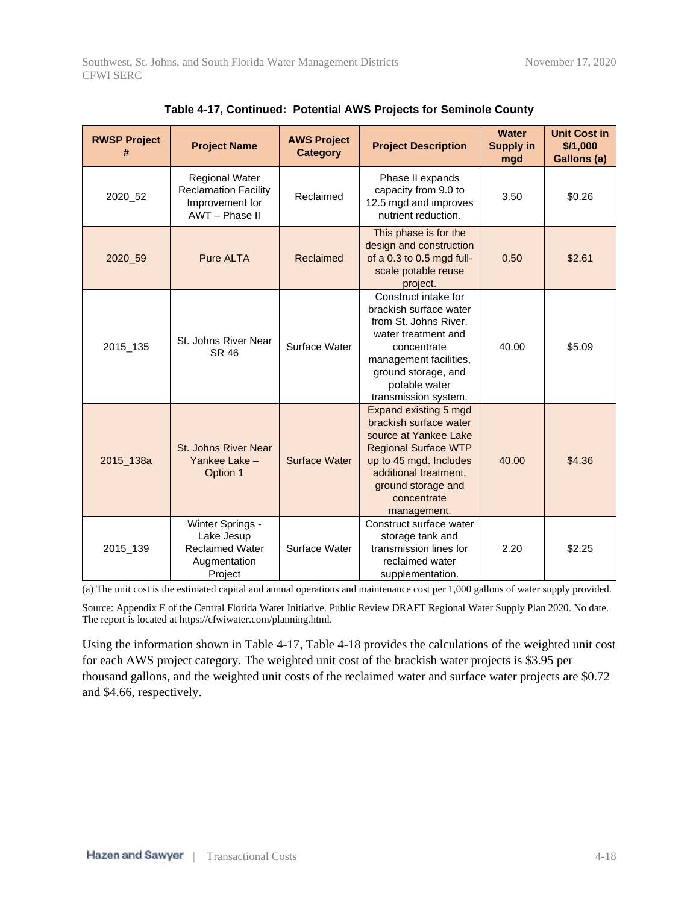**Table 4-17, Continued: Potential AWS Projects for Seminole County**

| RWSP Project # | Project Name | AWS Project Category | Project Description | Water Supply in mgd | Unit Cost in $/1,000 Gallons (a) |
|---|---|---|---|---|---|
| 2020_52 | Regional Water Reclamation Facility Improvement for AWT – Phase II | Reclaimed | Phase II expands capacity from 9.0 to 12.5 mgd and improves nutrient reduction. | 3.50 | $0.26 |
| 2020_59 | Pure ALTA | Reclaimed | This phase is for the design and construction of a 0.3 to 0.5 mgd full-scale potable reuse project. | 0.50 | $2.61 |
| 2015_135 | St. Johns River Near SR 46 | Surface Water | Construct intake for brackish surface water from St. Johns River, water treatment and concentrate management facilities, ground storage, and potable water transmission system. | 40.00 | $5.09 |
| 2015_138a | St. Johns River Near Yankee Lake – Option 1 | Surface Water | Expand existing 5 mgd brackish surface water source at Yankee Lake Regional Surface WTP up to 45 mgd. Includes additional treatment, ground storage and concentrate management. | 40.00 | $4.36 |
| 2015_139 | Winter Springs - Lake Jesup Reclaimed Water Augmentation Project | Surface Water | Construct surface water storage tank and transmission lines for reclaimed water supplementation. | 2.20 | $2.25 |

(a) The unit cost is the estimated capital and annual operations and maintenance cost per 1,000 gallons of water supply provided.

Source: Appendix E of the Central Florida Water Initiative. Public Review DRAFT Regional Water Supply Plan 2020. No date. The report is located at https://cfwiwater.com/planning.html.

Using the information shown in Table 4-17, Table 4-18 provides the calculations of the weighted unit cost for each AWS project category. The weighted unit cost of the brackish water projects is $3.95 per thousand gallons, and the weighted unit costs of the reclaimed water and surface water projects are $0.72 and $4.66, respectively.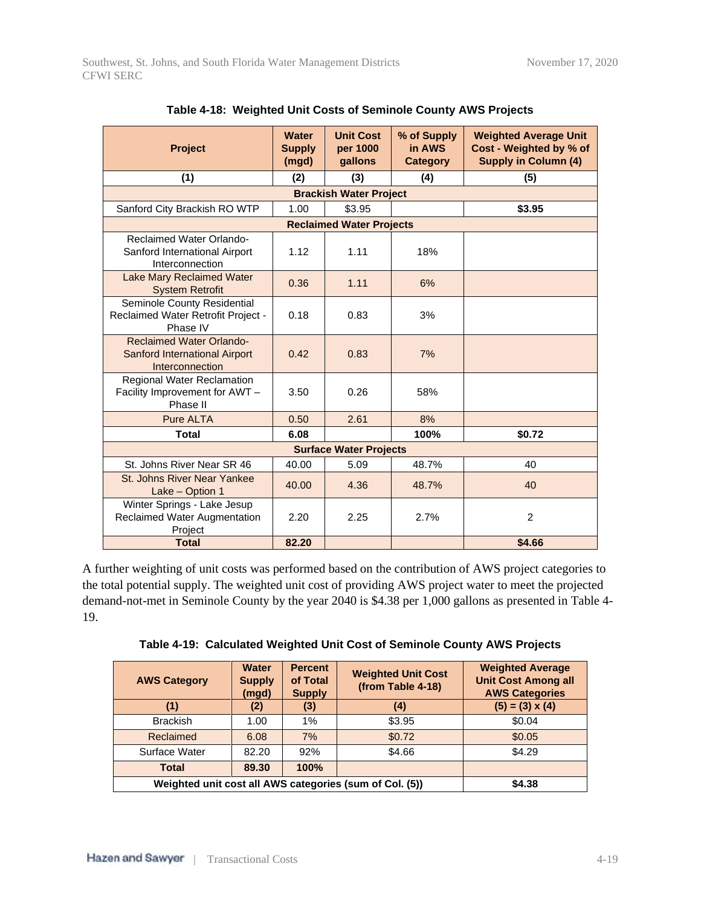**Table 4-18: Weighted Unit Costs of Seminole County AWS Projects**

| Project | Water Supply (mgd) | Unit Cost per 1000 gallons | % of Supply in AWS Category | Weighted Average Unit Cost - Weighted by % of Supply in Column (4) |
|---|---|---|---|---|
| (1) | (2) | (3) | (4) | (5) |
| **Brackish Water Project** | | | | |
| Sanford City Brackish RO WTP | 1.00 | $3.95 | | **$3.95** |
| **Reclaimed Water Projects** | | | | |
| Reclaimed Water Orlando-Sanford International Airport Interconnection | 1.12 | 1.11 | 18% | |
| Lake Mary Reclaimed Water System Retrofit | 0.36 | 1.11 | 6% | |
| Seminole County Residential Reclaimed Water Retrofit Project - Phase IV | 0.18 | 0.83 | 3% | |
| Reclaimed Water Orlando-Sanford International Airport Interconnection | 0.42 | 0.83 | 7% | |
| Regional Water Reclamation Facility Improvement for AWT – Phase II | 3.50 | 0.26 | 58% | |
| Pure ALTA | 0.50 | 2.61 | 8% | |
| **Total** | **6.08** | | **100%** | **$0.72** |
| **Surface Water Projects** | | | | |
| St. Johns River Near SR 46 | 40.00 | 5.09 | 48.7% | 40 |
| St. Johns River Near Yankee Lake – Option 1 | 40.00 | 4.36 | 48.7% | 40 |
| Winter Springs - Lake Jesup Reclaimed Water Augmentation Project | 2.20 | 2.25 | 2.7% | 2 |
| **Total** | **82.20** | | | **$4.66** |

A further weighting of unit costs was performed based on the contribution of AWS project categories to the total potential supply. The weighted unit cost of providing AWS project water to meet the projected demand-not-met in Seminole County by the year 2040 is $4.38 per 1,000 gallons as presented in Table 4-19.

**Table 4-19: Calculated Weighted Unit Cost of Seminole County AWS Projects**

| AWS Category | Water Supply (mgd) | Percent of Total Supply | Weighted Unit Cost (from Table 4-18) | Weighted Average Unit Cost Among all AWS Categories |
|---|---|---|---|---|
| (1) | (2) | (3) | (4) | (5) = (3) x (4) |
| Brackish | 1.00 | 1% | $3.95 | $0.04 |
| Reclaimed | 6.08 | 7% | $0.72 | $0.05 |
| Surface Water | 82.20 | 92% | $4.66 | $4.29 |
| **Total** | **89.30** | **100%** | | |
| **Weighted unit cost all AWS categories (sum of Col. (5))** | | | | **$4.38** |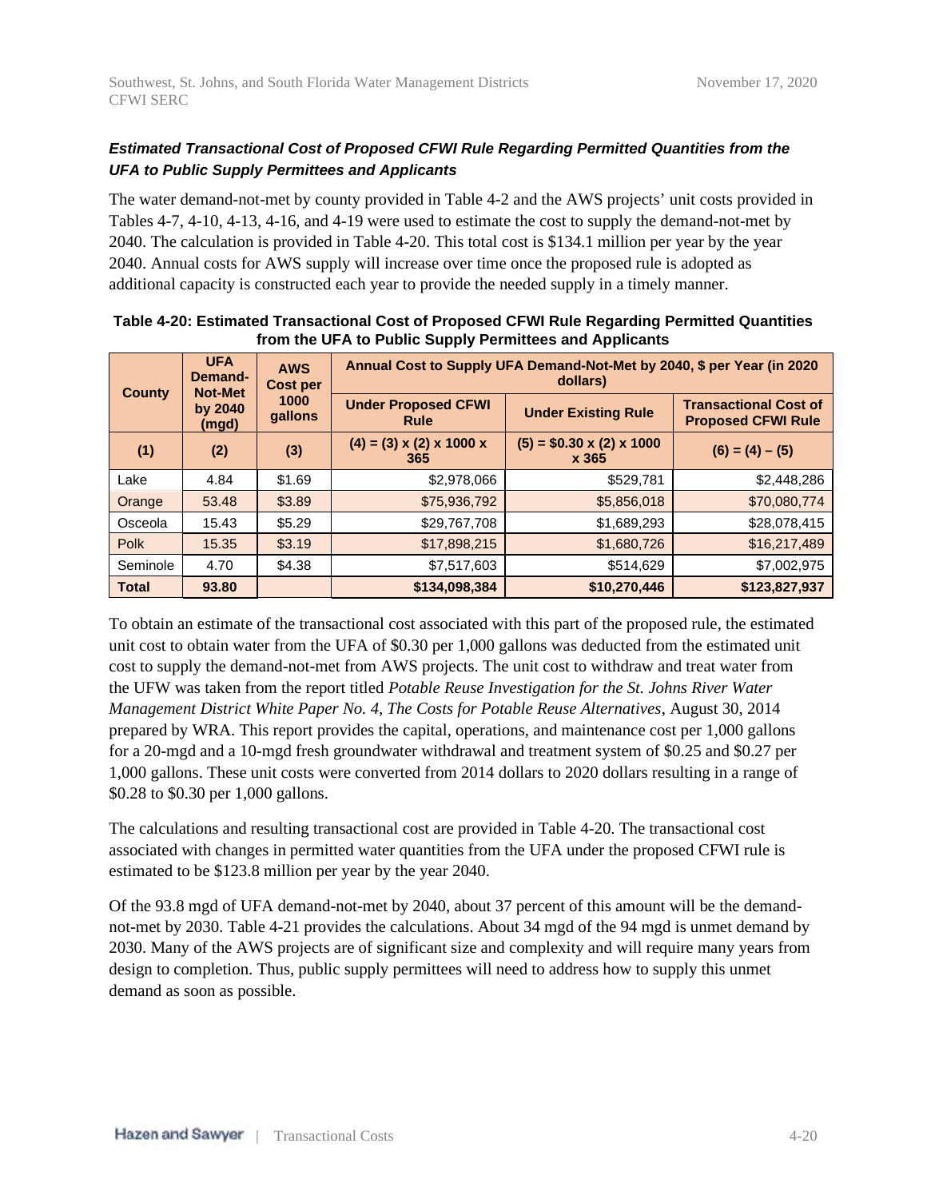***Estimated Transactional Cost of Proposed CFWI Rule Regarding Permitted Quantities from the UFA to Public Supply Permittees and Applicants***

The water demand-not-met by county provided in Table 4-2 and the AWS projects' unit costs provided in Tables 4-7, 4-10, 4-13, 4-16, and 4-19 were used to estimate the cost to supply the demand-not-met by 2040. The calculation is provided in Table 4-20. This total cost is $134.1 million per year by the year 2040. Annual costs for AWS supply will increase over time once the proposed rule is adopted as additional capacity is constructed each year to provide the needed supply in a timely manner.

**Table 4-20: Estimated Transactional Cost of Proposed CFWI Rule Regarding Permitted Quantities from the UFA to Public Supply Permittees and Applicants**

| County | UFA Demand-Not-Met by 2040 (mgd) | AWS Cost per 1000 gallons | Annual Cost to Supply UFA Demand-Not-Met by 2040, $ per Year (in 2020 dollars) | | |
|---|---|---|---|---|---|
| | | | Under Proposed CFWI Rule | Under Existing Rule | Transactional Cost of Proposed CFWI Rule |
| (1) | (2) | (3) | (4) = (3) x (2) x 1000 x 365 | (5) = $0.30 x (2) x 1000 x 365 | (6) = (4) – (5) |
| Lake | 4.84 | $1.69 | $2,978,066 | $529,781 | $2,448,286 |
| Orange | 53.48 | $3.89 | $75,936,792 | $5,856,018 | $70,080,774 |
| Osceola | 15.43 | $5.29 | $29,767,708 | $1,689,293 | $28,078,415 |
| Polk | 15.35 | $3.19 | $17,898,215 | $1,680,726 | $16,217,489 |
| Seminole | 4.70 | $4.38 | $7,517,603 | $514,629 | $7,002,975 |
| **Total** | **93.80** | | **$134,098,384** | **$10,270,446** | **$123,827,937** |

To obtain an estimate of the transactional cost associated with this part of the proposed rule, the estimated unit cost to obtain water from the UFA of $0.30 per 1,000 gallons was deducted from the estimated unit cost to supply the demand-not-met from AWS projects. The unit cost to withdraw and treat water from the UFW was taken from the report titled *Potable Reuse Investigation for the St. Johns River Water Management District White Paper No. 4, The Costs for Potable Reuse Alternatives*, August 30, 2014 prepared by WRA. This report provides the capital, operations, and maintenance cost per 1,000 gallons for a 20-mgd and a 10-mgd fresh groundwater withdrawal and treatment system of $0.25 and $0.27 per 1,000 gallons. These unit costs were converted from 2014 dollars to 2020 dollars resulting in a range of $0.28 to $0.30 per 1,000 gallons.

The calculations and resulting transactional cost are provided in Table 4-20. The transactional cost associated with changes in permitted water quantities from the UFA under the proposed CFWI rule is estimated to be $123.8 million per year by the year 2040.

Of the 93.8 mgd of UFA demand-not-met by 2040, about 37 percent of this amount will be the demand-not-met by 2030. Table 4-21 provides the calculations. About 34 mgd of the 94 mgd is unmet demand by 2030. Many of the AWS projects are of significant size and complexity and will require many years from design to completion. Thus, public supply permittees will need to address how to supply this unmet demand as soon as possible.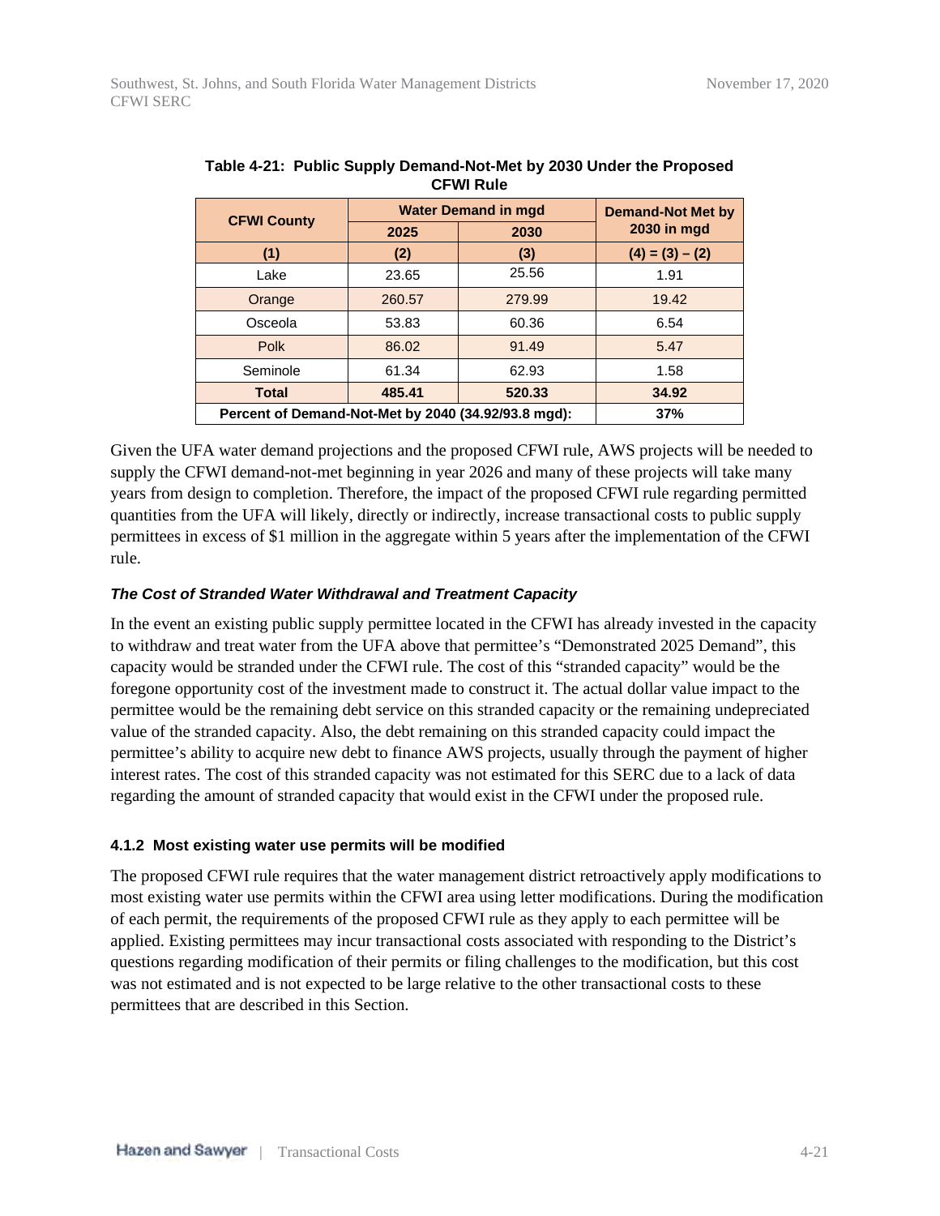**Table 4-21: Public Supply Demand-Not-Met by 2030 Under the Proposed CFWI Rule**

| CFWI County | Water Demand in mgd | | Demand-Not Met by 2030 in mgd |
|---|---|---|---|
| | 2025 | 2030 | |
| (1) | (2) | (3) | (4) = (3) – (2) |
| Lake | 23.65 | 25.56 | 1.91 |
| Orange | 260.57 | 279.99 | 19.42 |
| Osceola | 53.83 | 60.36 | 6.54 |
| Polk | 86.02 | 91.49 | 5.47 |
| Seminole | 61.34 | 62.93 | 1.58 |
| **Total** | **485.41** | **520.33** | **34.92** |
| **Percent of Demand-Not-Met by 2040 (34.92/93.8 mgd):** | | | **37%** |

Given the UFA water demand projections and the proposed CFWI rule, AWS projects will be needed to supply the CFWI demand-not-met beginning in year 2026 and many of these projects will take many years from design to completion. Therefore, the impact of the proposed CFWI rule regarding permitted quantities from the UFA will likely, directly or indirectly, increase transactional costs to public supply permittees in excess of $1 million in the aggregate within 5 years after the implementation of the CFWI rule.

***The Cost of Stranded Water Withdrawal and Treatment Capacity***

In the event an existing public supply permittee located in the CFWI has already invested in the capacity to withdraw and treat water from the UFA above that permittee's "Demonstrated 2025 Demand", this capacity would be stranded under the CFWI rule. The cost of this "stranded capacity" would be the foregone opportunity cost of the investment made to construct it. The actual dollar value impact to the permittee would be the remaining debt service on this stranded capacity or the remaining undepreciated value of the stranded capacity. Also, the debt remaining on this stranded capacity could impact the permittee's ability to acquire new debt to finance AWS projects, usually through the payment of higher interest rates. The cost of this stranded capacity was not estimated for this SERC due to a lack of data regarding the amount of stranded capacity that would exist in the CFWI under the proposed rule.

### 4.1.2 Most existing water use permits will be modified

The proposed CFWI rule requires that the water management district retroactively apply modifications to most existing water use permits within the CFWI area using letter modifications. During the modification of each permit, the requirements of the proposed CFWI rule as they apply to each permittee will be applied. Existing permittees may incur transactional costs associated with responding to the District's questions regarding modification of their permits or filing challenges to the modification, but this cost was not estimated and is not expected to be large relative to the other transactional costs to these permittees that are described in this Section.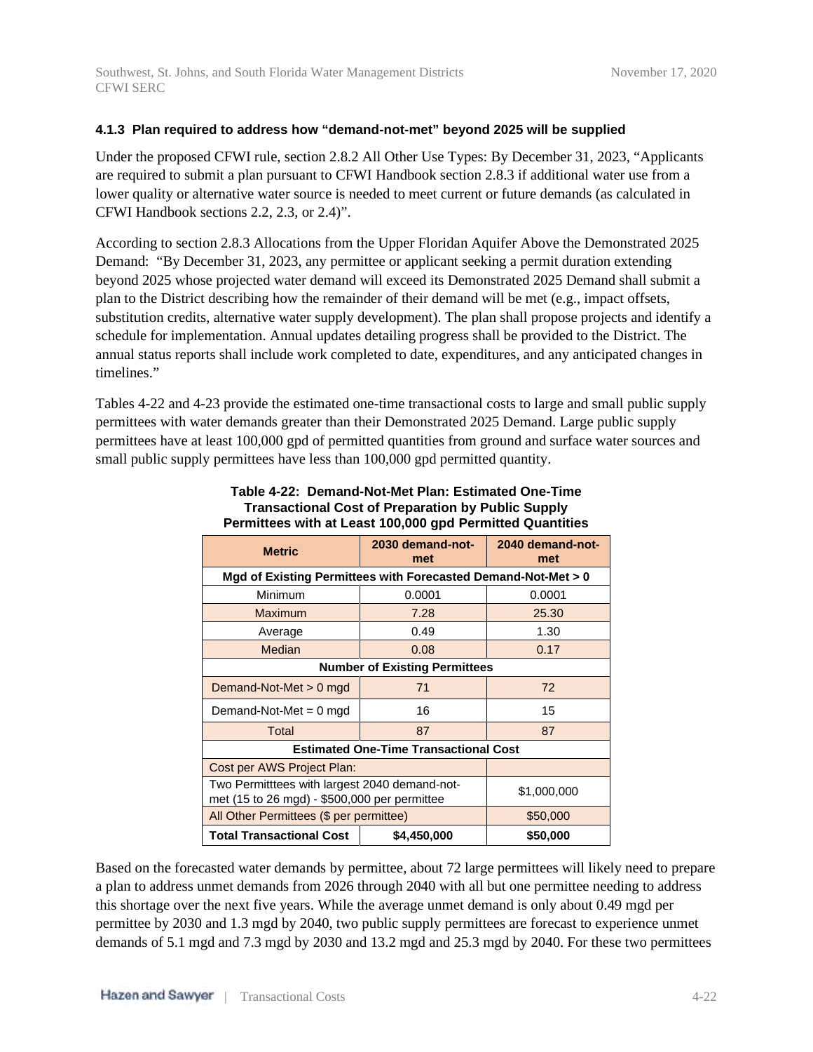### 4.1.3 Plan required to address how "demand-not-met" beyond 2025 will be supplied

Under the proposed CFWI rule, section 2.8.2 All Other Use Types: By December 31, 2023, "Applicants are required to submit a plan pursuant to CFWI Handbook section 2.8.3 if additional water use from a lower quality or alternative water source is needed to meet current or future demands (as calculated in CFWI Handbook sections 2.2, 2.3, or 2.4)".

According to section 2.8.3 Allocations from the Upper Floridan Aquifer Above the Demonstrated 2025 Demand: "By December 31, 2023, any permittee or applicant seeking a permit duration extending beyond 2025 whose projected water demand will exceed its Demonstrated 2025 Demand shall submit a plan to the District describing how the remainder of their demand will be met (e.g., impact offsets, substitution credits, alternative water supply development). The plan shall propose projects and identify a schedule for implementation. Annual updates detailing progress shall be provided to the District. The annual status reports shall include work completed to date, expenditures, and any anticipated changes in timelines."

Tables 4-22 and 4-23 provide the estimated one-time transactional costs to large and small public supply permittees with water demands greater than their Demonstrated 2025 Demand. Large public supply permittees have at least 100,000 gpd of permitted quantities from ground and surface water sources and small public supply permittees have less than 100,000 gpd permitted quantity.

**Table 4-22: Demand-Not-Met Plan: Estimated One-Time Transactional Cost of Preparation by Public Supply Permittees with at Least 100,000 gpd Permitted Quantities**

| Metric | 2030 demand-not-met | 2040 demand-not-met |
|---|---|---|
| **Mgd of Existing Permittees with Forecasted Demand-Not-Met > 0** | | |
| Minimum | 0.0001 | 0.0001 |
| Maximum | 7.28 | 25.30 |
| Average | 0.49 | 1.30 |
| Median | 0.08 | 0.17 |
| **Number of Existing Permittees** | | |
| Demand-Not-Met > 0 mgd | 71 | 72 |
| Demand-Not-Met = 0 mgd | 16 | 15 |
| Total | 87 | 87 |
| **Estimated One-Time Transactional Cost** | | |
| Cost per AWS Project Plan: | | |
| Two Permitttees with largest 2040 demand-not-met (15 to 26 mgd) - $500,000 per permittee | | $1,000,000 |
| All Other Permittees ($ per permittee) | | $50,000 |
| **Total Transactional Cost** | **$4,450,000** | **$50,000** |

Based on the forecasted water demands by permittee, about 72 large permittees will likely need to prepare a plan to address unmet demands from 2026 through 2040 with all but one permittee needing to address this shortage over the next five years. While the average unmet demand is only about 0.49 mgd per permittee by 2030 and 1.3 mgd by 2040, two public supply permittees are forecast to experience unmet demands of 5.1 mgd and 7.3 mgd by 2030 and 13.2 mgd and 25.3 mgd by 2040. For these two permittees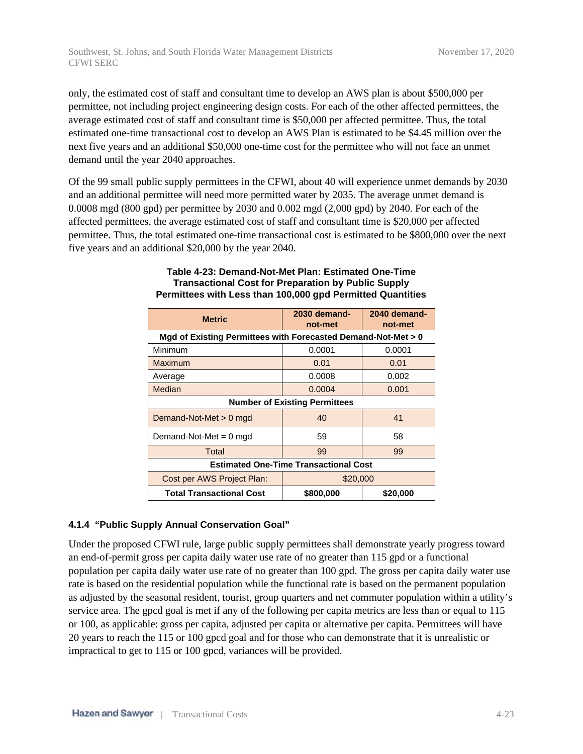only, the estimated cost of staff and consultant time to develop an AWS plan is about $500,000 per permittee, not including project engineering design costs. For each of the other affected permittees, the average estimated cost of staff and consultant time is $50,000 per affected permittee. Thus, the total estimated one-time transactional cost to develop an AWS Plan is estimated to be $4.45 million over the next five years and an additional $50,000 one-time cost for the permittee who will not face an unmet demand until the year 2040 approaches.

Of the 99 small public supply permittees in the CFWI, about 40 will experience unmet demands by 2030 and an additional permittee will need more permitted water by 2035. The average unmet demand is 0.0008 mgd (800 gpd) per permittee by 2030 and 0.002 mgd (2,000 gpd) by 2040. For each of the affected permittees, the average estimated cost of staff and consultant time is $20,000 per affected permittee. Thus, the total estimated one-time transactional cost is estimated to be $800,000 over the next five years and an additional $20,000 by the year 2040.

**Table 4-23: Demand-Not-Met Plan: Estimated One-Time Transactional Cost for Preparation by Public Supply Permittees with Less than 100,000 gpd Permitted Quantities**

| Metric | 2030 demand-not-met | 2040 demand-not-met |
|---|---|---|
| **Mgd of Existing Permittees with Forecasted Demand-Not-Met > 0** | | |
| Minimum | 0.0001 | 0.0001 |
| Maximum | 0.01 | 0.01 |
| Average | 0.0008 | 0.002 |
| Median | 0.0004 | 0.001 |
| **Number of Existing Permittees** | | |
| Demand-Not-Met > 0 mgd | 40 | 41 |
| Demand-Not-Met = 0 mgd | 59 | 58 |
| Total | 99 | 99 |
| **Estimated One-Time Transactional Cost** | | |
| Cost per AWS Project Plan: | $20,000 | |
| **Total Transactional Cost** | **$800,000** | **$20,000** |

#### 4.1.4 "Public Supply Annual Conservation Goal"

Under the proposed CFWI rule, large public supply permittees shall demonstrate yearly progress toward an end-of-permit gross per capita daily water use rate of no greater than 115 gpd or a functional population per capita daily water use rate of no greater than 100 gpd. The gross per capita daily water use rate is based on the residential population while the functional rate is based on the permanent population as adjusted by the seasonal resident, tourist, group quarters and net commuter population within a utility's service area. The gpcd goal is met if any of the following per capita metrics are less than or equal to 115 or 100, as applicable: gross per capita, adjusted per capita or alternative per capita. Permittees will have 20 years to reach the 115 or 100 gpcd goal and for those who can demonstrate that it is unrealistic or impractical to get to 115 or 100 gpcd, variances will be provided.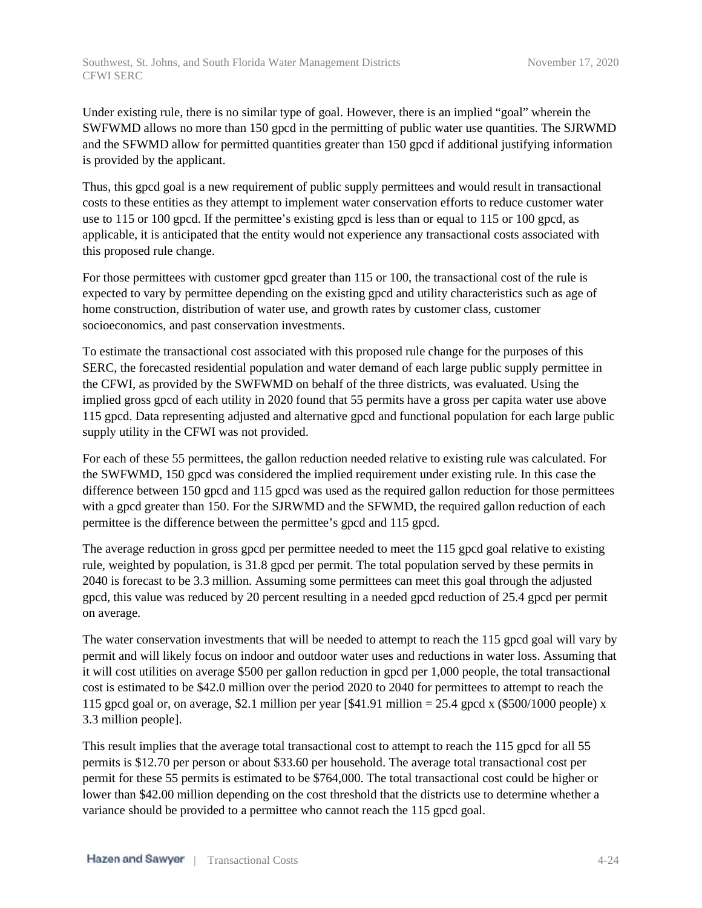Under existing rule, there is no similar type of goal. However, there is an implied "goal" wherein the SWFWMD allows no more than 150 gpcd in the permitting of public water use quantities. The SJRWMD and the SFWMD allow for permitted quantities greater than 150 gpcd if additional justifying information is provided by the applicant.

Thus, this gpcd goal is a new requirement of public supply permittees and would result in transactional costs to these entities as they attempt to implement water conservation efforts to reduce customer water use to 115 or 100 gpcd. If the permittee's existing gpcd is less than or equal to 115 or 100 gpcd, as applicable, it is anticipated that the entity would not experience any transactional costs associated with this proposed rule change.

For those permittees with customer gpcd greater than 115 or 100, the transactional cost of the rule is expected to vary by permittee depending on the existing gpcd and utility characteristics such as age of home construction, distribution of water use, and growth rates by customer class, customer socioeconomics, and past conservation investments.

To estimate the transactional cost associated with this proposed rule change for the purposes of this SERC, the forecasted residential population and water demand of each large public supply permittee in the CFWI, as provided by the SWFWMD on behalf of the three districts, was evaluated. Using the implied gross gpcd of each utility in 2020 found that 55 permits have a gross per capita water use above 115 gpcd. Data representing adjusted and alternative gpcd and functional population for each large public supply utility in the CFWI was not provided.

For each of these 55 permittees, the gallon reduction needed relative to existing rule was calculated. For the SWFWMD, 150 gpcd was considered the implied requirement under existing rule. In this case the difference between 150 gpcd and 115 gpcd was used as the required gallon reduction for those permittees with a gpcd greater than 150. For the SJRWMD and the SFWMD, the required gallon reduction of each permittee is the difference between the permittee's gpcd and 115 gpcd.

The average reduction in gross gpcd per permittee needed to meet the 115 gpcd goal relative to existing rule, weighted by population, is 31.8 gpcd per permit. The total population served by these permits in 2040 is forecast to be 3.3 million. Assuming some permittees can meet this goal through the adjusted gpcd, this value was reduced by 20 percent resulting in a needed gpcd reduction of 25.4 gpcd per permit on average.

The water conservation investments that will be needed to attempt to reach the 115 gpcd goal will vary by permit and will likely focus on indoor and outdoor water uses and reductions in water loss. Assuming that it will cost utilities on average $500 per gallon reduction in gpcd per 1,000 people, the total transactional cost is estimated to be $42.0 million over the period 2020 to 2040 for permittees to attempt to reach the 115 gpcd goal or, on average, $2.1 million per year [$41.91 million = 25.4 gpcd x ($500/1000 people) x 3.3 million people].

This result implies that the average total transactional cost to attempt to reach the 115 gpcd for all 55 permits is $12.70 per person or about $33.60 per household. The average total transactional cost per permit for these 55 permits is estimated to be $764,000. The total transactional cost could be higher or lower than $42.00 million depending on the cost threshold that the districts use to determine whether a variance should be provided to a permittee who cannot reach the 115 gpcd goal.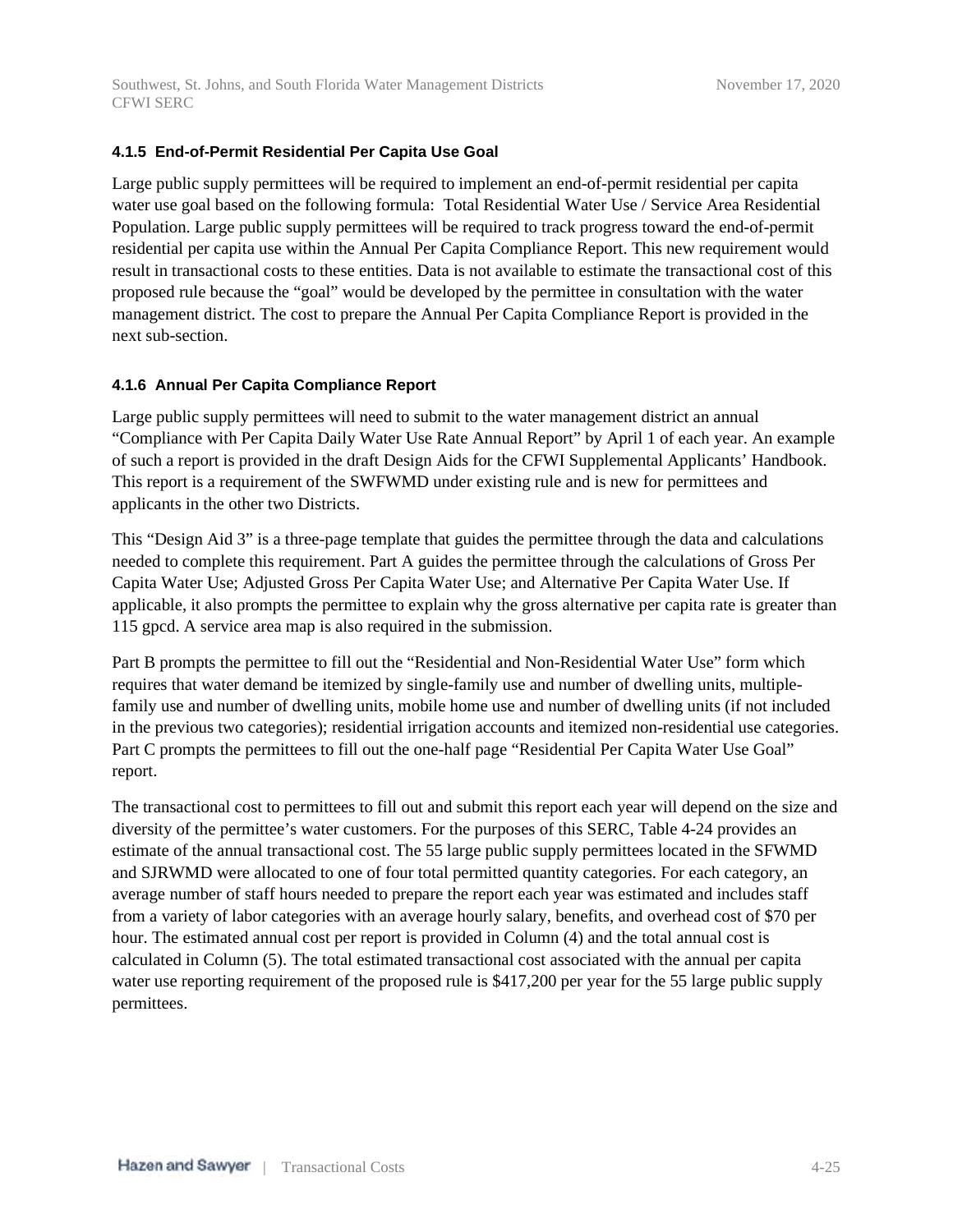#### 4.1.5 End-of-Permit Residential Per Capita Use Goal

Large public supply permittees will be required to implement an end-of-permit residential per capita water use goal based on the following formula: Total Residential Water Use / Service Area Residential Population. Large public supply permittees will be required to track progress toward the end-of-permit residential per capita use within the Annual Per Capita Compliance Report. This new requirement would result in transactional costs to these entities. Data is not available to estimate the transactional cost of this proposed rule because the "goal" would be developed by the permittee in consultation with the water management district. The cost to prepare the Annual Per Capita Compliance Report is provided in the next sub-section.

#### 4.1.6 Annual Per Capita Compliance Report

Large public supply permittees will need to submit to the water management district an annual "Compliance with Per Capita Daily Water Use Rate Annual Report" by April 1 of each year. An example of such a report is provided in the draft Design Aids for the CFWI Supplemental Applicants' Handbook. This report is a requirement of the SWFWMD under existing rule and is new for permittees and applicants in the other two Districts.

This "Design Aid 3" is a three-page template that guides the permittee through the data and calculations needed to complete this requirement. Part A guides the permittee through the calculations of Gross Per Capita Water Use; Adjusted Gross Per Capita Water Use; and Alternative Per Capita Water Use. If applicable, it also prompts the permittee to explain why the gross alternative per capita rate is greater than 115 gpcd. A service area map is also required in the submission.

Part B prompts the permittee to fill out the "Residential and Non-Residential Water Use" form which requires that water demand be itemized by single-family use and number of dwelling units, multiple-family use and number of dwelling units, mobile home use and number of dwelling units (if not included in the previous two categories); residential irrigation accounts and itemized non-residential use categories. Part C prompts the permittees to fill out the one-half page "Residential Per Capita Water Use Goal" report.

The transactional cost to permittees to fill out and submit this report each year will depend on the size and diversity of the permittee's water customers. For the purposes of this SERC, Table 4-24 provides an estimate of the annual transactional cost. The 55 large public supply permittees located in the SFWMD and SJRWMD were allocated to one of four total permitted quantity categories. For each category, an average number of staff hours needed to prepare the report each year was estimated and includes staff from a variety of labor categories with an average hourly salary, benefits, and overhead cost of $70 per hour. The estimated annual cost per report is provided in Column (4) and the total annual cost is calculated in Column (5). The total estimated transactional cost associated with the annual per capita water use reporting requirement of the proposed rule is $417,200 per year for the 55 large public supply permittees.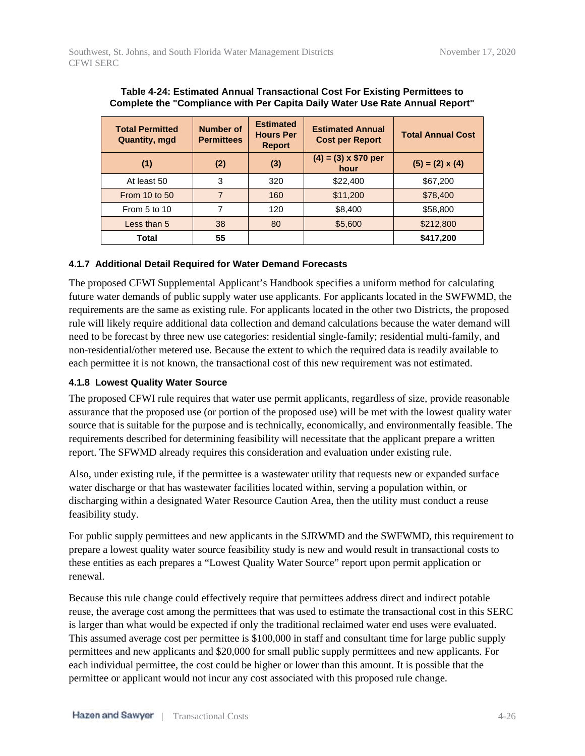**Table 4-24: Estimated Annual Transactional Cost For Existing Permittees to Complete the "Compliance with Per Capita Daily Water Use Rate Annual Report"**

| Total Permitted Quantity, mgd | Number of Permittees | Estimated Hours Per Report | Estimated Annual Cost per Report | Total Annual Cost |
|---|---|---|---|---|
| (1) | (2) | (3) | (4) = (3) x $70 per hour | (5) = (2) x (4) |
| At least 50 | 3 | 320 | $22,400 | $67,200 |
| From 10 to 50 | 7 | 160 | $11,200 | $78,400 |
| From 5 to 10 | 7 | 120 | $8,400 | $58,800 |
| Less than 5 | 38 | 80 | $5,600 | $212,800 |
| **Total** | **55** | | | **$417,200** |

### 4.1.7 Additional Detail Required for Water Demand Forecasts

The proposed CFWI Supplemental Applicant's Handbook specifies a uniform method for calculating future water demands of public supply water use applicants. For applicants located in the SWFWMD, the requirements are the same as existing rule. For applicants located in the other two Districts, the proposed rule will likely require additional data collection and demand calculations because the water demand will need to be forecast by three new use categories: residential single-family; residential multi-family, and non-residential/other metered use. Because the extent to which the required data is readily available to each permittee it is not known, the transactional cost of this new requirement was not estimated.

### 4.1.8 Lowest Quality Water Source

The proposed CFWI rule requires that water use permit applicants, regardless of size, provide reasonable assurance that the proposed use (or portion of the proposed use) will be met with the lowest quality water source that is suitable for the purpose and is technically, economically, and environmentally feasible. The requirements described for determining feasibility will necessitate that the applicant prepare a written report. The SFWMD already requires this consideration and evaluation under existing rule.

Also, under existing rule, if the permittee is a wastewater utility that requests new or expanded surface water discharge or that has wastewater facilities located within, serving a population within, or discharging within a designated Water Resource Caution Area, then the utility must conduct a reuse feasibility study.

For public supply permittees and new applicants in the SJRWMD and the SWFWMD, this requirement to prepare a lowest quality water source feasibility study is new and would result in transactional costs to these entities as each prepares a "Lowest Quality Water Source" report upon permit application or renewal.

Because this rule change could effectively require that permittees address direct and indirect potable reuse, the average cost among the permittees that was used to estimate the transactional cost in this SERC is larger than what would be expected if only the traditional reclaimed water end uses were evaluated. This assumed average cost per permittee is $100,000 in staff and consultant time for large public supply permittees and new applicants and $20,000 for small public supply permittees and new applicants. For each individual permittee, the cost could be higher or lower than this amount. It is possible that the permittee or applicant would not incur any cost associated with this proposed rule change.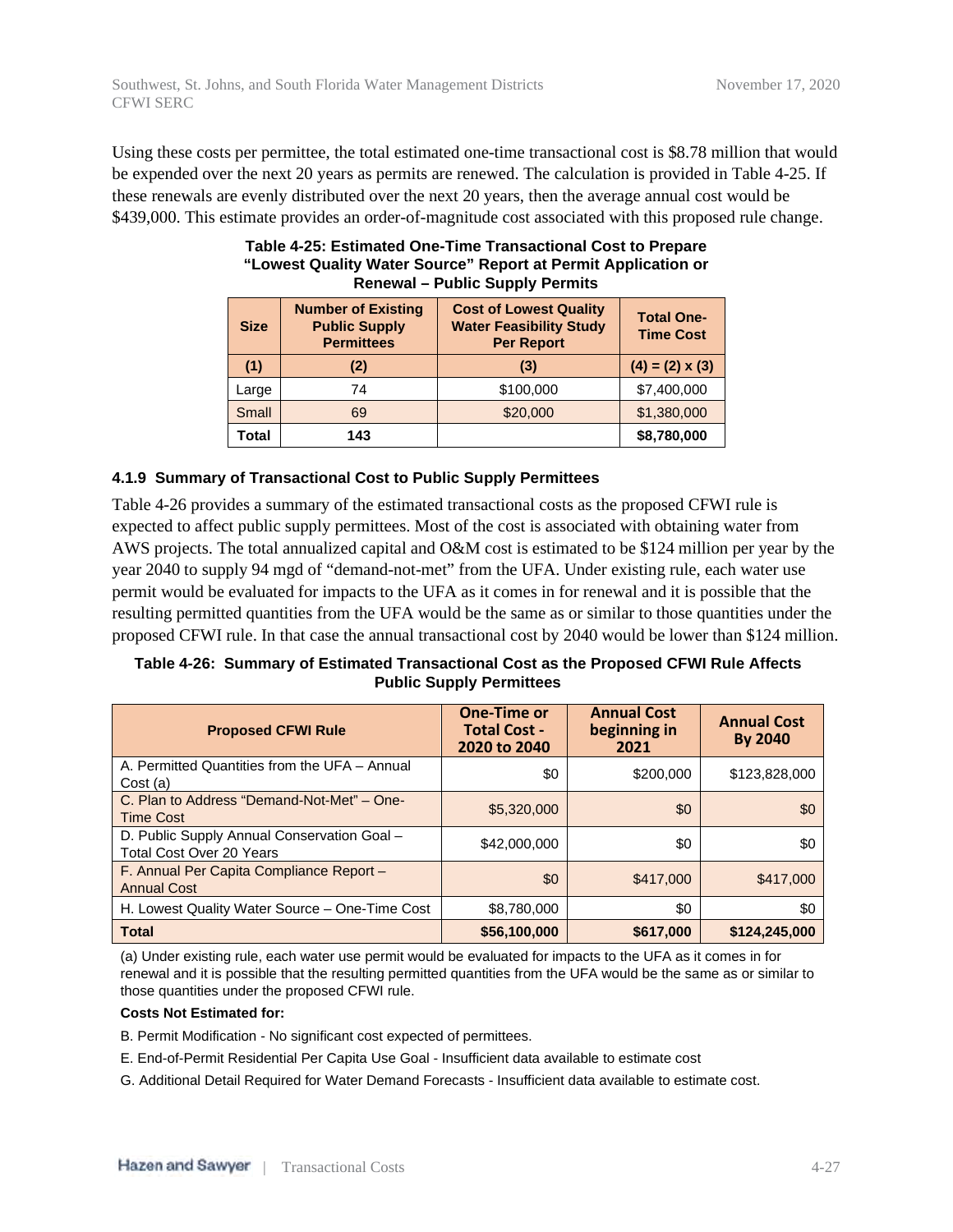Using these costs per permittee, the total estimated one-time transactional cost is $8.78 million that would be expended over the next 20 years as permits are renewed. The calculation is provided in Table 4-25. If these renewals are evenly distributed over the next 20 years, then the average annual cost would be $439,000. This estimate provides an order-of-magnitude cost associated with this proposed rule change.

**Table 4-25: Estimated One-Time Transactional Cost to Prepare "Lowest Quality Water Source" Report at Permit Application or Renewal – Public Supply Permits**

| Size | Number of Existing Public Supply Permittees | Cost of Lowest Quality Water Feasibility Study Per Report | Total One-Time Cost |
|---|---|---|---|
| **(1)** | **(2)** | **(3)** | **(4) = (2) x (3)** |
| Large | 74 | $100,000 | $7,400,000 |
| Small | 69 | $20,000 | $1,380,000 |
| **Total** | **143** | | **$8,780,000** |

### 4.1.9 Summary of Transactional Cost to Public Supply Permittees

Table 4-26 provides a summary of the estimated transactional costs as the proposed CFWI rule is expected to affect public supply permittees. Most of the cost is associated with obtaining water from AWS projects. The total annualized capital and O&M cost is estimated to be $124 million per year by the year 2040 to supply 94 mgd of "demand-not-met" from the UFA. Under existing rule, each water use permit would be evaluated for impacts to the UFA as it comes in for renewal and it is possible that the resulting permitted quantities from the UFA would be the same as or similar to those quantities under the proposed CFWI rule. In that case the annual transactional cost by 2040 would be lower than $124 million.

**Table 4-26: Summary of Estimated Transactional Cost as the Proposed CFWI Rule Affects Public Supply Permittees**

| Proposed CFWI Rule | One-Time or Total Cost - 2020 to 2040 | Annual Cost beginning in 2021 | Annual Cost By 2040 |
|---|---|---|---|
| A. Permitted Quantities from the UFA – Annual Cost (a) | $0 | $200,000 | $123,828,000 |
| C. Plan to Address "Demand-Not-Met" – One-Time Cost | $5,320,000 | $0 | $0 |
| D. Public Supply Annual Conservation Goal – Total Cost Over 20 Years | $42,000,000 | $0 | $0 |
| F. Annual Per Capita Compliance Report – Annual Cost | $0 | $417,000 | $417,000 |
| H. Lowest Quality Water Source – One-Time Cost | $8,780,000 | $0 | $0 |
| **Total** | **$56,100,000** | **$617,000** | **$124,245,000** |

(a) Under existing rule, each water use permit would be evaluated for impacts to the UFA as it comes in for renewal and it is possible that the resulting permitted quantities from the UFA would be the same as or similar to those quantities under the proposed CFWI rule.

**Costs Not Estimated for:**

B. Permit Modification - No significant cost expected of permittees.

E. End-of-Permit Residential Per Capita Use Goal - Insufficient data available to estimate cost

G. Additional Detail Required for Water Demand Forecasts - Insufficient data available to estimate cost.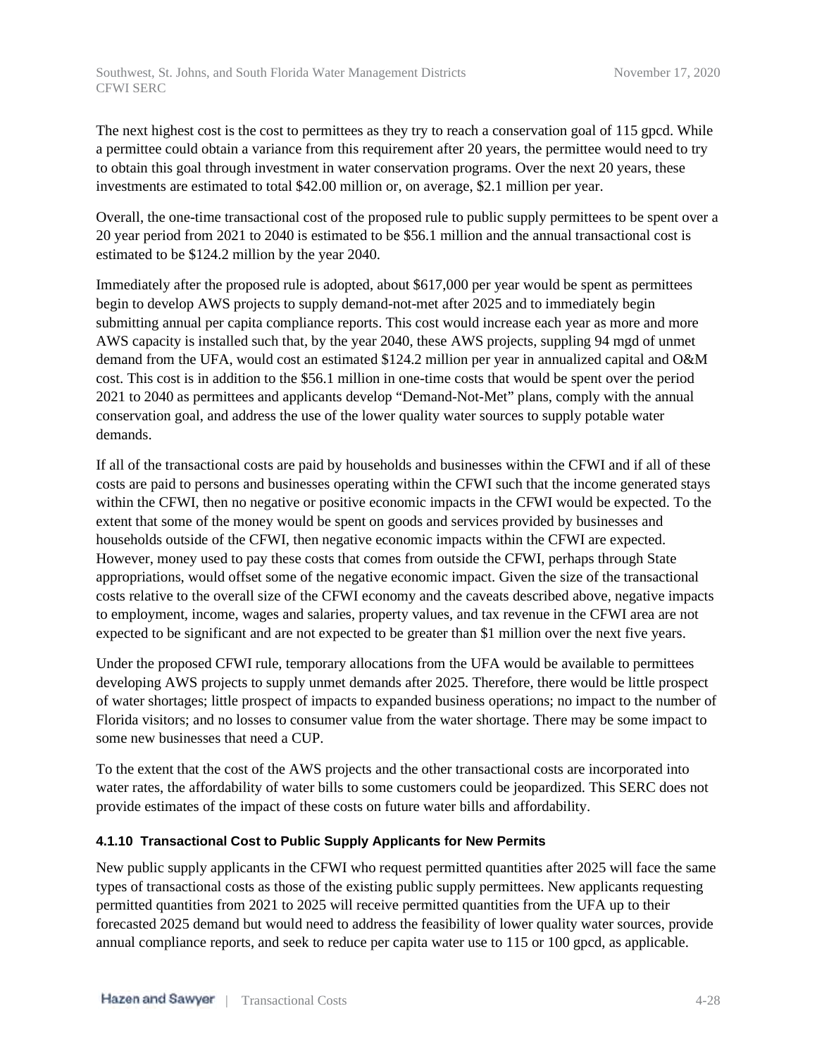The next highest cost is the cost to permittees as they try to reach a conservation goal of 115 gpcd. While a permittee could obtain a variance from this requirement after 20 years, the permittee would need to try to obtain this goal through investment in water conservation programs. Over the next 20 years, these investments are estimated to total $42.00 million or, on average, $2.1 million per year.

Overall, the one-time transactional cost of the proposed rule to public supply permittees to be spent over a 20 year period from 2021 to 2040 is estimated to be $56.1 million and the annual transactional cost is estimated to be $124.2 million by the year 2040.

Immediately after the proposed rule is adopted, about $617,000 per year would be spent as permittees begin to develop AWS projects to supply demand-not-met after 2025 and to immediately begin submitting annual per capita compliance reports. This cost would increase each year as more and more AWS capacity is installed such that, by the year 2040, these AWS projects, suppling 94 mgd of unmet demand from the UFA, would cost an estimated $124.2 million per year in annualized capital and O&M cost. This cost is in addition to the $56.1 million in one-time costs that would be spent over the period 2021 to 2040 as permittees and applicants develop "Demand-Not-Met" plans, comply with the annual conservation goal, and address the use of the lower quality water sources to supply potable water demands.

If all of the transactional costs are paid by households and businesses within the CFWI and if all of these costs are paid to persons and businesses operating within the CFWI such that the income generated stays within the CFWI, then no negative or positive economic impacts in the CFWI would be expected. To the extent that some of the money would be spent on goods and services provided by businesses and households outside of the CFWI, then negative economic impacts within the CFWI are expected. However, money used to pay these costs that comes from outside the CFWI, perhaps through State appropriations, would offset some of the negative economic impact. Given the size of the transactional costs relative to the overall size of the CFWI economy and the caveats described above, negative impacts to employment, income, wages and salaries, property values, and tax revenue in the CFWI area are not expected to be significant and are not expected to be greater than $1 million over the next five years.

Under the proposed CFWI rule, temporary allocations from the UFA would be available to permittees developing AWS projects to supply unmet demands after 2025. Therefore, there would be little prospect of water shortages; little prospect of impacts to expanded business operations; no impact to the number of Florida visitors; and no losses to consumer value from the water shortage. There may be some impact to some new businesses that need a CUP.

To the extent that the cost of the AWS projects and the other transactional costs are incorporated into water rates, the affordability of water bills to some customers could be jeopardized. This SERC does not provide estimates of the impact of these costs on future water bills and affordability.

#### 4.1.10 Transactional Cost to Public Supply Applicants for New Permits

New public supply applicants in the CFWI who request permitted quantities after 2025 will face the same types of transactional costs as those of the existing public supply permittees. New applicants requesting permitted quantities from 2021 to 2025 will receive permitted quantities from the UFA up to their forecasted 2025 demand but would need to address the feasibility of lower quality water sources, provide annual compliance reports, and seek to reduce per capita water use to 115 or 100 gpcd, as applicable.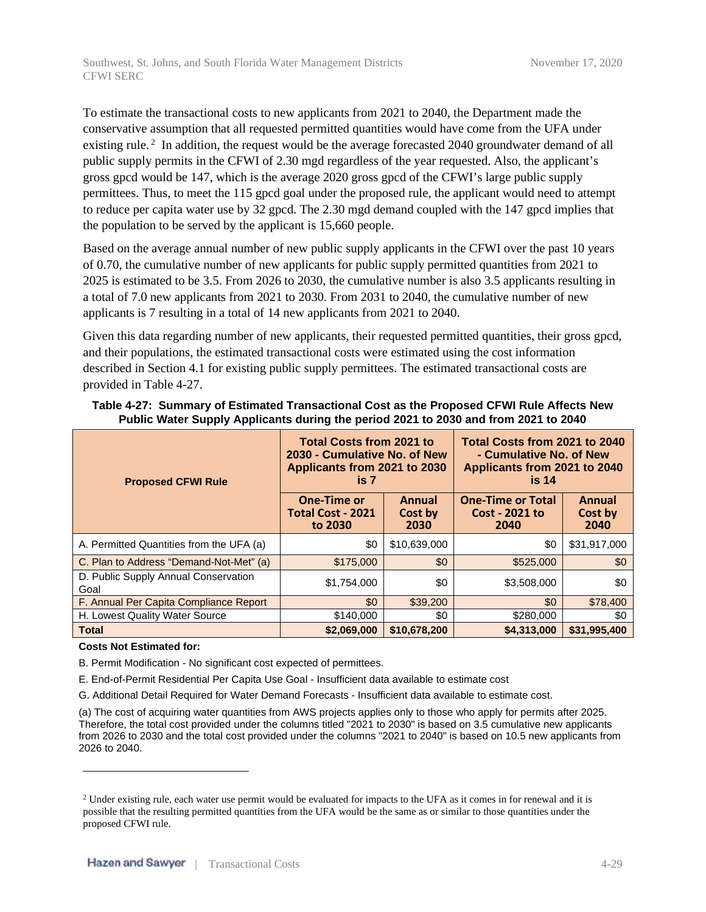To estimate the transactional costs to new applicants from 2021 to 2040, the Department made the conservative assumption that all requested permitted quantities would have come from the UFA under existing rule.[2] In addition, the request would be the average forecasted 2040 groundwater demand of all public supply permits in the CFWI of 2.30 mgd regardless of the year requested. Also, the applicant's gross gpcd would be 147, which is the average 2020 gross gpcd of the CFWI's large public supply permittees. Thus, to meet the 115 gpcd goal under the proposed rule, the applicant would need to attempt to reduce per capita water use by 32 gpcd. The 2.30 mgd demand coupled with the 147 gpcd implies that the population to be served by the applicant is 15,660 people.

Based on the average annual number of new public supply applicants in the CFWI over the past 10 years of 0.70, the cumulative number of new applicants for public supply permitted quantities from 2021 to 2025 is estimated to be 3.5. From 2026 to 2030, the cumulative number is also 3.5 applicants resulting in a total of 7.0 new applicants from 2021 to 2030. From 2031 to 2040, the cumulative number of new applicants is 7 resulting in a total of 14 new applicants from 2021 to 2040.

Given this data regarding number of new applicants, their requested permitted quantities, their gross gpcd, and their populations, the estimated transactional costs were estimated using the cost information described in Section 4.1 for existing public supply permittees. The estimated transactional costs are provided in Table 4-27.

**Table 4-27: Summary of Estimated Transactional Cost as the Proposed CFWI Rule Affects New Public Water Supply Applicants during the period 2021 to 2030 and from 2021 to 2040**

| Proposed CFWI Rule | Total Costs from 2021 to 2030 - Cumulative No. of New Applicants from 2021 to 2030 is 7 | | Total Costs from 2021 to 2040 - Cumulative No. of New Applicants from 2021 to 2040 is 14 | |
|---|---|---|---|---|
| | One-Time or Total Cost - 2021 to 2030 | Annual Cost by 2030 | One-Time or Total Cost - 2021 to 2040 | Annual Cost by 2040 |
| A. Permitted Quantities from the UFA (a) | $0 | $10,639,000 | $0 | $31,917,000 |
| C. Plan to Address "Demand-Not-Met" (a) | $175,000 | $0 | $525,000 | $0 |
| D. Public Supply Annual Conservation Goal | $1,754,000 | $0 | $3,508,000 | $0 |
| F. Annual Per Capita Compliance Report | $0 | $39,200 | $0 | $78,400 |
| H. Lowest Quality Water Source | $140,000 | $0 | $280,000 | $0 |
| **Total** | **$2,069,000** | **$10,678,200** | **$4,313,000** | **$31,995,400** |

**Costs Not Estimated for:**

B. Permit Modification - No significant cost expected of permittees.

E. End-of-Permit Residential Per Capita Use Goal - Insufficient data available to estimate cost

G. Additional Detail Required for Water Demand Forecasts - Insufficient data available to estimate cost.

(a) The cost of acquiring water quantities from AWS projects applies only to those who apply for permits after 2025. Therefore, the total cost provided under the columns titled "2021 to 2030" is based on 3.5 cumulative new applicants from 2026 to 2030 and the total cost provided under the columns "2021 to 2040" is based on 10.5 new applicants from 2026 to 2040.

---

[2] Under existing rule, each water use permit would be evaluated for impacts to the UFA as it comes in for renewal and it is possible that the resulting permitted quantities from the UFA would be the same as or similar to those quantities under the proposed CFWI rule.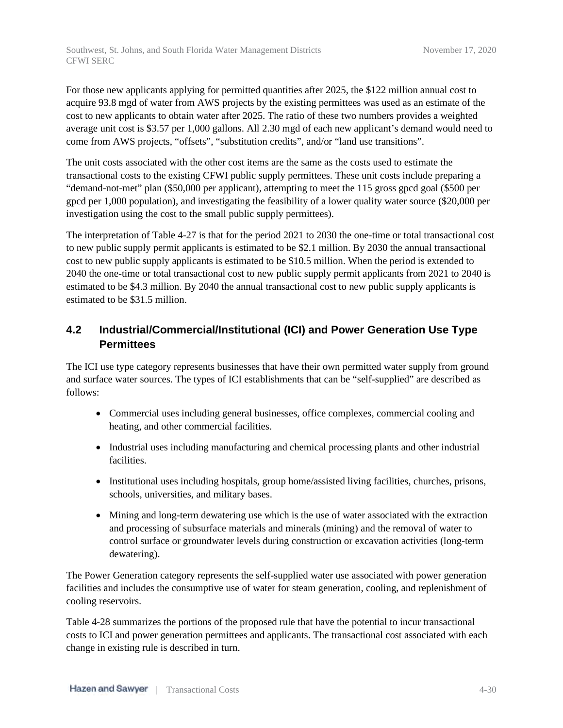For those new applicants applying for permitted quantities after 2025, the $122 million annual cost to acquire 93.8 mgd of water from AWS projects by the existing permittees was used as an estimate of the cost to new applicants to obtain water after 2025. The ratio of these two numbers provides a weighted average unit cost is $3.57 per 1,000 gallons. All 2.30 mgd of each new applicant's demand would need to come from AWS projects, "offsets", "substitution credits", and/or "land use transitions".

The unit costs associated with the other cost items are the same as the costs used to estimate the transactional costs to the existing CFWI public supply permittees. These unit costs include preparing a "demand-not-met" plan ($50,000 per applicant), attempting to meet the 115 gross gpcd goal ($500 per gpcd per 1,000 population), and investigating the feasibility of a lower quality water source ($20,000 per investigation using the cost to the small public supply permittees).

The interpretation of Table 4-27 is that for the period 2021 to 2030 the one-time or total transactional cost to new public supply permit applicants is estimated to be $2.1 million. By 2030 the annual transactional cost to new public supply applicants is estimated to be $10.5 million. When the period is extended to 2040 the one-time or total transactional cost to new public supply permit applicants from 2021 to 2040 is estimated to be $4.3 million. By 2040 the annual transactional cost to new public supply applicants is estimated to be $31.5 million.

## 4.2 Industrial/Commercial/Institutional (ICI) and Power Generation Use Type Permittees

The ICI use type category represents businesses that have their own permitted water supply from ground and surface water sources. The types of ICI establishments that can be "self-supplied" are described as follows:

- Commercial uses including general businesses, office complexes, commercial cooling and heating, and other commercial facilities.
- Industrial uses including manufacturing and chemical processing plants and other industrial facilities.
- Institutional uses including hospitals, group home/assisted living facilities, churches, prisons, schools, universities, and military bases.
- Mining and long-term dewatering use which is the use of water associated with the extraction and processing of subsurface materials and minerals (mining) and the removal of water to control surface or groundwater levels during construction or excavation activities (long-term dewatering).

The Power Generation category represents the self-supplied water use associated with power generation facilities and includes the consumptive use of water for steam generation, cooling, and replenishment of cooling reservoirs.

Table 4-28 summarizes the portions of the proposed rule that have the potential to incur transactional costs to ICI and power generation permittees and applicants. The transactional cost associated with each change in existing rule is described in turn.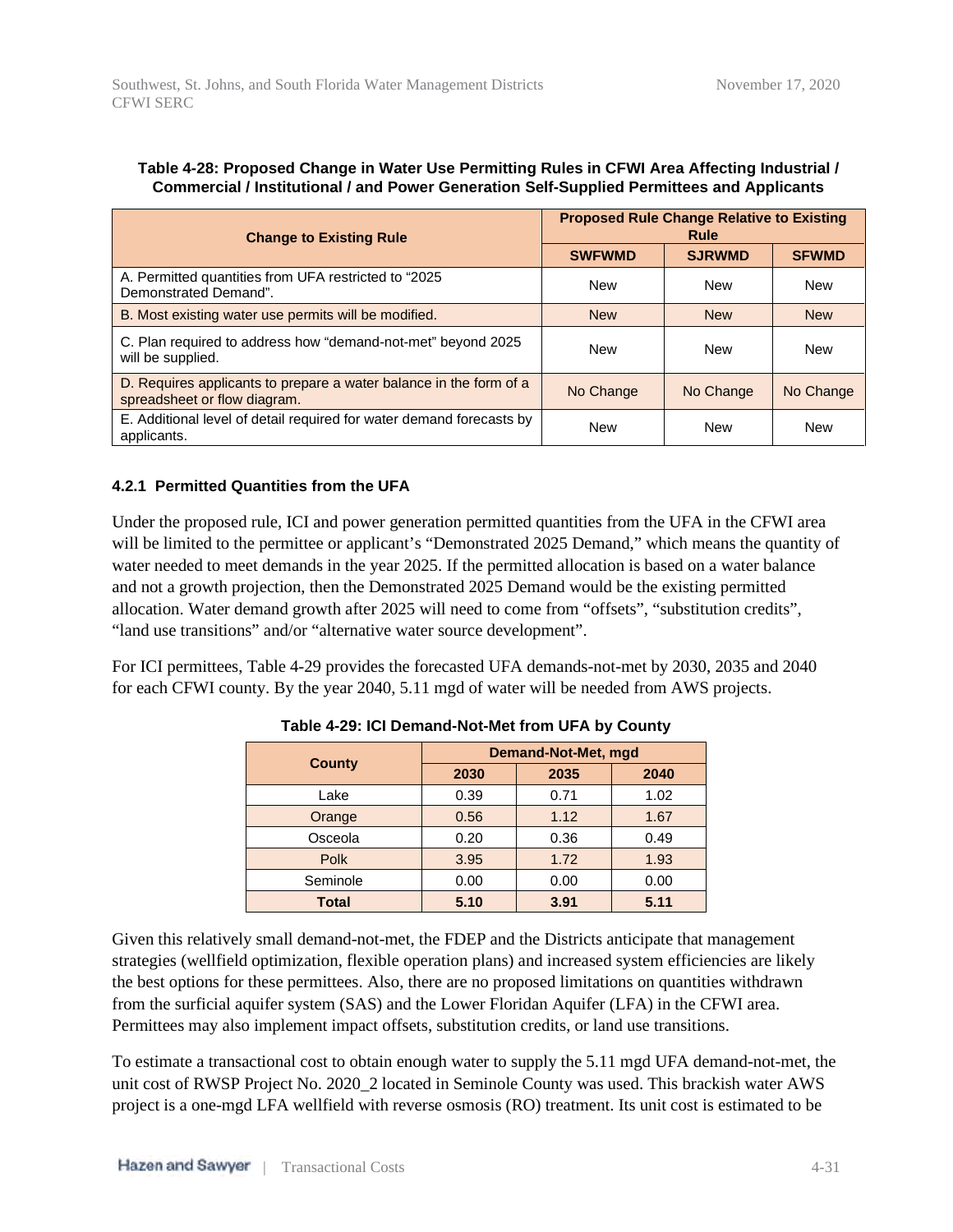**Table 4-28: Proposed Change in Water Use Permitting Rules in CFWI Area Affecting Industrial / Commercial / Institutional / and Power Generation Self-Supplied Permittees and Applicants**

| Change to Existing Rule | Proposed Rule Change Relative to Existing Rule | | |
|---|---|---|---|
| | SWFWMD | SJRWMD | SFWMD |
| A. Permitted quantities from UFA restricted to "2025 Demonstrated Demand". | New | New | New |
| B. Most existing water use permits will be modified. | New | New | New |
| C. Plan required to address how "demand-not-met" beyond 2025 will be supplied. | New | New | New |
| D. Requires applicants to prepare a water balance in the form of a spreadsheet or flow diagram. | No Change | No Change | No Change |
| E. Additional level of detail required for water demand forecasts by applicants. | New | New | New |

### 4.2.1 Permitted Quantities from the UFA

Under the proposed rule, ICI and power generation permitted quantities from the UFA in the CFWI area will be limited to the permittee or applicant's "Demonstrated 2025 Demand," which means the quantity of water needed to meet demands in the year 2025. If the permitted allocation is based on a water balance and not a growth projection, then the Demonstrated 2025 Demand would be the existing permitted allocation. Water demand growth after 2025 will need to come from "offsets", "substitution credits", "land use transitions" and/or "alternative water source development".

For ICI permittees, Table 4-29 provides the forecasted UFA demands-not-met by 2030, 2035 and 2040 for each CFWI county. By the year 2040, 5.11 mgd of water will be needed from AWS projects.

**Table 4-29: ICI Demand-Not-Met from UFA by County**

| County | Demand-Not-Met, mgd | | |
|---|---|---|---|
| | 2030 | 2035 | 2040 |
| Lake | 0.39 | 0.71 | 1.02 |
| Orange | 0.56 | 1.12 | 1.67 |
| Osceola | 0.20 | 0.36 | 0.49 |
| Polk | 3.95 | 1.72 | 1.93 |
| Seminole | 0.00 | 0.00 | 0.00 |
| **Total** | **5.10** | **3.91** | **5.11** |

Given this relatively small demand-not-met, the FDEP and the Districts anticipate that management strategies (wellfield optimization, flexible operation plans) and increased system efficiencies are likely the best options for these permittees. Also, there are no proposed limitations on quantities withdrawn from the surficial aquifer system (SAS) and the Lower Floridan Aquifer (LFA) in the CFWI area. Permittees may also implement impact offsets, substitution credits, or land use transitions.

To estimate a transactional cost to obtain enough water to supply the 5.11 mgd UFA demand-not-met, the unit cost of RWSP Project No. 2020_2 located in Seminole County was used. This brackish water AWS project is a one-mgd LFA wellfield with reverse osmosis (RO) treatment. Its unit cost is estimated to be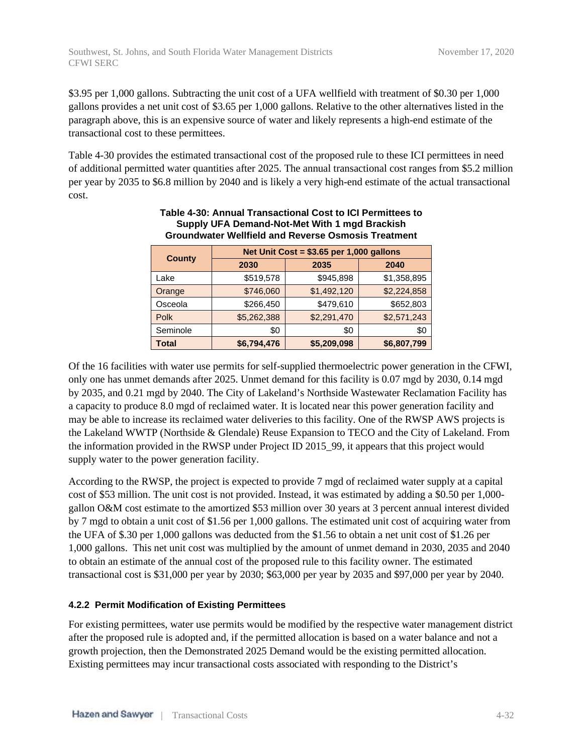$3.95 per 1,000 gallons. Subtracting the unit cost of a UFA wellfield with treatment of $0.30 per 1,000 gallons provides a net unit cost of $3.65 per 1,000 gallons. Relative to the other alternatives listed in the paragraph above, this is an expensive source of water and likely represents a high-end estimate of the transactional cost to these permittees.

Table 4-30 provides the estimated transactional cost of the proposed rule to these ICI permittees in need of additional permitted water quantities after 2025. The annual transactional cost ranges from $5.2 million per year by 2035 to $6.8 million by 2040 and is likely a very high-end estimate of the actual transactional cost.

**Table 4-30: Annual Transactional Cost to ICI Permittees to Supply UFA Demand-Not-Met With 1 mgd Brackish Groundwater Wellfield and Reverse Osmosis Treatment**

| County | Net Unit Cost = $3.65 per 1,000 gallons | | |
|---|---|---|---|
| | 2030 | 2035 | 2040 |
| Lake | $519,578 | $945,898 | $1,358,895 |
| Orange | $746,060 | $1,492,120 | $2,224,858 |
| Osceola | $266,450 | $479,610 | $652,803 |
| Polk | $5,262,388 | $2,291,470 | $2,571,243 |
| Seminole | $0 | $0 | $0 |
| **Total** | **$6,794,476** | **$5,209,098** | **$6,807,799** |

Of the 16 facilities with water use permits for self-supplied thermoelectric power generation in the CFWI, only one has unmet demands after 2025. Unmet demand for this facility is 0.07 mgd by 2030, 0.14 mgd by 2035, and 0.21 mgd by 2040. The City of Lakeland's Northside Wastewater Reclamation Facility has a capacity to produce 8.0 mgd of reclaimed water. It is located near this power generation facility and may be able to increase its reclaimed water deliveries to this facility. One of the RWSP AWS projects is the Lakeland WWTP (Northside & Glendale) Reuse Expansion to TECO and the City of Lakeland. From the information provided in the RWSP under Project ID 2015_99, it appears that this project would supply water to the power generation facility.

According to the RWSP, the project is expected to provide 7 mgd of reclaimed water supply at a capital cost of $53 million. The unit cost is not provided. Instead, it was estimated by adding a $0.50 per 1,000-gallon O&M cost estimate to the amortized $53 million over 30 years at 3 percent annual interest divided by 7 mgd to obtain a unit cost of $1.56 per 1,000 gallons. The estimated unit cost of acquiring water from the UFA of $.30 per 1,000 gallons was deducted from the $1.56 to obtain a net unit cost of $1.26 per 1,000 gallons. This net unit cost was multiplied by the amount of unmet demand in 2030, 2035 and 2040 to obtain an estimate of the annual cost of the proposed rule to this facility owner. The estimated transactional cost is $31,000 per year by 2030; $63,000 per year by 2035 and $97,000 per year by 2040.

#### 4.2.2 Permit Modification of Existing Permittees

For existing permittees, water use permits would be modified by the respective water management district after the proposed rule is adopted and, if the permitted allocation is based on a water balance and not a growth projection, then the Demonstrated 2025 Demand would be the existing permitted allocation. Existing permittees may incur transactional costs associated with responding to the District's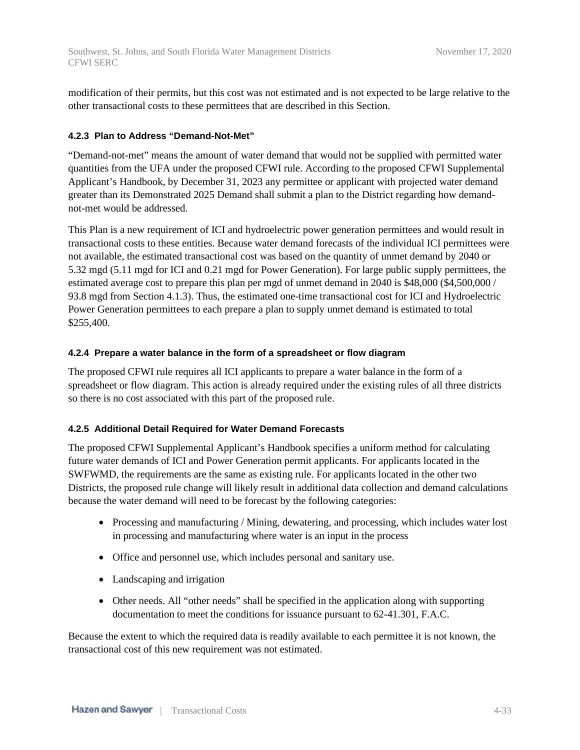modification of their permits, but this cost was not estimated and is not expected to be large relative to the other transactional costs to these permittees that are described in this Section.

#### 4.2.3 Plan to Address "Demand-Not-Met"

"Demand-not-met" means the amount of water demand that would not be supplied with permitted water quantities from the UFA under the proposed CFWI rule. According to the proposed CFWI Supplemental Applicant's Handbook, by December 31, 2023 any permittee or applicant with projected water demand greater than its Demonstrated 2025 Demand shall submit a plan to the District regarding how demand-not-met would be addressed.

This Plan is a new requirement of ICI and hydroelectric power generation permittees and would result in transactional costs to these entities. Because water demand forecasts of the individual ICI permittees were not available, the estimated transactional cost was based on the quantity of unmet demand by 2040 or 5.32 mgd (5.11 mgd for ICI and 0.21 mgd for Power Generation). For large public supply permittees, the estimated average cost to prepare this plan per mgd of unmet demand in 2040 is $48,000 ($4,500,000 / 93.8 mgd from Section 4.1.3). Thus, the estimated one-time transactional cost for ICI and Hydroelectric Power Generation permittees to each prepare a plan to supply unmet demand is estimated to total $255,400.

#### 4.2.4 Prepare a water balance in the form of a spreadsheet or flow diagram

The proposed CFWI rule requires all ICI applicants to prepare a water balance in the form of a spreadsheet or flow diagram. This action is already required under the existing rules of all three districts so there is no cost associated with this part of the proposed rule.

#### 4.2.5 Additional Detail Required for Water Demand Forecasts

The proposed CFWI Supplemental Applicant's Handbook specifies a uniform method for calculating future water demands of ICI and Power Generation permit applicants. For applicants located in the SWFWMD, the requirements are the same as existing rule. For applicants located in the other two Districts, the proposed rule change will likely result in additional data collection and demand calculations because the water demand will need to be forecast by the following categories:

- Processing and manufacturing / Mining, dewatering, and processing, which includes water lost in processing and manufacturing where water is an input in the process
- Office and personnel use, which includes personal and sanitary use.
- Landscaping and irrigation
- Other needs. All "other needs" shall be specified in the application along with supporting documentation to meet the conditions for issuance pursuant to 62-41.301, F.A.C.

Because the extent to which the required data is readily available to each permittee it is not known, the transactional cost of this new requirement was not estimated.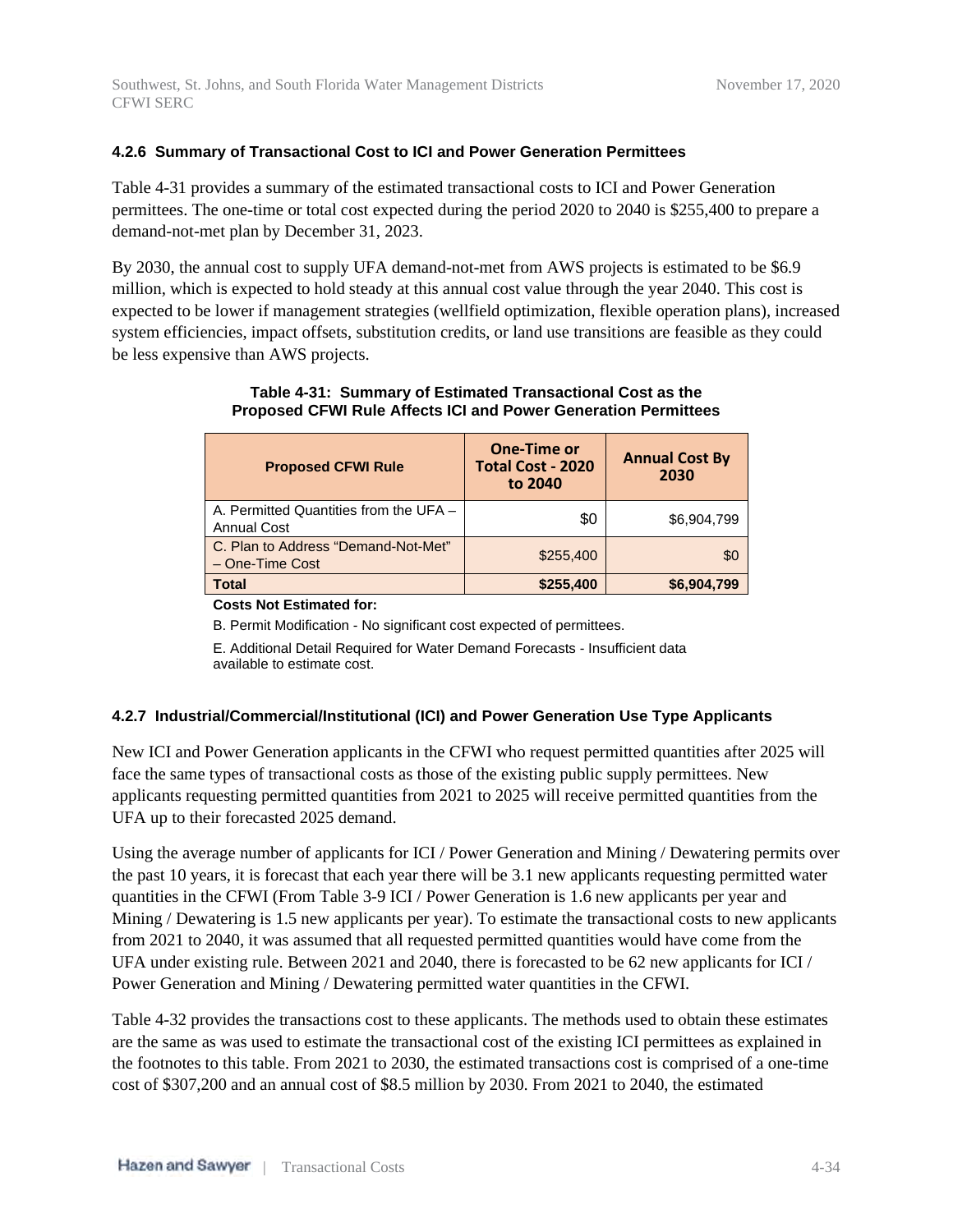### 4.2.6 Summary of Transactional Cost to ICI and Power Generation Permittees

Table 4-31 provides a summary of the estimated transactional costs to ICI and Power Generation permittees. The one-time or total cost expected during the period 2020 to 2040 is $255,400 to prepare a demand-not-met plan by December 31, 2023.

By 2030, the annual cost to supply UFA demand-not-met from AWS projects is estimated to be $6.9 million, which is expected to hold steady at this annual cost value through the year 2040. This cost is expected to be lower if management strategies (wellfield optimization, flexible operation plans), increased system efficiencies, impact offsets, substitution credits, or land use transitions are feasible as they could be less expensive than AWS projects.

**Table 4-31: Summary of Estimated Transactional Cost as the Proposed CFWI Rule Affects ICI and Power Generation Permittees**

| Proposed CFWI Rule | One-Time or Total Cost - 2020 to 2040 | Annual Cost By 2030 |
|---|---|---|
| A. Permitted Quantities from the UFA – Annual Cost | $0 | $6,904,799 |
| C. Plan to Address "Demand-Not-Met" – One-Time Cost | $255,400 | $0 |
| **Total** | **$255,400** | **$6,904,799** |

**Costs Not Estimated for:**

B. Permit Modification - No significant cost expected of permittees.

E. Additional Detail Required for Water Demand Forecasts - Insufficient data available to estimate cost.

### 4.2.7 Industrial/Commercial/Institutional (ICI) and Power Generation Use Type Applicants

New ICI and Power Generation applicants in the CFWI who request permitted quantities after 2025 will face the same types of transactional costs as those of the existing public supply permittees. New applicants requesting permitted quantities from 2021 to 2025 will receive permitted quantities from the UFA up to their forecasted 2025 demand.

Using the average number of applicants for ICI / Power Generation and Mining / Dewatering permits over the past 10 years, it is forecast that each year there will be 3.1 new applicants requesting permitted water quantities in the CFWI (From Table 3-9 ICI / Power Generation is 1.6 new applicants per year and Mining / Dewatering is 1.5 new applicants per year). To estimate the transactional costs to new applicants from 2021 to 2040, it was assumed that all requested permitted quantities would have come from the UFA under existing rule. Between 2021 and 2040, there is forecasted to be 62 new applicants for ICI / Power Generation and Mining / Dewatering permitted water quantities in the CFWI.

Table 4-32 provides the transactions cost to these applicants. The methods used to obtain these estimates are the same as was used to estimate the transactional cost of the existing ICI permittees as explained in the footnotes to this table. From 2021 to 2030, the estimated transactions cost is comprised of a one-time cost of $307,200 and an annual cost of $8.5 million by 2030. From 2021 to 2040, the estimated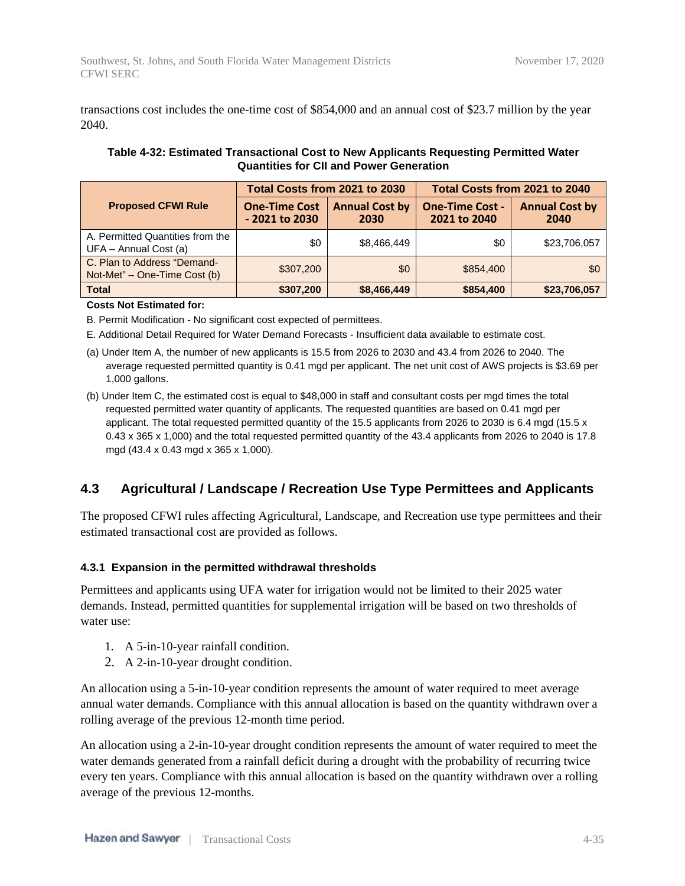transactions cost includes the one-time cost of $854,000 and an annual cost of $23.7 million by the year 2040.

**Table 4-32: Estimated Transactional Cost to New Applicants Requesting Permitted Water Quantities for CII and Power Generation**

| Proposed CFWI Rule | Total Costs from 2021 to 2030 | | Total Costs from 2021 to 2040 | |
|---|---|---|---|---|
| | One-Time Cost - 2021 to 2030 | Annual Cost by 2030 | One-Time Cost - 2021 to 2040 | Annual Cost by 2040 |
| A. Permitted Quantities from the UFA – Annual Cost (a) | $0 | $8,466,449 | $0 | $23,706,057 |
| C. Plan to Address "Demand-Not-Met" – One-Time Cost (b) | $307,200 | $0 | $854,400 | $0 |
| **Total** | **$307,200** | **$8,466,449** | **$854,400** | **$23,706,057** |

**Costs Not Estimated for:**

B. Permit Modification - No significant cost expected of permittees.

E. Additional Detail Required for Water Demand Forecasts - Insufficient data available to estimate cost.

(a) Under Item A, the number of new applicants is 15.5 from 2026 to 2030 and 43.4 from 2026 to 2040. The average requested permitted quantity is 0.41 mgd per applicant. The net unit cost of AWS projects is $3.69 per 1,000 gallons.

(b) Under Item C, the estimated cost is equal to $48,000 in staff and consultant costs per mgd times the total requested permitted water quantity of applicants. The requested quantities are based on 0.41 mgd per applicant. The total requested permitted quantity of the 15.5 applicants from 2026 to 2030 is 6.4 mgd (15.5 x 0.43 x 365 x 1,000) and the total requested permitted quantity of the 43.4 applicants from 2026 to 2040 is 17.8 mgd (43.4 x 0.43 mgd x 365 x 1,000).

## 4.3 Agricultural / Landscape / Recreation Use Type Permittees and Applicants

The proposed CFWI rules affecting Agricultural, Landscape, and Recreation use type permittees and their estimated transactional cost are provided as follows.

### 4.3.1 Expansion in the permitted withdrawal thresholds

Permittees and applicants using UFA water for irrigation would not be limited to their 2025 water demands. Instead, permitted quantities for supplemental irrigation will be based on two thresholds of water use:

1. A 5-in-10-year rainfall condition.
2. A 2-in-10-year drought condition.

An allocation using a 5-in-10-year condition represents the amount of water required to meet average annual water demands. Compliance with this annual allocation is based on the quantity withdrawn over a rolling average of the previous 12-month time period.

An allocation using a 2-in-10-year drought condition represents the amount of water required to meet the water demands generated from a rainfall deficit during a drought with the probability of recurring twice every ten years. Compliance with this annual allocation is based on the quantity withdrawn over a rolling average of the previous 12-months.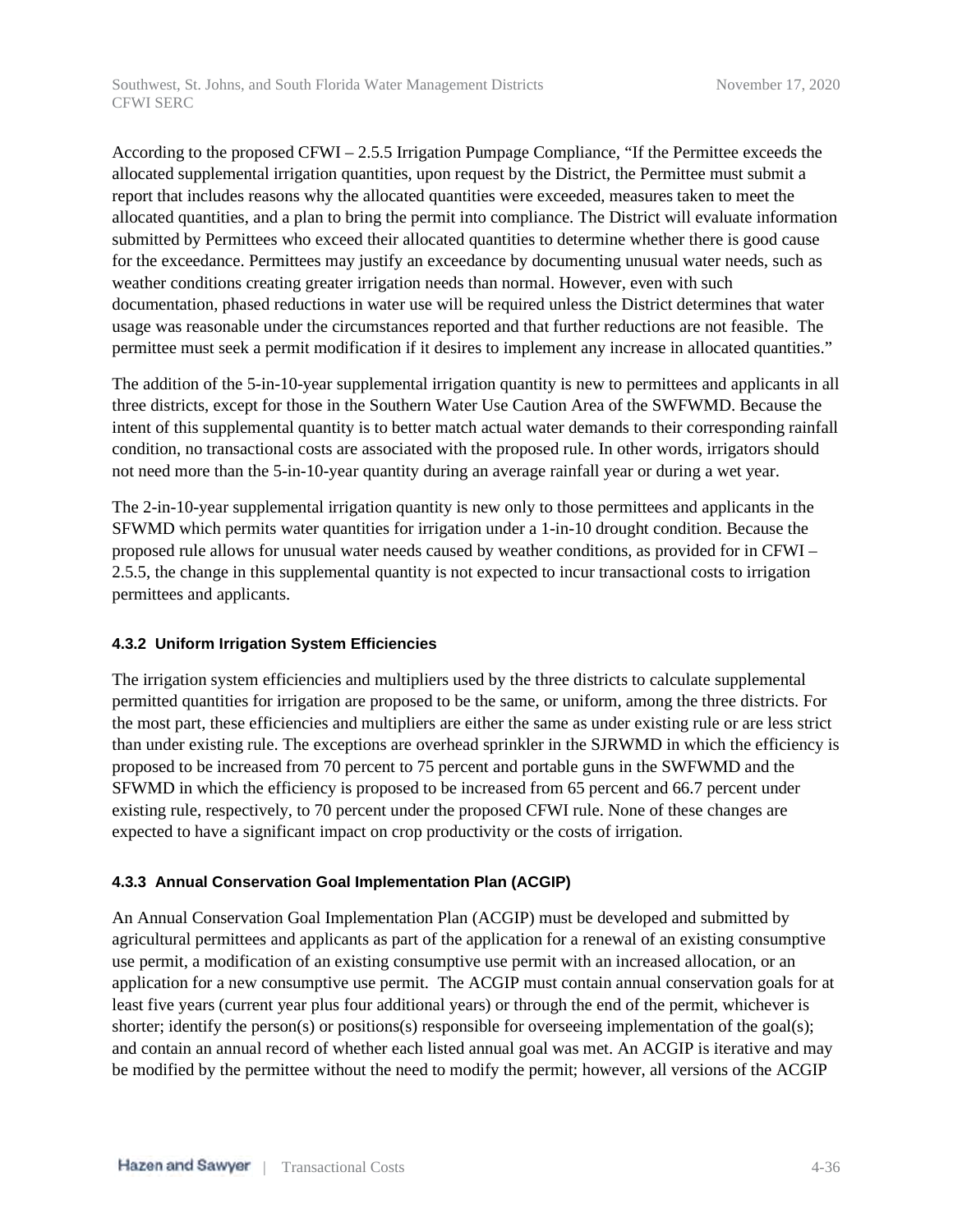According to the proposed CFWI – 2.5.5 Irrigation Pumpage Compliance, "If the Permittee exceeds the allocated supplemental irrigation quantities, upon request by the District, the Permittee must submit a report that includes reasons why the allocated quantities were exceeded, measures taken to meet the allocated quantities, and a plan to bring the permit into compliance. The District will evaluate information submitted by Permittees who exceed their allocated quantities to determine whether there is good cause for the exceedance. Permittees may justify an exceedance by documenting unusual water needs, such as weather conditions creating greater irrigation needs than normal. However, even with such documentation, phased reductions in water use will be required unless the District determines that water usage was reasonable under the circumstances reported and that further reductions are not feasible. The permittee must seek a permit modification if it desires to implement any increase in allocated quantities."

The addition of the 5-in-10-year supplemental irrigation quantity is new to permittees and applicants in all three districts, except for those in the Southern Water Use Caution Area of the SWFWMD. Because the intent of this supplemental quantity is to better match actual water demands to their corresponding rainfall condition, no transactional costs are associated with the proposed rule. In other words, irrigators should not need more than the 5-in-10-year quantity during an average rainfall year or during a wet year.

The 2-in-10-year supplemental irrigation quantity is new only to those permittees and applicants in the SFWMD which permits water quantities for irrigation under a 1-in-10 drought condition. Because the proposed rule allows for unusual water needs caused by weather conditions, as provided for in CFWI – 2.5.5, the change in this supplemental quantity is not expected to incur transactional costs to irrigation permittees and applicants.

### 4.3.2 Uniform Irrigation System Efficiencies

The irrigation system efficiencies and multipliers used by the three districts to calculate supplemental permitted quantities for irrigation are proposed to be the same, or uniform, among the three districts. For the most part, these efficiencies and multipliers are either the same as under existing rule or are less strict than under existing rule. The exceptions are overhead sprinkler in the SJRWMD in which the efficiency is proposed to be increased from 70 percent to 75 percent and portable guns in the SWFWMD and the SFWMD in which the efficiency is proposed to be increased from 65 percent and 66.7 percent under existing rule, respectively, to 70 percent under the proposed CFWI rule. None of these changes are expected to have a significant impact on crop productivity or the costs of irrigation.

### 4.3.3 Annual Conservation Goal Implementation Plan (ACGIP)

An Annual Conservation Goal Implementation Plan (ACGIP) must be developed and submitted by agricultural permittees and applicants as part of the application for a renewal of an existing consumptive use permit, a modification of an existing consumptive use permit with an increased allocation, or an application for a new consumptive use permit. The ACGIP must contain annual conservation goals for at least five years (current year plus four additional years) or through the end of the permit, whichever is shorter; identify the person(s) or positions(s) responsible for overseeing implementation of the goal(s); and contain an annual record of whether each listed annual goal was met. An ACGIP is iterative and may be modified by the permittee without the need to modify the permit; however, all versions of the ACGIP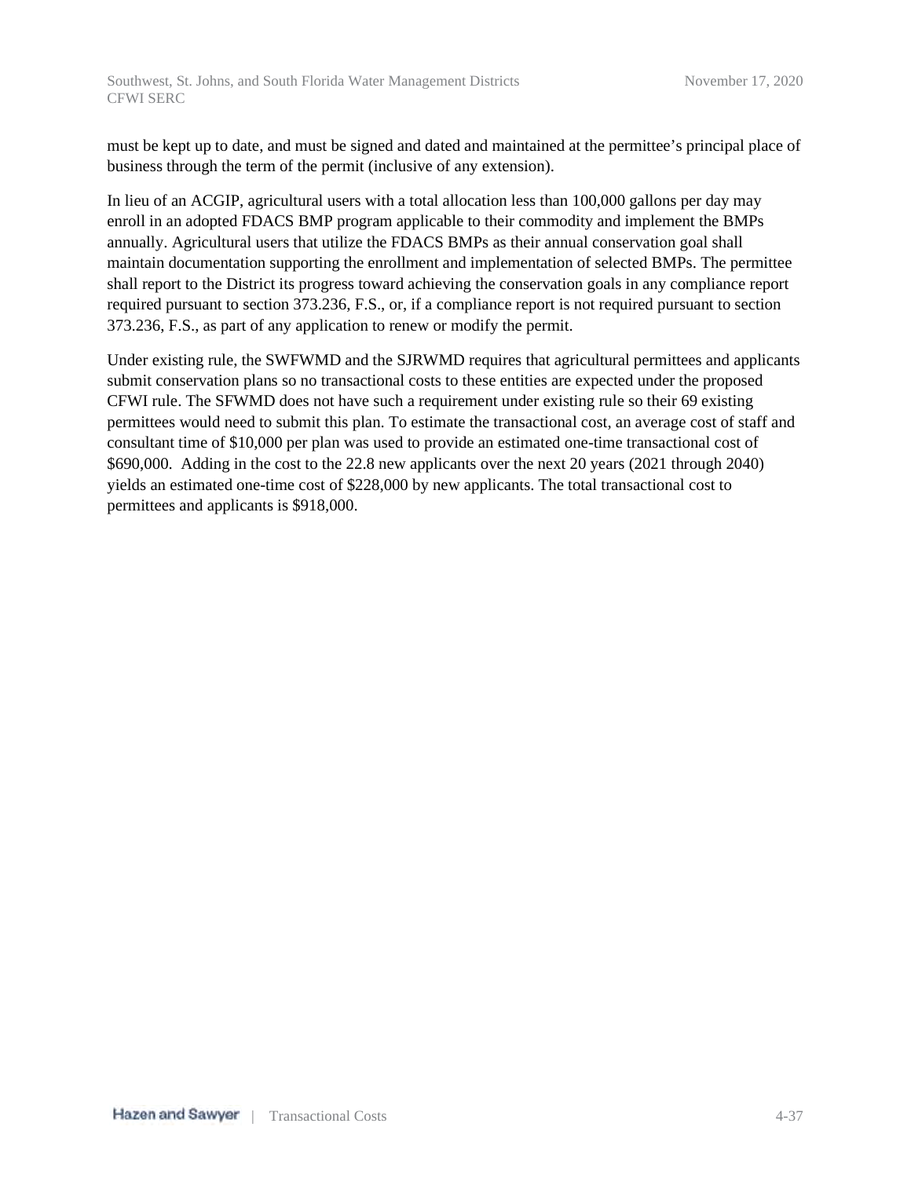must be kept up to date, and must be signed and dated and maintained at the permittee's principal place of business through the term of the permit (inclusive of any extension).

In lieu of an ACGIP, agricultural users with a total allocation less than 100,000 gallons per day may enroll in an adopted FDACS BMP program applicable to their commodity and implement the BMPs annually. Agricultural users that utilize the FDACS BMPs as their annual conservation goal shall maintain documentation supporting the enrollment and implementation of selected BMPs. The permittee shall report to the District its progress toward achieving the conservation goals in any compliance report required pursuant to section 373.236, F.S., or, if a compliance report is not required pursuant to section 373.236, F.S., as part of any application to renew or modify the permit.

Under existing rule, the SWFWMD and the SJRWMD requires that agricultural permittees and applicants submit conservation plans so no transactional costs to these entities are expected under the proposed CFWI rule. The SFWMD does not have such a requirement under existing rule so their 69 existing permittees would need to submit this plan. To estimate the transactional cost, an average cost of staff and consultant time of $10,000 per plan was used to provide an estimated one-time transactional cost of $690,000. Adding in the cost to the 22.8 new applicants over the next 20 years (2021 through 2040) yields an estimated one-time cost of $228,000 by new applicants. The total transactional cost to permittees and applicants is $918,000.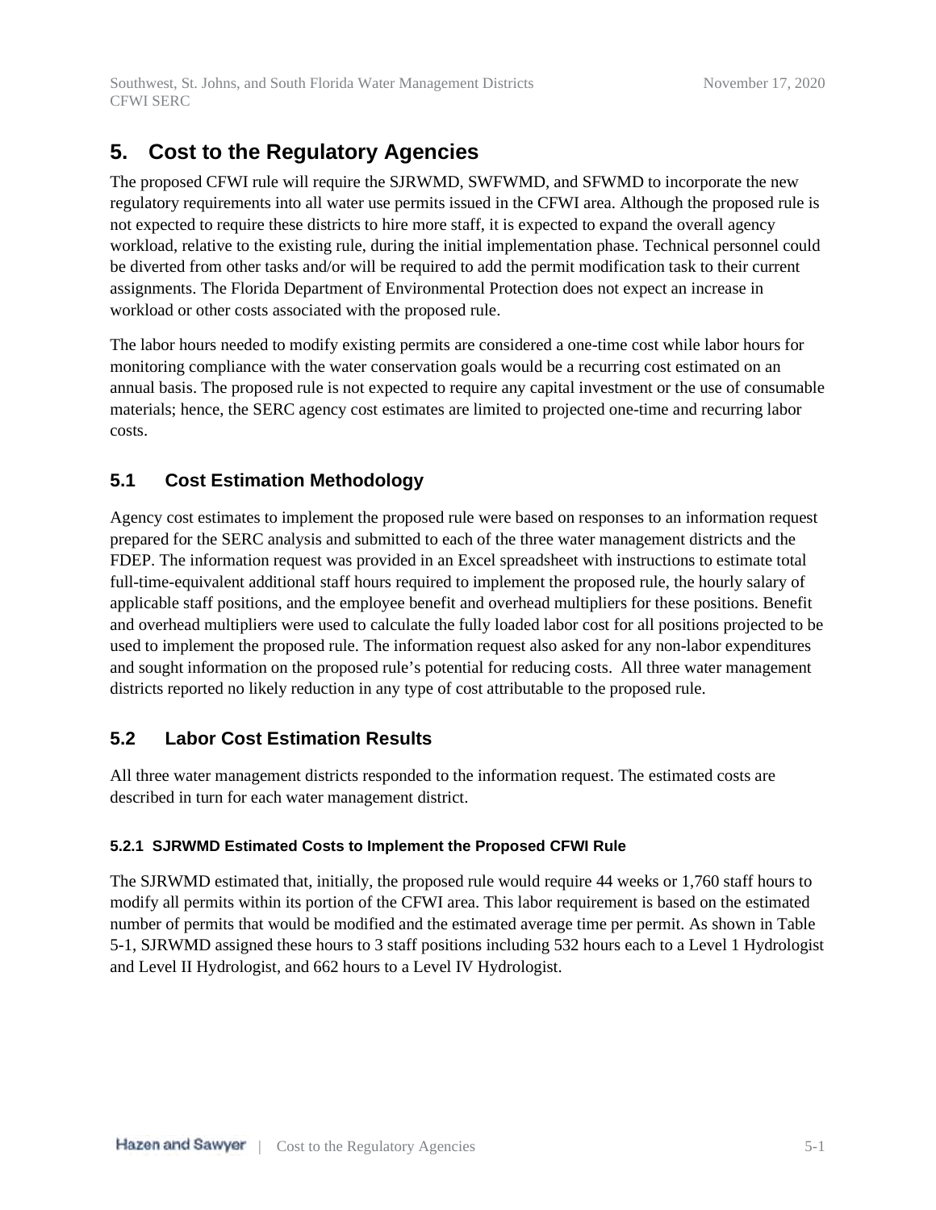# 5. Cost to the Regulatory Agencies

The proposed CFWI rule will require the SJRWMD, SWFWMD, and SFWMD to incorporate the new regulatory requirements into all water use permits issued in the CFWI area. Although the proposed rule is not expected to require these districts to hire more staff, it is expected to expand the overall agency workload, relative to the existing rule, during the initial implementation phase. Technical personnel could be diverted from other tasks and/or will be required to add the permit modification task to their current assignments. The Florida Department of Environmental Protection does not expect an increase in workload or other costs associated with the proposed rule.

The labor hours needed to modify existing permits are considered a one-time cost while labor hours for monitoring compliance with the water conservation goals would be a recurring cost estimated on an annual basis. The proposed rule is not expected to require any capital investment or the use of consumable materials; hence, the SERC agency cost estimates are limited to projected one-time and recurring labor costs.

## 5.1 Cost Estimation Methodology

Agency cost estimates to implement the proposed rule were based on responses to an information request prepared for the SERC analysis and submitted to each of the three water management districts and the FDEP. The information request was provided in an Excel spreadsheet with instructions to estimate total full-time-equivalent additional staff hours required to implement the proposed rule, the hourly salary of applicable staff positions, and the employee benefit and overhead multipliers for these positions. Benefit and overhead multipliers were used to calculate the fully loaded labor cost for all positions projected to be used to implement the proposed rule. The information request also asked for any non-labor expenditures and sought information on the proposed rule's potential for reducing costs. All three water management districts reported no likely reduction in any type of cost attributable to the proposed rule.

## 5.2 Labor Cost Estimation Results

All three water management districts responded to the information request. The estimated costs are described in turn for each water management district.

### 5.2.1 SJRWMD Estimated Costs to Implement the Proposed CFWI Rule

The SJRWMD estimated that, initially, the proposed rule would require 44 weeks or 1,760 staff hours to modify all permits within its portion of the CFWI area. This labor requirement is based on the estimated number of permits that would be modified and the estimated average time per permit. As shown in Table 5-1, SJRWMD assigned these hours to 3 staff positions including 532 hours each to a Level 1 Hydrologist and Level II Hydrologist, and 662 hours to a Level IV Hydrologist.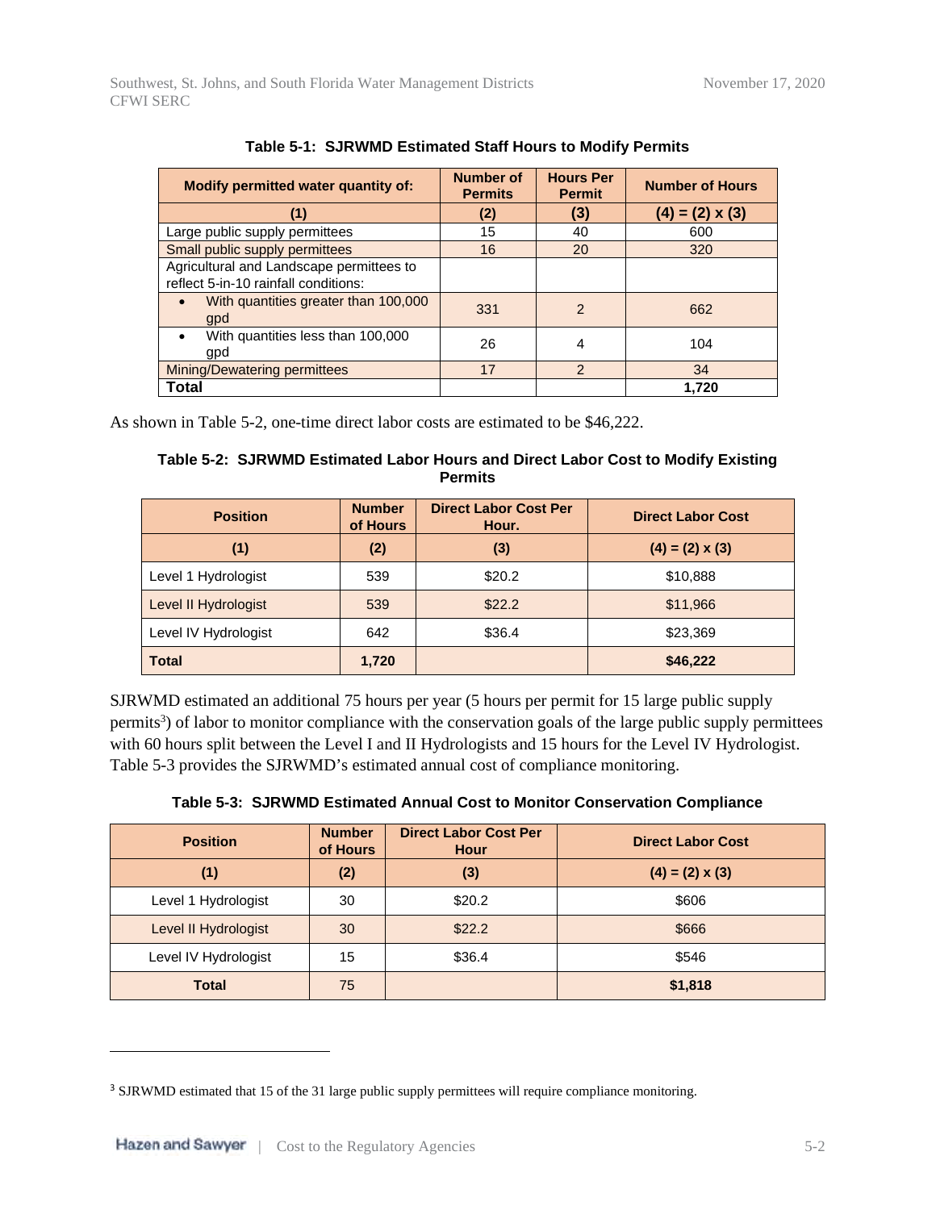**Table 5-1: SJRWMD Estimated Staff Hours to Modify Permits**

| Modify permitted water quantity of: | Number of Permits | Hours Per Permit | Number of Hours |
|---|---|---|---|
| (1) | (2) | (3) | (4) = (2) x (3) |
| Large public supply permittees | 15 | 40 | 600 |
| Small public supply permittees | 16 | 20 | 320 |
| Agricultural and Landscape permittees to reflect 5-in-10 rainfall conditions: | | | |
| • With quantities greater than 100,000 gpd | 331 | 2 | 662 |
| • With quantities less than 100,000 gpd | 26 | 4 | 104 |
| Mining/Dewatering permittees | 17 | 2 | 34 |
| **Total** | | | **1,720** |

As shown in Table 5-2, one-time direct labor costs are estimated to be $46,222.

**Table 5-2: SJRWMD Estimated Labor Hours and Direct Labor Cost to Modify Existing Permits**

| Position | Number of Hours | Direct Labor Cost Per Hour. | Direct Labor Cost |
|---|---|---|---|
| (1) | (2) | (3) | (4) = (2) x (3) |
| Level 1 Hydrologist | 539 | $20.2 | $10,888 |
| Level II Hydrologist | 539 | $22.2 | $11,966 |
| Level IV Hydrologist | 642 | $36.4 | $23,369 |
| **Total** | **1,720** | | **$46,222** |

SJRWMD estimated an additional 75 hours per year (5 hours per permit for 15 large public supply permits[3]) of labor to monitor compliance with the conservation goals of the large public supply permittees with 60 hours split between the Level I and II Hydrologists and 15 hours for the Level IV Hydrologist. Table 5-3 provides the SJRWMD's estimated annual cost of compliance monitoring.

**Table 5-3: SJRWMD Estimated Annual Cost to Monitor Conservation Compliance**

| Position | Number of Hours | Direct Labor Cost Per Hour | Direct Labor Cost |
|---|---|---|---|
| (1) | (2) | (3) | (4) = (2) x (3) |
| Level 1 Hydrologist | 30 | $20.2 | $606 |
| Level II Hydrologist | 30 | $22.2 | $666 |
| Level IV Hydrologist | 15 | $36.4 | $546 |
| **Total** | 75 | | **$1,818** |

[3] SJRWMD estimated that 15 of the 31 large public supply permittees will require compliance monitoring.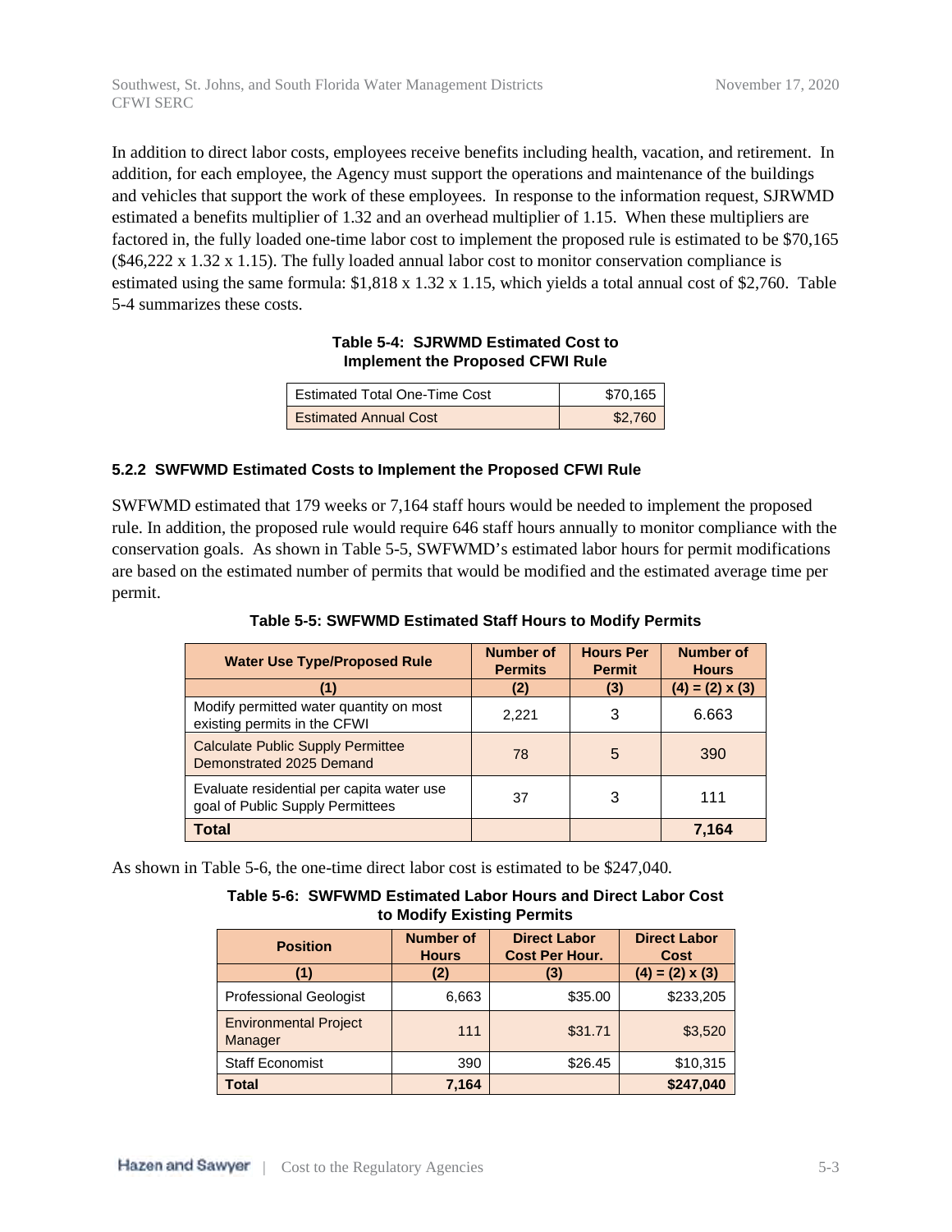In addition to direct labor costs, employees receive benefits including health, vacation, and retirement. In addition, for each employee, the Agency must support the operations and maintenance of the buildings and vehicles that support the work of these employees. In response to the information request, SJRWMD estimated a benefits multiplier of 1.32 and an overhead multiplier of 1.15. When these multipliers are factored in, the fully loaded one-time labor cost to implement the proposed rule is estimated to be $70,165 ($46,222 x 1.32 x 1.15). The fully loaded annual labor cost to monitor conservation compliance is estimated using the same formula: $1,818 x 1.32 x 1.15, which yields a total annual cost of $2,760. Table 5-4 summarizes these costs.

**Table 5-4: SJRWMD Estimated Cost to Implement the Proposed CFWI Rule**

| | |
|---|---:|
| Estimated Total One-Time Cost | $70,165 |
| Estimated Annual Cost | $2,760 |

### 5.2.2 SWFWMD Estimated Costs to Implement the Proposed CFWI Rule

SWFWMD estimated that 179 weeks or 7,164 staff hours would be needed to implement the proposed rule. In addition, the proposed rule would require 646 staff hours annually to monitor compliance with the conservation goals. As shown in Table 5-5, SWFWMD's estimated labor hours for permit modifications are based on the estimated number of permits that would be modified and the estimated average time per permit.

**Table 5-5: SWFWMD Estimated Staff Hours to Modify Permits**

| Water Use Type/Proposed Rule | Number of Permits | Hours Per Permit | Number of Hours |
|---|---|---|---|
| (1) | (2) | (3) | (4) = (2) x (3) |
| Modify permitted water quantity on most existing permits in the CFWI | 2,221 | 3 | 6.663 |
| Calculate Public Supply Permittee Demonstrated 2025 Demand | 78 | 5 | 390 |
| Evaluate residential per capita water use goal of Public Supply Permittees | 37 | 3 | 111 |
| **Total** | | | **7,164** |

As shown in Table 5-6, the one-time direct labor cost is estimated to be $247,040.

**Table 5-6: SWFWMD Estimated Labor Hours and Direct Labor Cost to Modify Existing Permits**

| Position | Number of Hours | Direct Labor Cost Per Hour. | Direct Labor Cost |
|---|---:|---:|---:|
| (1) | (2) | (3) | (4) = (2) x (3) |
| Professional Geologist | 6,663 | $35.00 | $233,205 |
| Environmental Project Manager | 111 | $31.71 | $3,520 |
| Staff Economist | 390 | $26.45 | $10,315 |
| **Total** | **7,164** | | **$247,040** |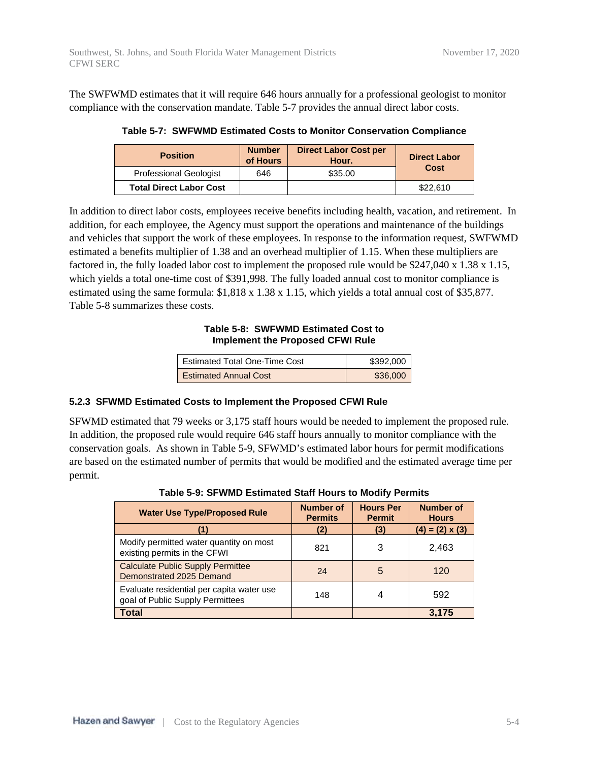The SWFWMD estimates that it will require 646 hours annually for a professional geologist to monitor compliance with the conservation mandate. Table 5-7 provides the annual direct labor costs.

**Table 5-7: SWFWMD Estimated Costs to Monitor Conservation Compliance**

| Position | Number of Hours | Direct Labor Cost per Hour. | Direct Labor Cost |
|---|---|---|---|
| Professional Geologist | 646 | $35.00 | |
| **Total Direct Labor Cost** | | | $22,610 |

In addition to direct labor costs, employees receive benefits including health, vacation, and retirement. In addition, for each employee, the Agency must support the operations and maintenance of the buildings and vehicles that support the work of these employees. In response to the information request, SWFWMD estimated a benefits multiplier of 1.38 and an overhead multiplier of 1.15. When these multipliers are factored in, the fully loaded labor cost to implement the proposed rule would be $247,040 x 1.38 x 1.15, which yields a total one-time cost of $391,998. The fully loaded annual cost to monitor compliance is estimated using the same formula: $1,818 x 1.38 x 1.15, which yields a total annual cost of $35,877. Table 5-8 summarizes these costs.

**Table 5-8: SWFWMD Estimated Cost to Implement the Proposed CFWI Rule**

| | |
|---|---|
| Estimated Total One-Time Cost | $392,000 |
| Estimated Annual Cost | $36,000 |

### 5.2.3 SFWMD Estimated Costs to Implement the Proposed CFWI Rule

SFWMD estimated that 79 weeks or 3,175 staff hours would be needed to implement the proposed rule. In addition, the proposed rule would require 646 staff hours annually to monitor compliance with the conservation goals. As shown in Table 5-9, SFWMD's estimated labor hours for permit modifications are based on the estimated number of permits that would be modified and the estimated average time per permit.

**Table 5-9: SFWMD Estimated Staff Hours to Modify Permits**

| Water Use Type/Proposed Rule | Number of Permits | Hours Per Permit | Number of Hours |
|---|---|---|---|
| (1) | (2) | (3) | (4) = (2) x (3) |
| Modify permitted water quantity on most existing permits in the CFWI | 821 | 3 | 2,463 |
| Calculate Public Supply Permittee Demonstrated 2025 Demand | 24 | 5 | 120 |
| Evaluate residential per capita water use goal of Public Supply Permittees | 148 | 4 | 592 |
| **Total** | | | **3,175** |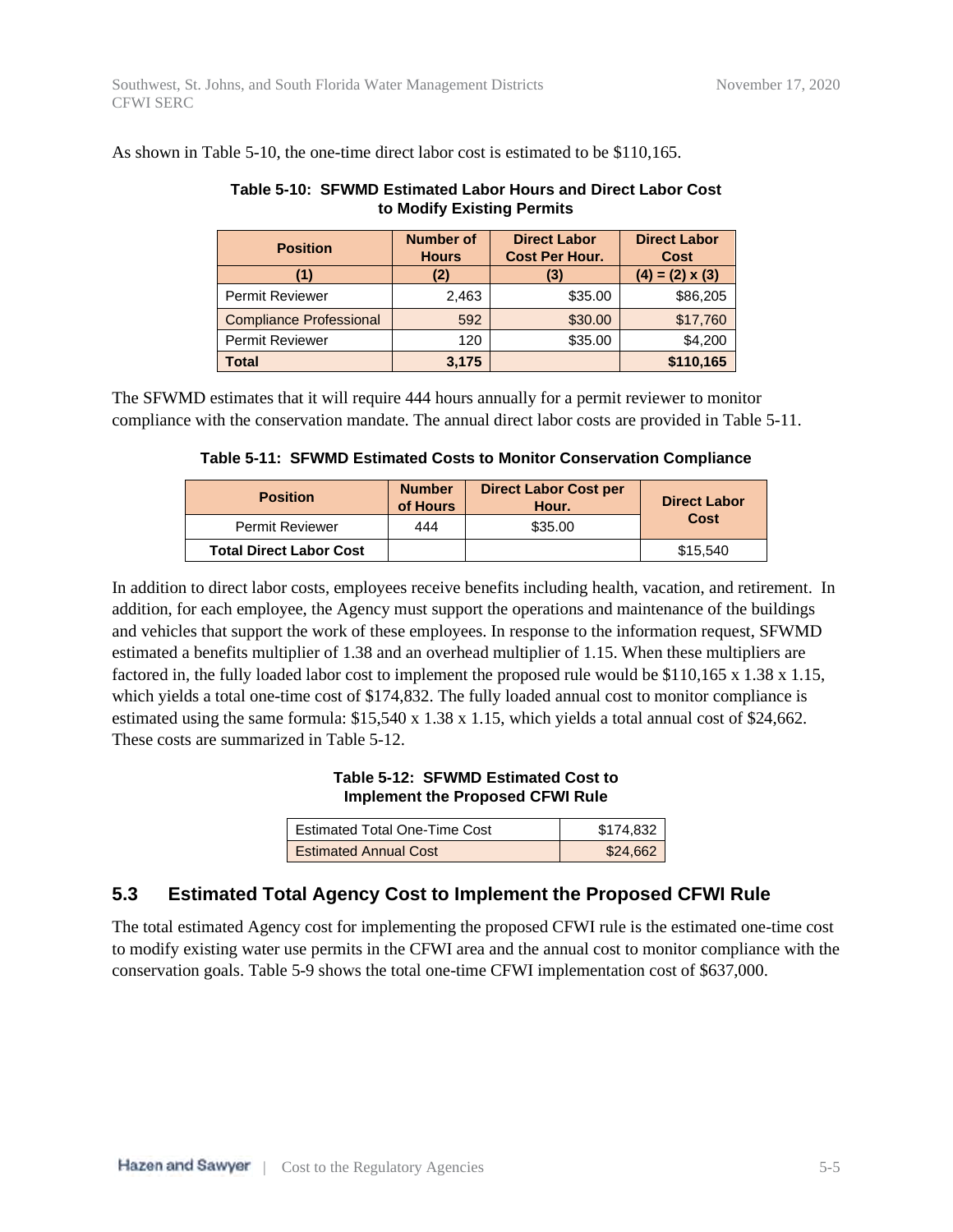As shown in Table 5-10, the one-time direct labor cost is estimated to be $110,165.

**Table 5-10: SFWMD Estimated Labor Hours and Direct Labor Cost to Modify Existing Permits**

| Position | Number of Hours | Direct Labor Cost Per Hour. | Direct Labor Cost |
|---|---|---|---|
| (1) | (2) | (3) | (4) = (2) x (3) |
| Permit Reviewer | 2,463 | $35.00 | $86,205 |
| Compliance Professional | 592 | $30.00 | $17,760 |
| Permit Reviewer | 120 | $35.00 | $4,200 |
| **Total** | **3,175** | | **$110,165** |

The SFWMD estimates that it will require 444 hours annually for a permit reviewer to monitor compliance with the conservation mandate. The annual direct labor costs are provided in Table 5-11.

**Table 5-11: SFWMD Estimated Costs to Monitor Conservation Compliance**

| Position | Number of Hours | Direct Labor Cost per Hour. | Direct Labor Cost |
|---|---|---|---|
| Permit Reviewer | 444 | $35.00 | |
| **Total Direct Labor Cost** | | | $15,540 |

In addition to direct labor costs, employees receive benefits including health, vacation, and retirement. In addition, for each employee, the Agency must support the operations and maintenance of the buildings and vehicles that support the work of these employees. In response to the information request, SFWMD estimated a benefits multiplier of 1.38 and an overhead multiplier of 1.15. When these multipliers are factored in, the fully loaded labor cost to implement the proposed rule would be $110,165 x 1.38 x 1.15, which yields a total one-time cost of $174,832. The fully loaded annual cost to monitor compliance is estimated using the same formula: $15,540 x 1.38 x 1.15, which yields a total annual cost of $24,662. These costs are summarized in Table 5-12.

**Table 5-12: SFWMD Estimated Cost to Implement the Proposed CFWI Rule**

| | |
|---|---|
| Estimated Total One-Time Cost | $174,832 |
| Estimated Annual Cost | $24,662 |

## 5.3 Estimated Total Agency Cost to Implement the Proposed CFWI Rule

The total estimated Agency cost for implementing the proposed CFWI rule is the estimated one-time cost to modify existing water use permits in the CFWI area and the annual cost to monitor compliance with the conservation goals. Table 5-9 shows the total one-time CFWI implementation cost of $637,000.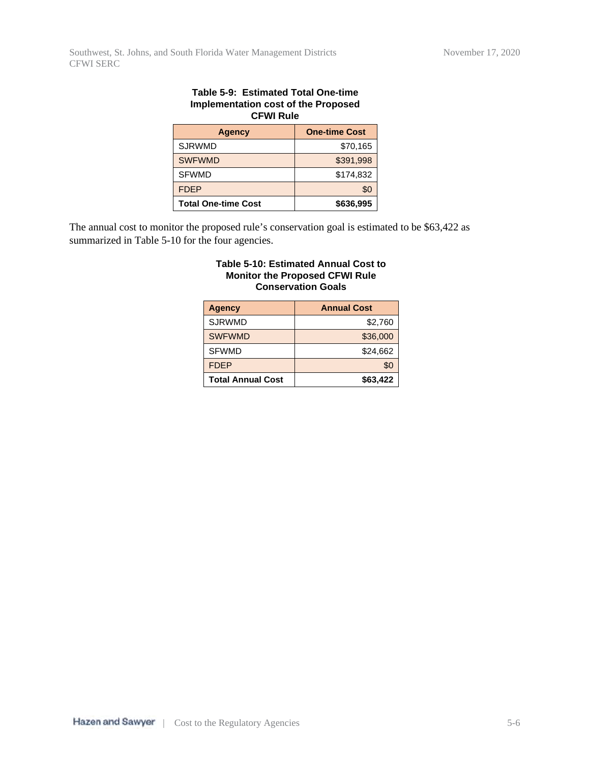**Table 5-9: Estimated Total One-time Implementation cost of the Proposed CFWI Rule**

| Agency | One-time Cost |
|---|---|
| SJRWMD | $70,165 |
| SWFWMD | $391,998 |
| SFWMD | $174,832 |
| FDEP | $0 |
| **Total One-time Cost** | **$636,995** |

The annual cost to monitor the proposed rule's conservation goal is estimated to be $63,422 as summarized in Table 5-10 for the four agencies.

**Table 5-10: Estimated Annual Cost to Monitor the Proposed CFWI Rule Conservation Goals**

| Agency | Annual Cost |
|---|---|
| SJRWMD | $2,760 |
| SWFWMD | $36,000 |
| SFWMD | $24,662 |
| FDEP | $0 |
| **Total Annual Cost** | **$63,422** |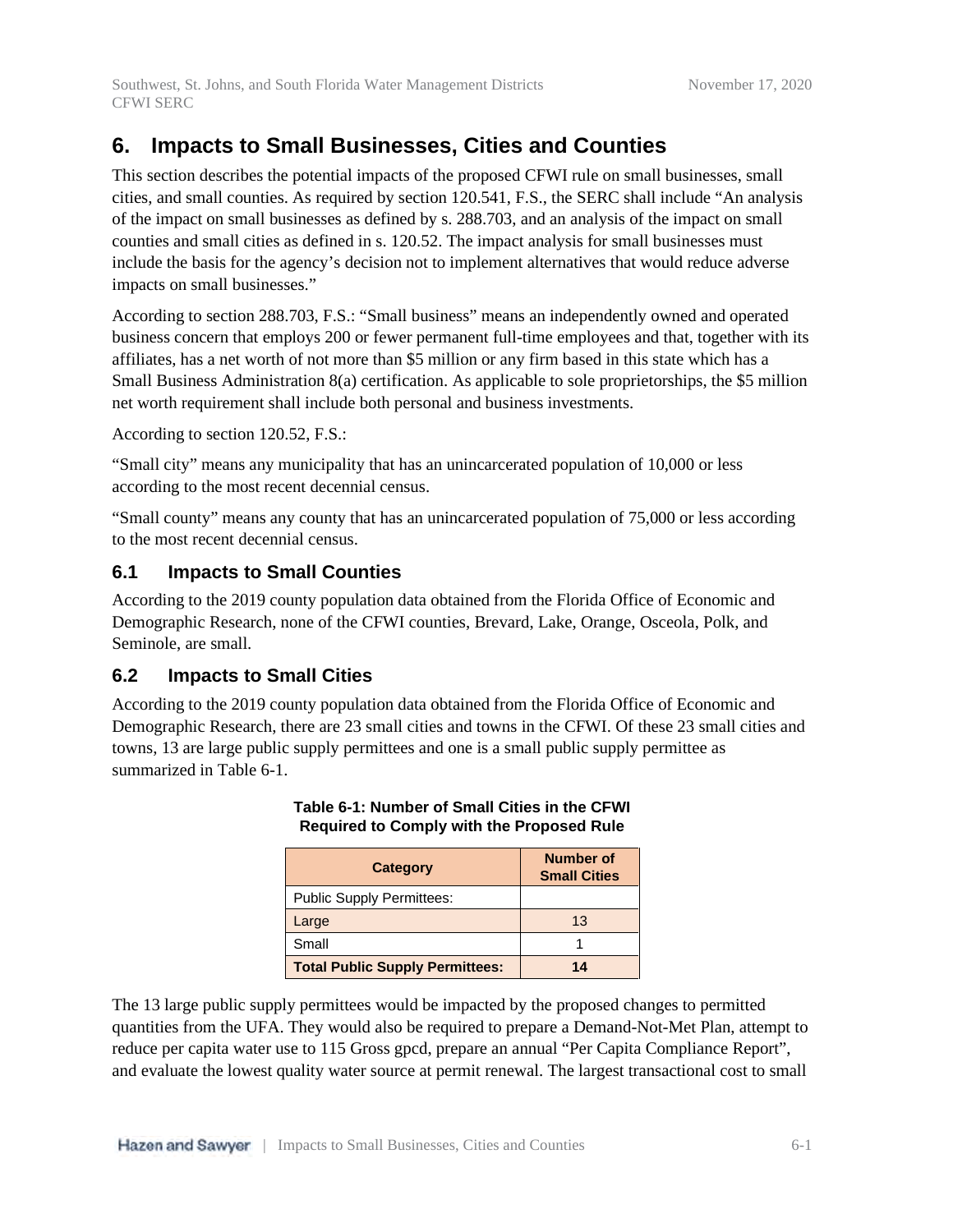# 6. Impacts to Small Businesses, Cities and Counties

This section describes the potential impacts of the proposed CFWI rule on small businesses, small cities, and small counties. As required by section 120.541, F.S., the SERC shall include "An analysis of the impact on small businesses as defined by s. 288.703, and an analysis of the impact on small counties and small cities as defined in s. 120.52. The impact analysis for small businesses must include the basis for the agency's decision not to implement alternatives that would reduce adverse impacts on small businesses."

According to section 288.703, F.S.: "Small business" means an independently owned and operated business concern that employs 200 or fewer permanent full-time employees and that, together with its affiliates, has a net worth of not more than $5 million or any firm based in this state which has a Small Business Administration 8(a) certification. As applicable to sole proprietorships, the $5 million net worth requirement shall include both personal and business investments.

According to section 120.52, F.S.:

"Small city" means any municipality that has an unincarcerated population of 10,000 or less according to the most recent decennial census.

"Small county" means any county that has an unincarcerated population of 75,000 or less according to the most recent decennial census.

## 6.1 Impacts to Small Counties

According to the 2019 county population data obtained from the Florida Office of Economic and Demographic Research, none of the CFWI counties, Brevard, Lake, Orange, Osceola, Polk, and Seminole, are small.

## 6.2 Impacts to Small Cities

According to the 2019 county population data obtained from the Florida Office of Economic and Demographic Research, there are 23 small cities and towns in the CFWI. Of these 23 small cities and towns, 13 are large public supply permittees and one is a small public supply permittee as summarized in Table 6-1.

**Table 6-1: Number of Small Cities in the CFWI Required to Comply with the Proposed Rule**

| Category | Number of Small Cities |
|---|---|
| Public Supply Permittees: | |
| Large | 13 |
| Small | 1 |
| **Total Public Supply Permittees:** | **14** |

The 13 large public supply permittees would be impacted by the proposed changes to permitted quantities from the UFA. They would also be required to prepare a Demand-Not-Met Plan, attempt to reduce per capita water use to 115 Gross gpcd, prepare an annual "Per Capita Compliance Report", and evaluate the lowest quality water source at permit renewal. The largest transactional cost to small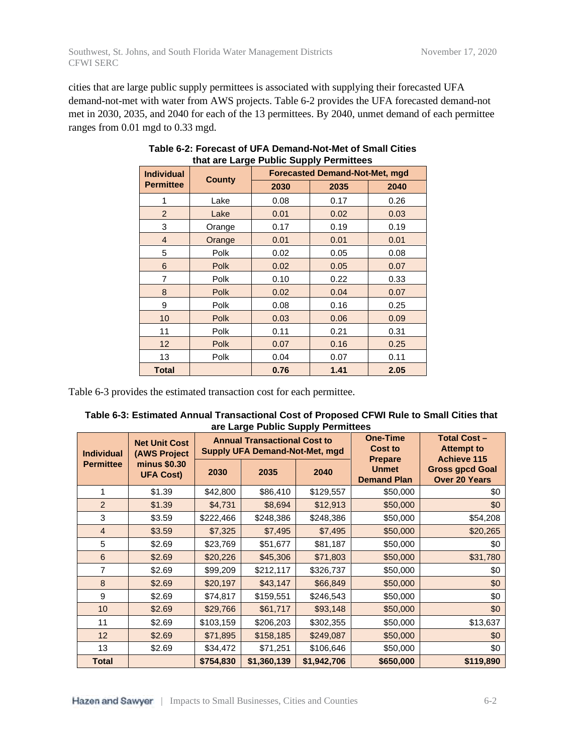cities that are large public supply permittees is associated with supplying their forecasted UFA demand-not-met with water from AWS projects. Table 6-2 provides the UFA forecasted demand-not met in 2030, 2035, and 2040 for each of the 13 permittees. By 2040, unmet demand of each permittee ranges from 0.01 mgd to 0.33 mgd.

**Table 6-2: Forecast of UFA Demand-Not-Met of Small Cities that are Large Public Supply Permittees**

| Individual Permittee | County | Forecasted Demand-Not-Met, mgd | | |
|---|---|---|---|---|
| | | 2030 | 2035 | 2040 |
| 1 | Lake | 0.08 | 0.17 | 0.26 |
| 2 | Lake | 0.01 | 0.02 | 0.03 |
| 3 | Orange | 0.17 | 0.19 | 0.19 |
| 4 | Orange | 0.01 | 0.01 | 0.01 |
| 5 | Polk | 0.02 | 0.05 | 0.08 |
| 6 | Polk | 0.02 | 0.05 | 0.07 |
| 7 | Polk | 0.10 | 0.22 | 0.33 |
| 8 | Polk | 0.02 | 0.04 | 0.07 |
| 9 | Polk | 0.08 | 0.16 | 0.25 |
| 10 | Polk | 0.03 | 0.06 | 0.09 |
| 11 | Polk | 0.11 | 0.21 | 0.31 |
| 12 | Polk | 0.07 | 0.16 | 0.25 |
| 13 | Polk | 0.04 | 0.07 | 0.11 |
| **Total** | | **0.76** | **1.41** | **2.05** |

Table 6-3 provides the estimated transaction cost for each permittee.

**Table 6-3: Estimated Annual Transactional Cost of Proposed CFWI Rule to Small Cities that are Large Public Supply Permittees**

| Individual Permittee | Net Unit Cost (AWS Project minus $0.30 UFA Cost) | Annual Transactional Cost to Supply UFA Demand-Not-Met, mgd | | | One-Time Cost to Prepare Unmet Demand Plan | Total Cost – Attempt to Achieve 115 Gross gpcd Goal Over 20 Years |
|---|---|---|---|---|---|---|
| | | 2030 | 2035 | 2040 | | |
| 1 | $1.39 | $42,800 | $86,410 | $129,557 | $50,000 | $0 |
| 2 | $1.39 | $4,731 | $8,694 | $12,913 | $50,000 | $0 |
| 3 | $3.59 | $222,466 | $248,386 | $248,386 | $50,000 | $54,208 |
| 4 | $3.59 | $7,325 | $7,495 | $7,495 | $50,000 | $20,265 |
| 5 | $2.69 | $23,769 | $51,677 | $81,187 | $50,000 | $0 |
| 6 | $2.69 | $20,226 | $45,306 | $71,803 | $50,000 | $31,780 |
| 7 | $2.69 | $99,209 | $212,117 | $326,737 | $50,000 | $0 |
| 8 | $2.69 | $20,197 | $43,147 | $66,849 | $50,000 | $0 |
| 9 | $2.69 | $74,817 | $159,551 | $246,543 | $50,000 | $0 |
| 10 | $2.69 | $29,766 | $61,717 | $93,148 | $50,000 | $0 |
| 11 | $2.69 | $103,159 | $206,203 | $302,355 | $50,000 | $13,637 |
| 12 | $2.69 | $71,895 | $158,185 | $249,087 | $50,000 | $0 |
| 13 | $2.69 | $34,472 | $71,251 | $106,646 | $50,000 | $0 |
| **Total** | | **$754,830** | **$1,360,139** | **$1,942,706** | **$650,000** | **$119,890** |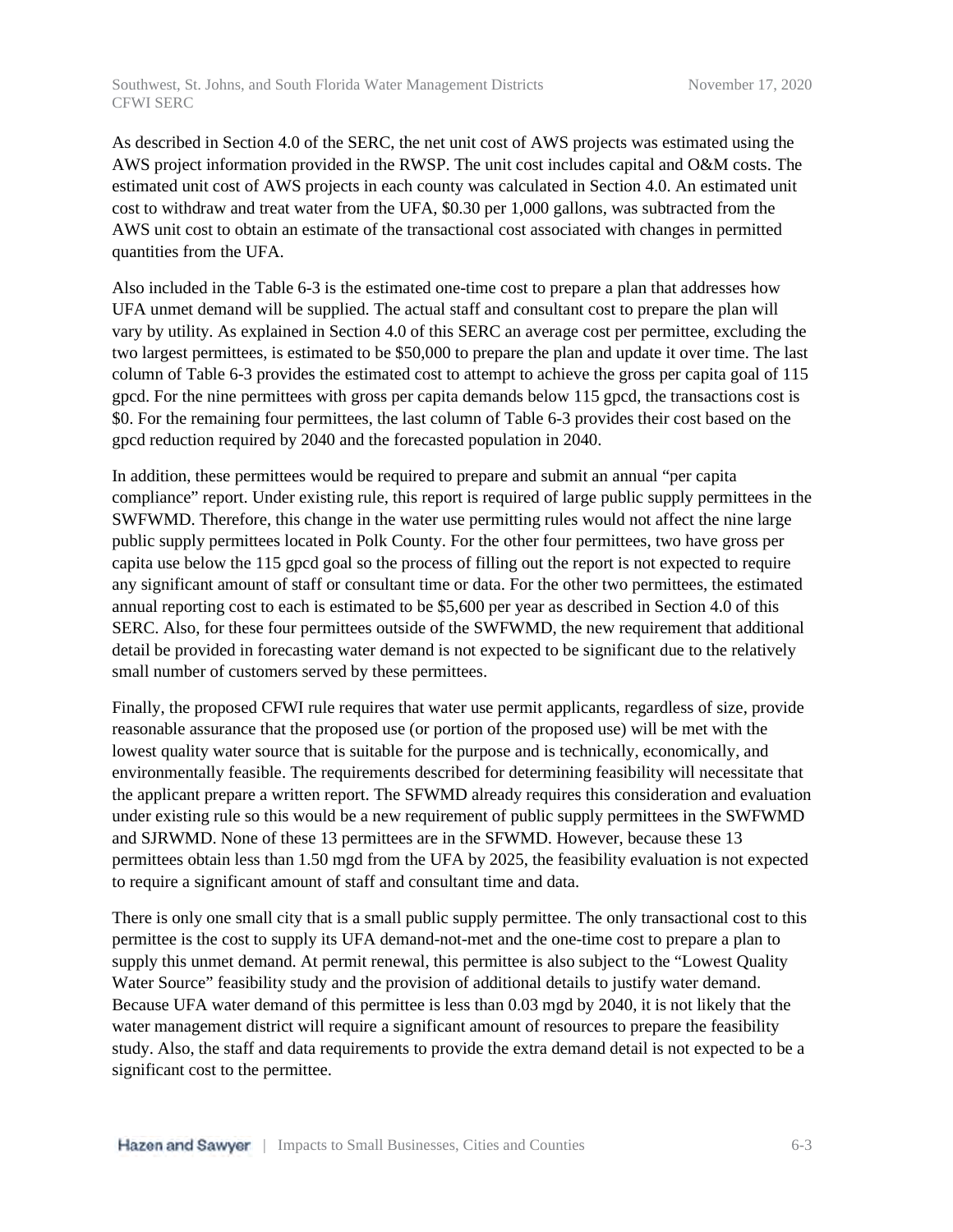As described in Section 4.0 of the SERC, the net unit cost of AWS projects was estimated using the AWS project information provided in the RWSP. The unit cost includes capital and O&M costs. The estimated unit cost of AWS projects in each county was calculated in Section 4.0. An estimated unit cost to withdraw and treat water from the UFA, $0.30 per 1,000 gallons, was subtracted from the AWS unit cost to obtain an estimate of the transactional cost associated with changes in permitted quantities from the UFA.

Also included in the Table 6-3 is the estimated one-time cost to prepare a plan that addresses how UFA unmet demand will be supplied. The actual staff and consultant cost to prepare the plan will vary by utility. As explained in Section 4.0 of this SERC an average cost per permittee, excluding the two largest permittees, is estimated to be $50,000 to prepare the plan and update it over time. The last column of Table 6-3 provides the estimated cost to attempt to achieve the gross per capita goal of 115 gpcd. For the nine permittees with gross per capita demands below 115 gpcd, the transactions cost is $0. For the remaining four permittees, the last column of Table 6-3 provides their cost based on the gpcd reduction required by 2040 and the forecasted population in 2040.

In addition, these permittees would be required to prepare and submit an annual "per capita compliance" report. Under existing rule, this report is required of large public supply permittees in the SWFWMD. Therefore, this change in the water use permitting rules would not affect the nine large public supply permittees located in Polk County. For the other four permittees, two have gross per capita use below the 115 gpcd goal so the process of filling out the report is not expected to require any significant amount of staff or consultant time or data. For the other two permittees, the estimated annual reporting cost to each is estimated to be $5,600 per year as described in Section 4.0 of this SERC. Also, for these four permittees outside of the SWFWMD, the new requirement that additional detail be provided in forecasting water demand is not expected to be significant due to the relatively small number of customers served by these permittees.

Finally, the proposed CFWI rule requires that water use permit applicants, regardless of size, provide reasonable assurance that the proposed use (or portion of the proposed use) will be met with the lowest quality water source that is suitable for the purpose and is technically, economically, and environmentally feasible. The requirements described for determining feasibility will necessitate that the applicant prepare a written report. The SFWMD already requires this consideration and evaluation under existing rule so this would be a new requirement of public supply permittees in the SWFWMD and SJRWMD. None of these 13 permittees are in the SFWMD. However, because these 13 permittees obtain less than 1.50 mgd from the UFA by 2025, the feasibility evaluation is not expected to require a significant amount of staff and consultant time and data.

There is only one small city that is a small public supply permittee. The only transactional cost to this permittee is the cost to supply its UFA demand-not-met and the one-time cost to prepare a plan to supply this unmet demand. At permit renewal, this permittee is also subject to the "Lowest Quality Water Source" feasibility study and the provision of additional details to justify water demand. Because UFA water demand of this permittee is less than 0.03 mgd by 2040, it is not likely that the water management district will require a significant amount of resources to prepare the feasibility study. Also, the staff and data requirements to provide the extra demand detail is not expected to be a significant cost to the permittee.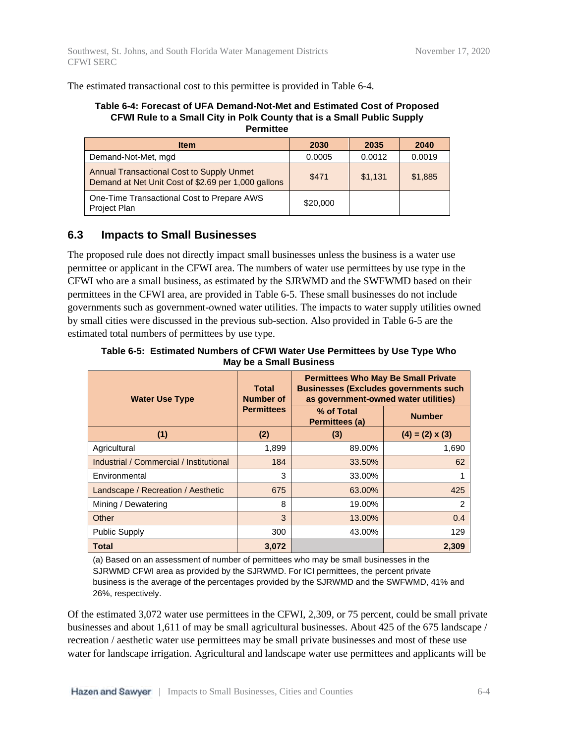The estimated transactional cost to this permittee is provided in Table 6-4.

**Table 6-4: Forecast of UFA Demand-Not-Met and Estimated Cost of Proposed CFWI Rule to a Small City in Polk County that is a Small Public Supply Permittee**

| Item | 2030 | 2035 | 2040 |
|---|---|---|---|
| Demand-Not-Met, mgd | 0.0005 | 0.0012 | 0.0019 |
| Annual Transactional Cost to Supply Unmet Demand at Net Unit Cost of $2.69 per 1,000 gallons | $471 | $1,131 | $1,885 |
| One-Time Transactional Cost to Prepare AWS Project Plan | $20,000 | | |

## 6.3 Impacts to Small Businesses

The proposed rule does not directly impact small businesses unless the business is a water use permittee or applicant in the CFWI area. The numbers of water use permittees by use type in the CFWI who are a small business, as estimated by the SJRWMD and the SWFWMD based on their permittees in the CFWI area, are provided in Table 6-5. These small businesses do not include governments such as government-owned water utilities. The impacts to water supply utilities owned by small cities were discussed in the previous sub-section. Also provided in Table 6-5 are the estimated total numbers of permittees by use type.

**Table 6-5: Estimated Numbers of CFWI Water Use Permittees by Use Type Who May be a Small Business**

| Water Use Type | Total Number of Permittees | Permittees Who May Be Small Private Businesses (Excludes governments such as government-owned water utilities) | |
|---|---|---|---|
| | | % of Total Permittees (a) | Number |
| (1) | (2) | (3) | (4) = (2) x (3) |
| Agricultural | 1,899 | 89.00% | 1,690 |
| Industrial / Commercial / Institutional | 184 | 33.50% | 62 |
| Environmental | 3 | 33.00% | 1 |
| Landscape / Recreation / Aesthetic | 675 | 63.00% | 425 |
| Mining / Dewatering | 8 | 19.00% | 2 |
| Other | 3 | 13.00% | 0.4 |
| Public Supply | 300 | 43.00% | 129 |
| **Total** | **3,072** | | **2,309** |

(a) Based on an assessment of number of permittees who may be small businesses in the SJRWMD CFWI area as provided by the SJRWMD. For ICI permittees, the percent private business is the average of the percentages provided by the SJRWMD and the SWFWMD, 41% and 26%, respectively.

Of the estimated 3,072 water use permittees in the CFWI, 2,309, or 75 percent, could be small private businesses and about 1,611 of may be small agricultural businesses. About 425 of the 675 landscape / recreation / aesthetic water use permittees may be small private businesses and most of these use water for landscape irrigation. Agricultural and landscape water use permittees and applicants will be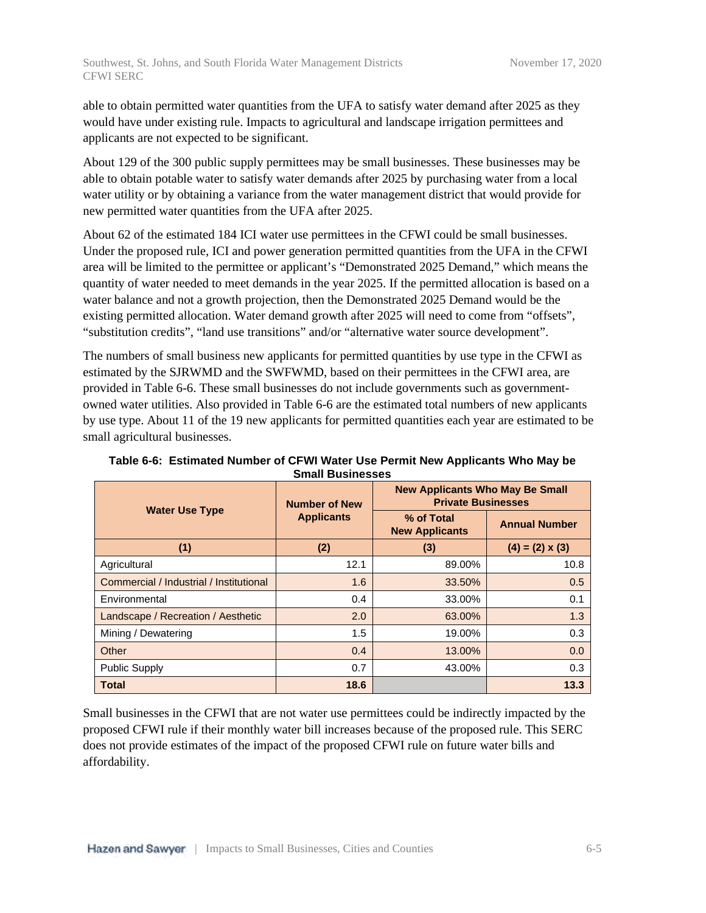able to obtain permitted water quantities from the UFA to satisfy water demand after 2025 as they would have under existing rule. Impacts to agricultural and landscape irrigation permittees and applicants are not expected to be significant.

About 129 of the 300 public supply permittees may be small businesses. These businesses may be able to obtain potable water to satisfy water demands after 2025 by purchasing water from a local water utility or by obtaining a variance from the water management district that would provide for new permitted water quantities from the UFA after 2025.

About 62 of the estimated 184 ICI water use permittees in the CFWI could be small businesses. Under the proposed rule, ICI and power generation permitted quantities from the UFA in the CFWI area will be limited to the permittee or applicant's "Demonstrated 2025 Demand," which means the quantity of water needed to meet demands in the year 2025. If the permitted allocation is based on a water balance and not a growth projection, then the Demonstrated 2025 Demand would be the existing permitted allocation. Water demand growth after 2025 will need to come from "offsets", "substitution credits", "land use transitions" and/or "alternative water source development".

The numbers of small business new applicants for permitted quantities by use type in the CFWI as estimated by the SJRWMD and the SWFWMD, based on their permittees in the CFWI area, are provided in Table 6-6. These small businesses do not include governments such as government-owned water utilities. Also provided in Table 6-6 are the estimated total numbers of new applicants by use type. About 11 of the 19 new applicants for permitted quantities each year are estimated to be small agricultural businesses.

**Table 6-6: Estimated Number of CFWI Water Use Permit New Applicants Who May be Small Businesses**

| Water Use Type | Number of New Applicants | New Applicants Who May Be Small Private Businesses | |
|---|---|---|---|
| | | % of Total New Applicants | Annual Number |
| (1) | (2) | (3) | (4) = (2) x (3) |
| Agricultural | 12.1 | 89.00% | 10.8 |
| Commercial / Industrial / Institutional | 1.6 | 33.50% | 0.5 |
| Environmental | 0.4 | 33.00% | 0.1 |
| Landscape / Recreation / Aesthetic | 2.0 | 63.00% | 1.3 |
| Mining / Dewatering | 1.5 | 19.00% | 0.3 |
| Other | 0.4 | 13.00% | 0.0 |
| Public Supply | 0.7 | 43.00% | 0.3 |
| **Total** | **18.6** | | **13.3** |

Small businesses in the CFWI that are not water use permittees could be indirectly impacted by the proposed CFWI rule if their monthly water bill increases because of the proposed rule. This SERC does not provide estimates of the impact of the proposed CFWI rule on future water bills and affordability.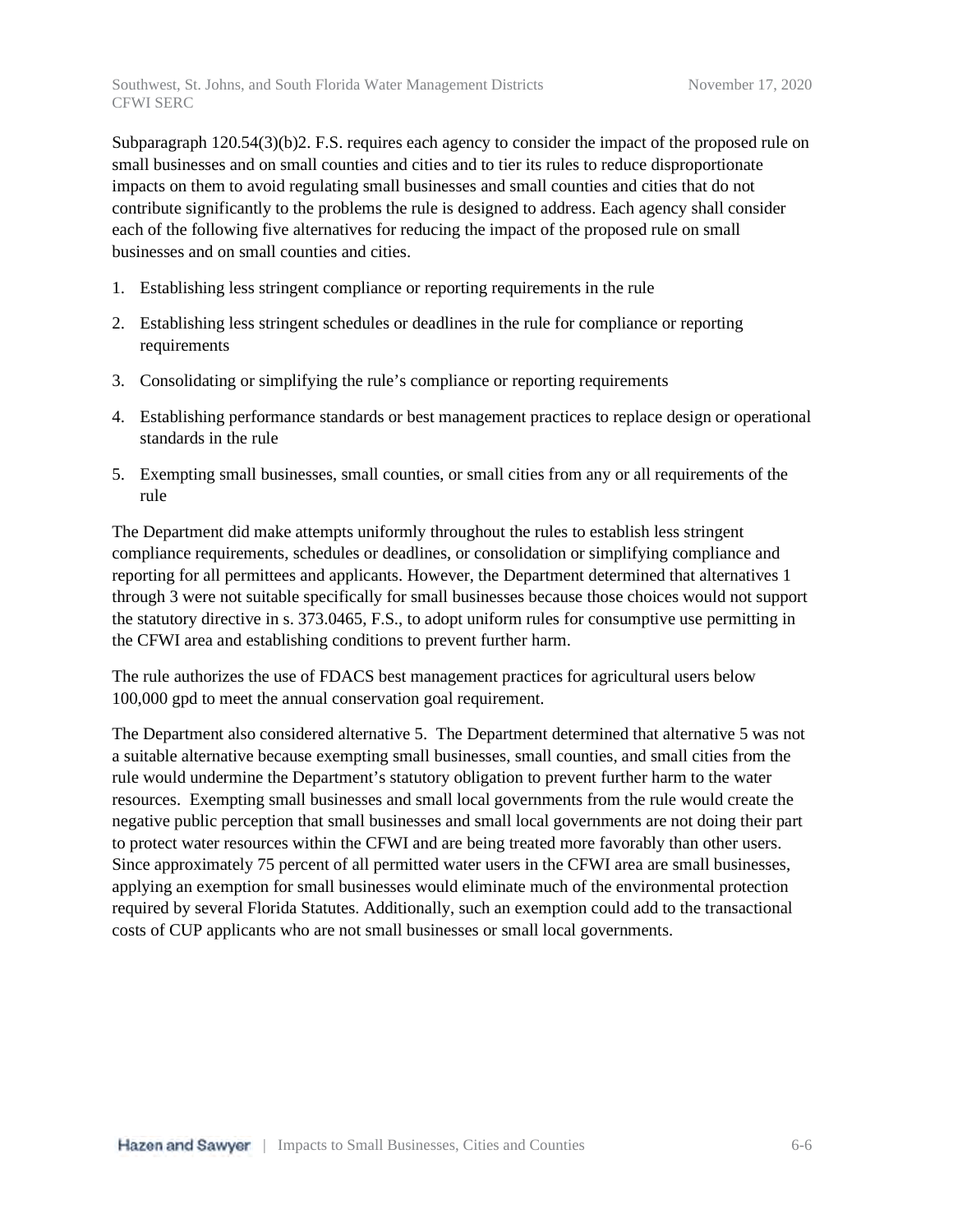Subparagraph 120.54(3)(b)2. F.S. requires each agency to consider the impact of the proposed rule on small businesses and on small counties and cities and to tier its rules to reduce disproportionate impacts on them to avoid regulating small businesses and small counties and cities that do not contribute significantly to the problems the rule is designed to address. Each agency shall consider each of the following five alternatives for reducing the impact of the proposed rule on small businesses and on small counties and cities.

1. Establishing less stringent compliance or reporting requirements in the rule
2. Establishing less stringent schedules or deadlines in the rule for compliance or reporting requirements
3. Consolidating or simplifying the rule's compliance or reporting requirements
4. Establishing performance standards or best management practices to replace design or operational standards in the rule
5. Exempting small businesses, small counties, or small cities from any or all requirements of the rule

The Department did make attempts uniformly throughout the rules to establish less stringent compliance requirements, schedules or deadlines, or consolidation or simplifying compliance and reporting for all permittees and applicants. However, the Department determined that alternatives 1 through 3 were not suitable specifically for small businesses because those choices would not support the statutory directive in s. 373.0465, F.S., to adopt uniform rules for consumptive use permitting in the CFWI area and establishing conditions to prevent further harm.

The rule authorizes the use of FDACS best management practices for agricultural users below 100,000 gpd to meet the annual conservation goal requirement.

The Department also considered alternative 5. The Department determined that alternative 5 was not a suitable alternative because exempting small businesses, small counties, and small cities from the rule would undermine the Department's statutory obligation to prevent further harm to the water resources. Exempting small businesses and small local governments from the rule would create the negative public perception that small businesses and small local governments are not doing their part to protect water resources within the CFWI and are being treated more favorably than other users. Since approximately 75 percent of all permitted water users in the CFWI area are small businesses, applying an exemption for small businesses would eliminate much of the environmental protection required by several Florida Statutes. Additionally, such an exemption could add to the transactional costs of CUP applicants who are not small businesses or small local governments.